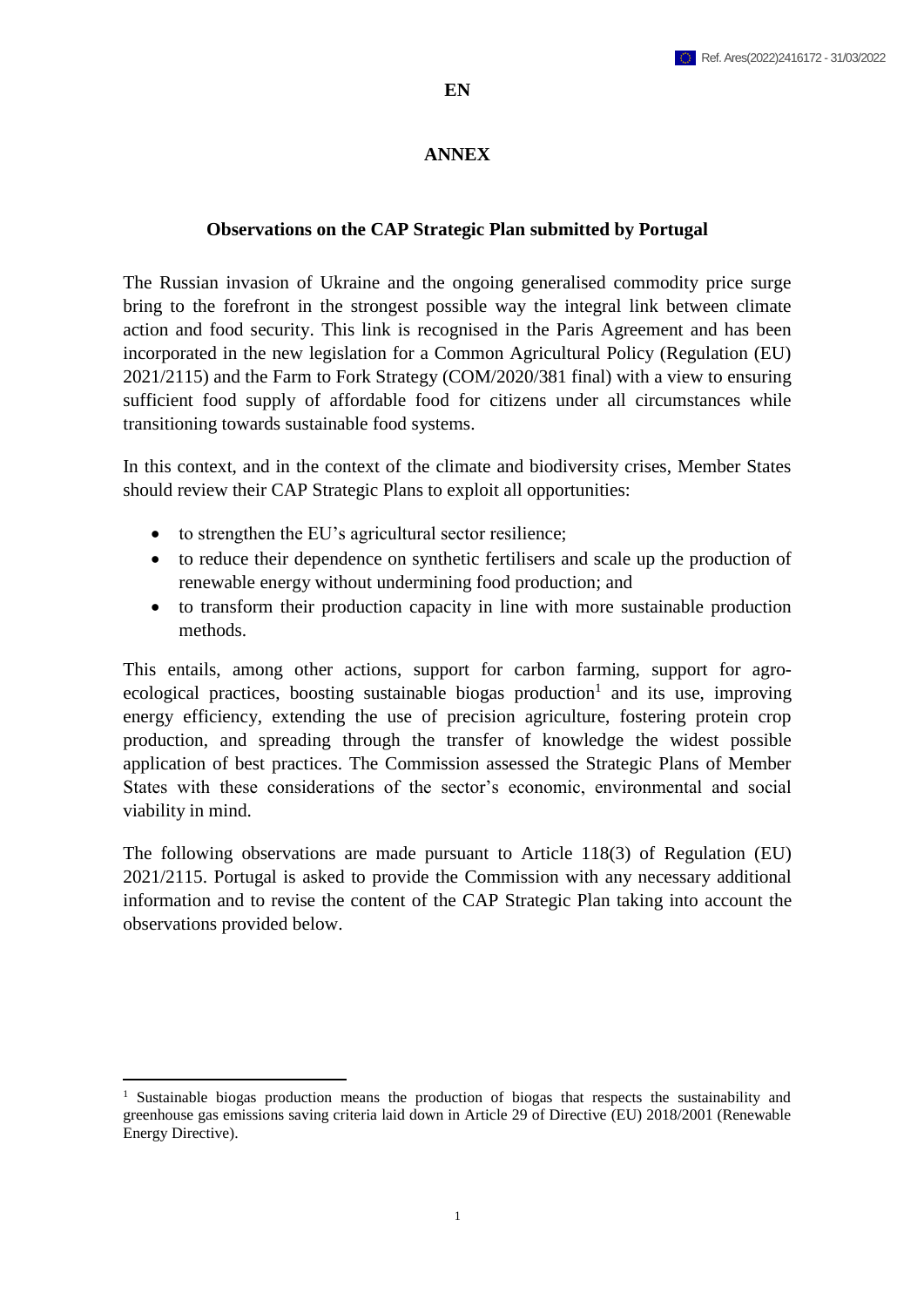EN

# ANNEX

## Observations on the CAP Strategic Plan submitted by Portugal

The Russian invasion of Ukraine and the ongoing generalised commodity price surge bring to the forefront in the strongest possible way the integral link between climate action and food security. This link is recognised in the Paris Agreement and has been incorporated in the new legislation for a Common Agricultural Policy (Regulation (EU) 2021/2115) and the Farm to Fork Strategy (COM/2020/381 final) with a view to ensuring sufficient food supply of affordable food for citizens under all circumstances while transitioning towards sustainable food systems.

In this context, and in the context of the climate and biodiversity crises, Member States should review their CAP Strategic Plans to exploit all opportunities:

- to strengthen the EU's agricultural sector resilience;
- to reduce their dependence on synthetic fertilisers and scale up the production of renewable energy without undermining food production; and
- to transform their production capacity in line with more sustainable production methods.

This entails, among other actions, support for carbon farming, support for agro-ecological practices, boosting sustainable biogas production[1] and its use, improving energy efficiency, extending the use of precision agriculture, fostering protein crop production, and spreading through the transfer of knowledge the widest possible application of best practices. The Commission assessed the Strategic Plans of Member States with these considerations of the sector's economic, environmental and social viability in mind.

The following observations are made pursuant to Article 118(3) of Regulation (EU) 2021/2115. Portugal is asked to provide the Commission with any necessary additional information and to revise the content of the CAP Strategic Plan taking into account the observations provided below.

[1] Sustainable biogas production means the production of biogas that respects the sustainability and greenhouse gas emissions saving criteria laid down in Article 29 of Directive (EU) 2018/2001 (Renewable Energy Directive).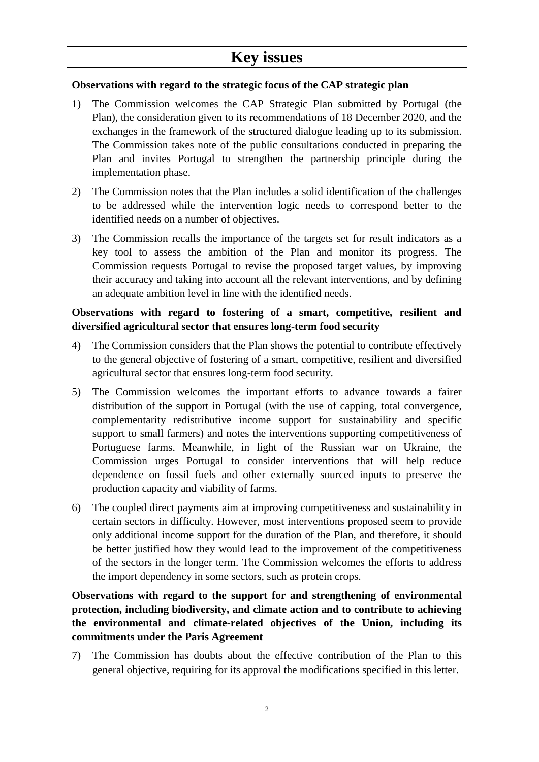# Key issues

**Observations with regard to the strategic focus of the CAP strategic plan**

1) The Commission welcomes the CAP Strategic Plan submitted by Portugal (the Plan), the consideration given to its recommendations of 18 December 2020, and the exchanges in the framework of the structured dialogue leading up to its submission. The Commission takes note of the public consultations conducted in preparing the Plan and invites Portugal to strengthen the partnership principle during the implementation phase.

2) The Commission notes that the Plan includes a solid identification of the challenges to be addressed while the intervention logic needs to correspond better to the identified needs on a number of objectives.

3) The Commission recalls the importance of the targets set for result indicators as a key tool to assess the ambition of the Plan and monitor its progress. The Commission requests Portugal to revise the proposed target values, by improving their accuracy and taking into account all the relevant interventions, and by defining an adequate ambition level in line with the identified needs.

**Observations with regard to fostering of a smart, competitive, resilient and diversified agricultural sector that ensures long-term food security**

4) The Commission considers that the Plan shows the potential to contribute effectively to the general objective of fostering of a smart, competitive, resilient and diversified agricultural sector that ensures long-term food security.

5) The Commission welcomes the important efforts to advance towards a fairer distribution of the support in Portugal (with the use of capping, total convergence, complementarity redistributive income support for sustainability and specific support to small farmers) and notes the interventions supporting competitiveness of Portuguese farms. Meanwhile, in light of the Russian war on Ukraine, the Commission urges Portugal to consider interventions that will help reduce dependence on fossil fuels and other externally sourced inputs to preserve the production capacity and viability of farms.

6) The coupled direct payments aim at improving competitiveness and sustainability in certain sectors in difficulty. However, most interventions proposed seem to provide only additional income support for the duration of the Plan, and therefore, it should be better justified how they would lead to the improvement of the competitiveness of the sectors in the longer term. The Commission welcomes the efforts to address the import dependency in some sectors, such as protein crops.

**Observations with regard to the support for and strengthening of environmental protection, including biodiversity, and climate action and to contribute to achieving the environmental and climate-related objectives of the Union, including its commitments under the Paris Agreement**

7) The Commission has doubts about the effective contribution of the Plan to this general objective, requiring for its approval the modifications specified in this letter.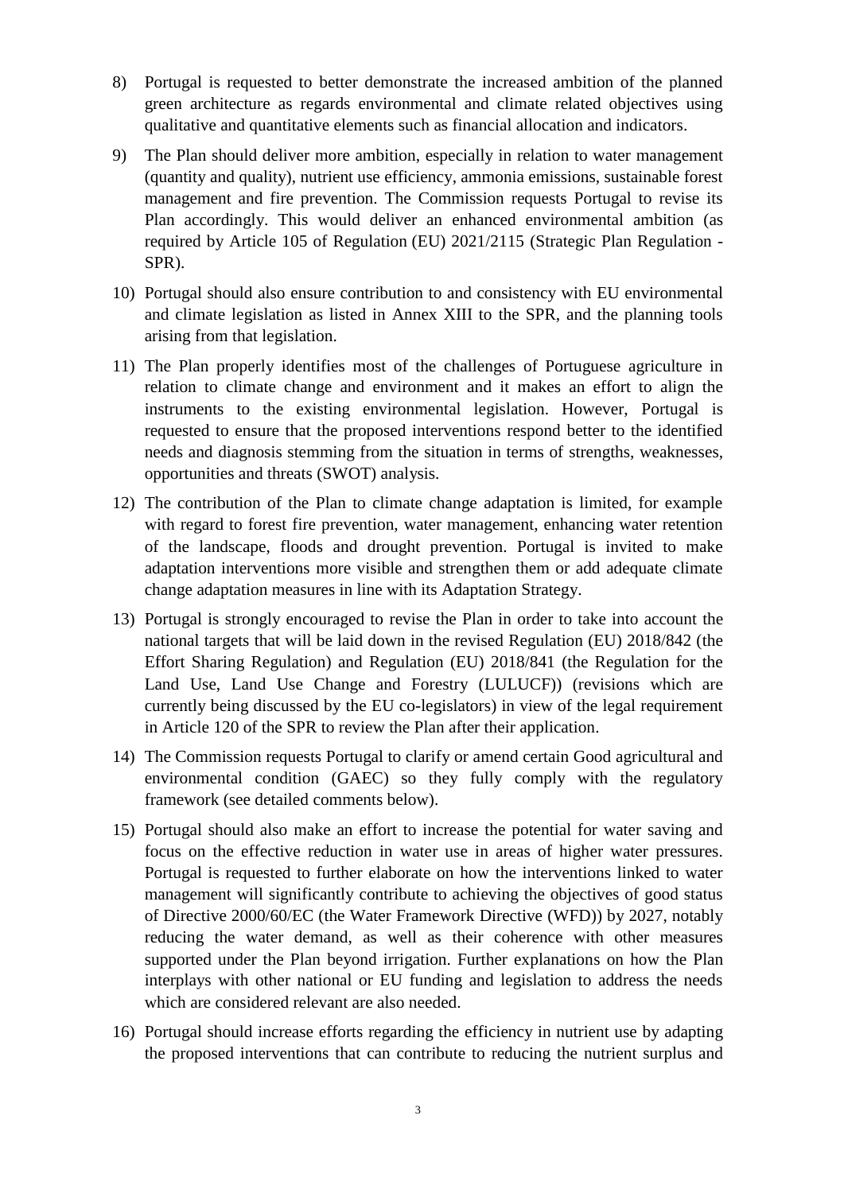8) Portugal is requested to better demonstrate the increased ambition of the planned green architecture as regards environmental and climate related objectives using qualitative and quantitative elements such as financial allocation and indicators.

9) The Plan should deliver more ambition, especially in relation to water management (quantity and quality), nutrient use efficiency, ammonia emissions, sustainable forest management and fire prevention. The Commission requests Portugal to revise its Plan accordingly. This would deliver an enhanced environmental ambition (as required by Article 105 of Regulation (EU) 2021/2115 (Strategic Plan Regulation - SPR).

10) Portugal should also ensure contribution to and consistency with EU environmental and climate legislation as listed in Annex XIII to the SPR, and the planning tools arising from that legislation.

11) The Plan properly identifies most of the challenges of Portuguese agriculture in relation to climate change and environment and it makes an effort to align the instruments to the existing environmental legislation. However, Portugal is requested to ensure that the proposed interventions respond better to the identified needs and diagnosis stemming from the situation in terms of strengths, weaknesses, opportunities and threats (SWOT) analysis.

12) The contribution of the Plan to climate change adaptation is limited, for example with regard to forest fire prevention, water management, enhancing water retention of the landscape, floods and drought prevention. Portugal is invited to make adaptation interventions more visible and strengthen them or add adequate climate change adaptation measures in line with its Adaptation Strategy.

13) Portugal is strongly encouraged to revise the Plan in order to take into account the national targets that will be laid down in the revised Regulation (EU) 2018/842 (the Effort Sharing Regulation) and Regulation (EU) 2018/841 (the Regulation for the Land Use, Land Use Change and Forestry (LULUCF)) (revisions which are currently being discussed by the EU co-legislators) in view of the legal requirement in Article 120 of the SPR to review the Plan after their application.

14) The Commission requests Portugal to clarify or amend certain Good agricultural and environmental condition (GAEC) so they fully comply with the regulatory framework (see detailed comments below).

15) Portugal should also make an effort to increase the potential for water saving and focus on the effective reduction in water use in areas of higher water pressures. Portugal is requested to further elaborate on how the interventions linked to water management will significantly contribute to achieving the objectives of good status of Directive 2000/60/EC (the Water Framework Directive (WFD)) by 2027, notably reducing the water demand, as well as their coherence with other measures supported under the Plan beyond irrigation. Further explanations on how the Plan interplays with other national or EU funding and legislation to address the needs which are considered relevant are also needed.

16) Portugal should increase efforts regarding the efficiency in nutrient use by adapting the proposed interventions that can contribute to reducing the nutrient surplus and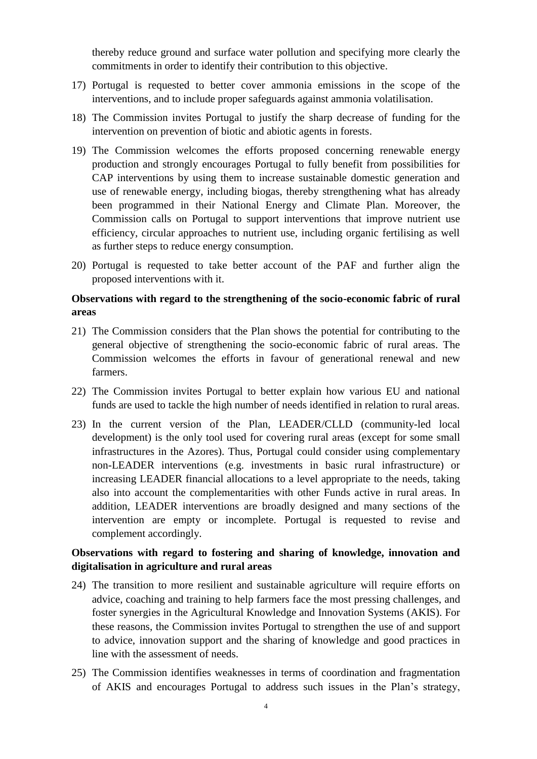thereby reduce ground and surface water pollution and specifying more clearly the commitments in order to identify their contribution to this objective.

17) Portugal is requested to better cover ammonia emissions in the scope of the interventions, and to include proper safeguards against ammonia volatilisation.

18) The Commission invites Portugal to justify the sharp decrease of funding for the intervention on prevention of biotic and abiotic agents in forests.

19) The Commission welcomes the efforts proposed concerning renewable energy production and strongly encourages Portugal to fully benefit from possibilities for CAP interventions by using them to increase sustainable domestic generation and use of renewable energy, including biogas, thereby strengthening what has already been programmed in their National Energy and Climate Plan. Moreover, the Commission calls on Portugal to support interventions that improve nutrient use efficiency, circular approaches to nutrient use, including organic fertilising as well as further steps to reduce energy consumption.

20) Portugal is requested to take better account of the PAF and further align the proposed interventions with it.

**Observations with regard to the strengthening of the socio-economic fabric of rural areas**

21) The Commission considers that the Plan shows the potential for contributing to the general objective of strengthening the socio-economic fabric of rural areas. The Commission welcomes the efforts in favour of generational renewal and new farmers.

22) The Commission invites Portugal to better explain how various EU and national funds are used to tackle the high number of needs identified in relation to rural areas.

23) In the current version of the Plan, LEADER/CLLD (community-led local development) is the only tool used for covering rural areas (except for some small infrastructures in the Azores). Thus, Portugal could consider using complementary non-LEADER interventions (e.g. investments in basic rural infrastructure) or increasing LEADER financial allocations to a level appropriate to the needs, taking also into account the complementarities with other Funds active in rural areas. In addition, LEADER interventions are broadly designed and many sections of the intervention are empty or incomplete. Portugal is requested to revise and complement accordingly.

**Observations with regard to fostering and sharing of knowledge, innovation and digitalisation in agriculture and rural areas**

24) The transition to more resilient and sustainable agriculture will require efforts on advice, coaching and training to help farmers face the most pressing challenges, and foster synergies in the Agricultural Knowledge and Innovation Systems (AKIS). For these reasons, the Commission invites Portugal to strengthen the use of and support to advice, innovation support and the sharing of knowledge and good practices in line with the assessment of needs.

25) The Commission identifies weaknesses in terms of coordination and fragmentation of AKIS and encourages Portugal to address such issues in the Plan's strategy,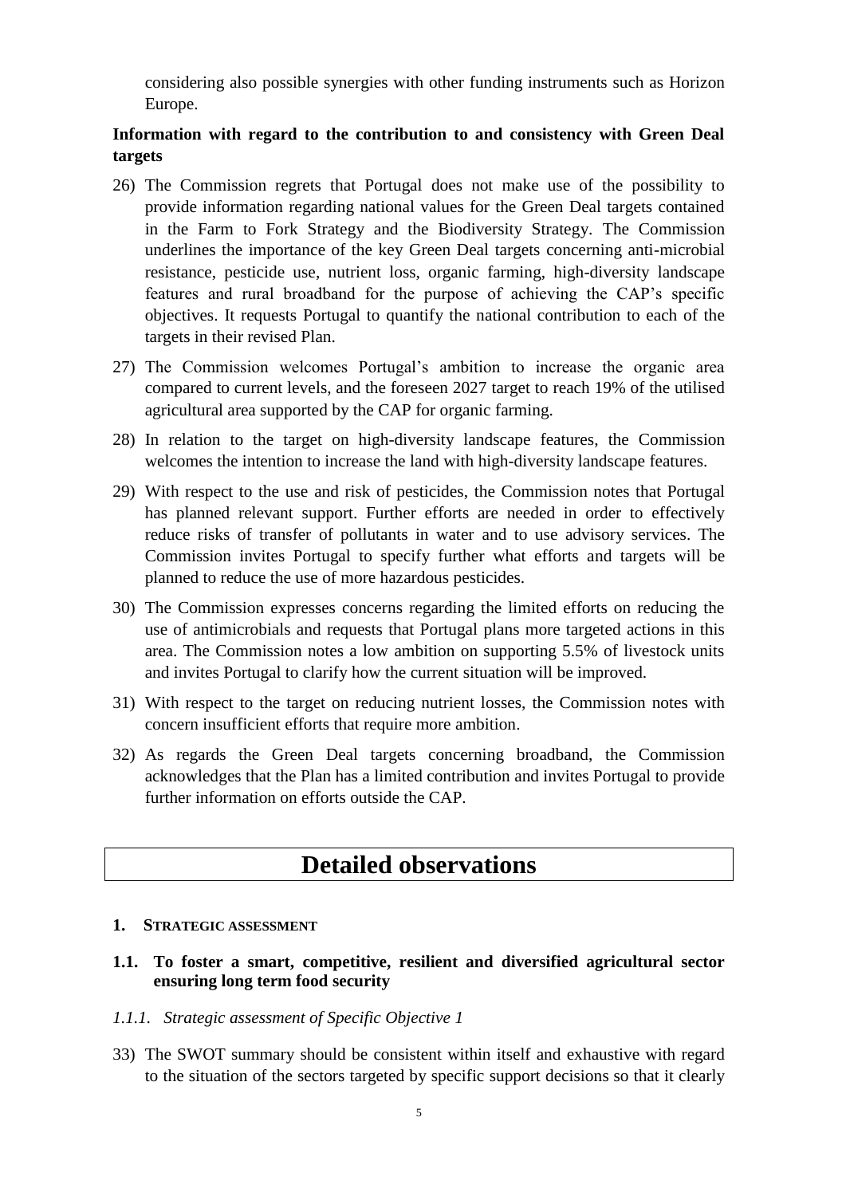considering also possible synergies with other funding instruments such as Horizon Europe.

**Information with regard to the contribution to and consistency with Green Deal targets**

26) The Commission regrets that Portugal does not make use of the possibility to provide information regarding national values for the Green Deal targets contained in the Farm to Fork Strategy and the Biodiversity Strategy. The Commission underlines the importance of the key Green Deal targets concerning anti-microbial resistance, pesticide use, nutrient loss, organic farming, high-diversity landscape features and rural broadband for the purpose of achieving the CAP's specific objectives. It requests Portugal to quantify the national contribution to each of the targets in their revised Plan.

27) The Commission welcomes Portugal's ambition to increase the organic area compared to current levels, and the foreseen 2027 target to reach 19% of the utilised agricultural area supported by the CAP for organic farming.

28) In relation to the target on high-diversity landscape features, the Commission welcomes the intention to increase the land with high-diversity landscape features.

29) With respect to the use and risk of pesticides, the Commission notes that Portugal has planned relevant support. Further efforts are needed in order to effectively reduce risks of transfer of pollutants in water and to use advisory services. The Commission invites Portugal to specify further what efforts and targets will be planned to reduce the use of more hazardous pesticides.

30) The Commission expresses concerns regarding the limited efforts on reducing the use of antimicrobials and requests that Portugal plans more targeted actions in this area. The Commission notes a low ambition on supporting 5.5% of livestock units and invites Portugal to clarify how the current situation will be improved.

31) With respect to the target on reducing nutrient losses, the Commission notes with concern insufficient efforts that require more ambition.

32) As regards the Green Deal targets concerning broadband, the Commission acknowledges that the Plan has a limited contribution and invites Portugal to provide further information on efforts outside the CAP.

# Detailed observations

## 1. STRATEGIC ASSESSMENT

### 1.1. To foster a smart, competitive, resilient and diversified agricultural sector ensuring long term food security

#### *1.1.1. Strategic assessment of Specific Objective 1*

33) The SWOT summary should be consistent within itself and exhaustive with regard to the situation of the sectors targeted by specific support decisions so that it clearly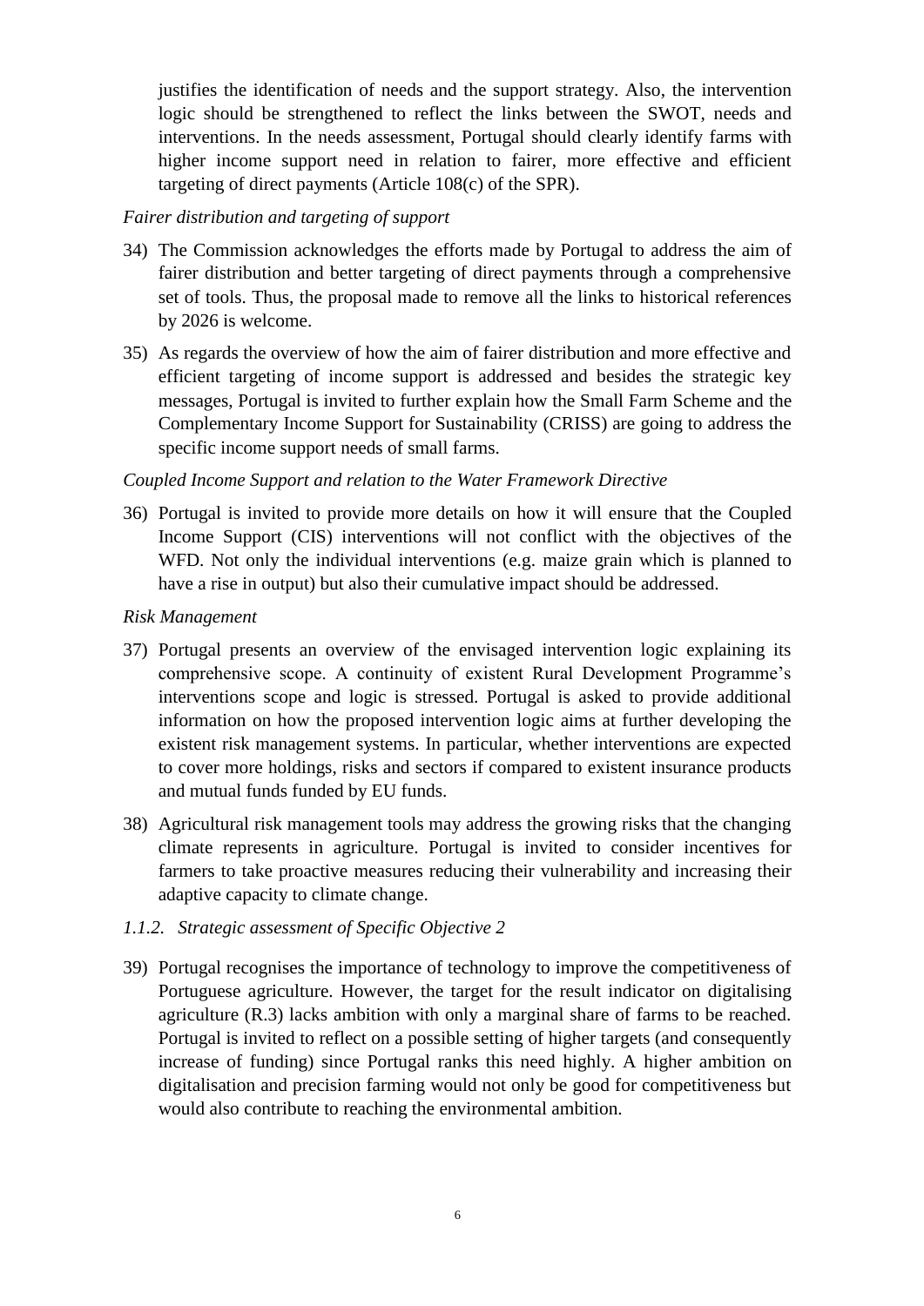justifies the identification of needs and the support strategy. Also, the intervention logic should be strengthened to reflect the links between the SWOT, needs and interventions. In the needs assessment, Portugal should clearly identify farms with higher income support need in relation to fairer, more effective and efficient targeting of direct payments (Article 108(c) of the SPR).

*Fairer distribution and targeting of support*

34) The Commission acknowledges the efforts made by Portugal to address the aim of fairer distribution and better targeting of direct payments through a comprehensive set of tools. Thus, the proposal made to remove all the links to historical references by 2026 is welcome.

35) As regards the overview of how the aim of fairer distribution and more effective and efficient targeting of income support is addressed and besides the strategic key messages, Portugal is invited to further explain how the Small Farm Scheme and the Complementary Income Support for Sustainability (CRISS) are going to address the specific income support needs of small farms.

*Coupled Income Support and relation to the Water Framework Directive*

36) Portugal is invited to provide more details on how it will ensure that the Coupled Income Support (CIS) interventions will not conflict with the objectives of the WFD. Not only the individual interventions (e.g. maize grain which is planned to have a rise in output) but also their cumulative impact should be addressed.

*Risk Management*

37) Portugal presents an overview of the envisaged intervention logic explaining its comprehensive scope. A continuity of existent Rural Development Programme's interventions scope and logic is stressed. Portugal is asked to provide additional information on how the proposed intervention logic aims at further developing the existent risk management systems. In particular, whether interventions are expected to cover more holdings, risks and sectors if compared to existent insurance products and mutual funds funded by EU funds.

38) Agricultural risk management tools may address the growing risks that the changing climate represents in agriculture. Portugal is invited to consider incentives for farmers to take proactive measures reducing their vulnerability and increasing their adaptive capacity to climate change.

*1.1.2. Strategic assessment of Specific Objective 2*

39) Portugal recognises the importance of technology to improve the competitiveness of Portuguese agriculture. However, the target for the result indicator on digitalising agriculture (R.3) lacks ambition with only a marginal share of farms to be reached. Portugal is invited to reflect on a possible setting of higher targets (and consequently increase of funding) since Portugal ranks this need highly. A higher ambition on digitalisation and precision farming would not only be good for competitiveness but would also contribute to reaching the environmental ambition.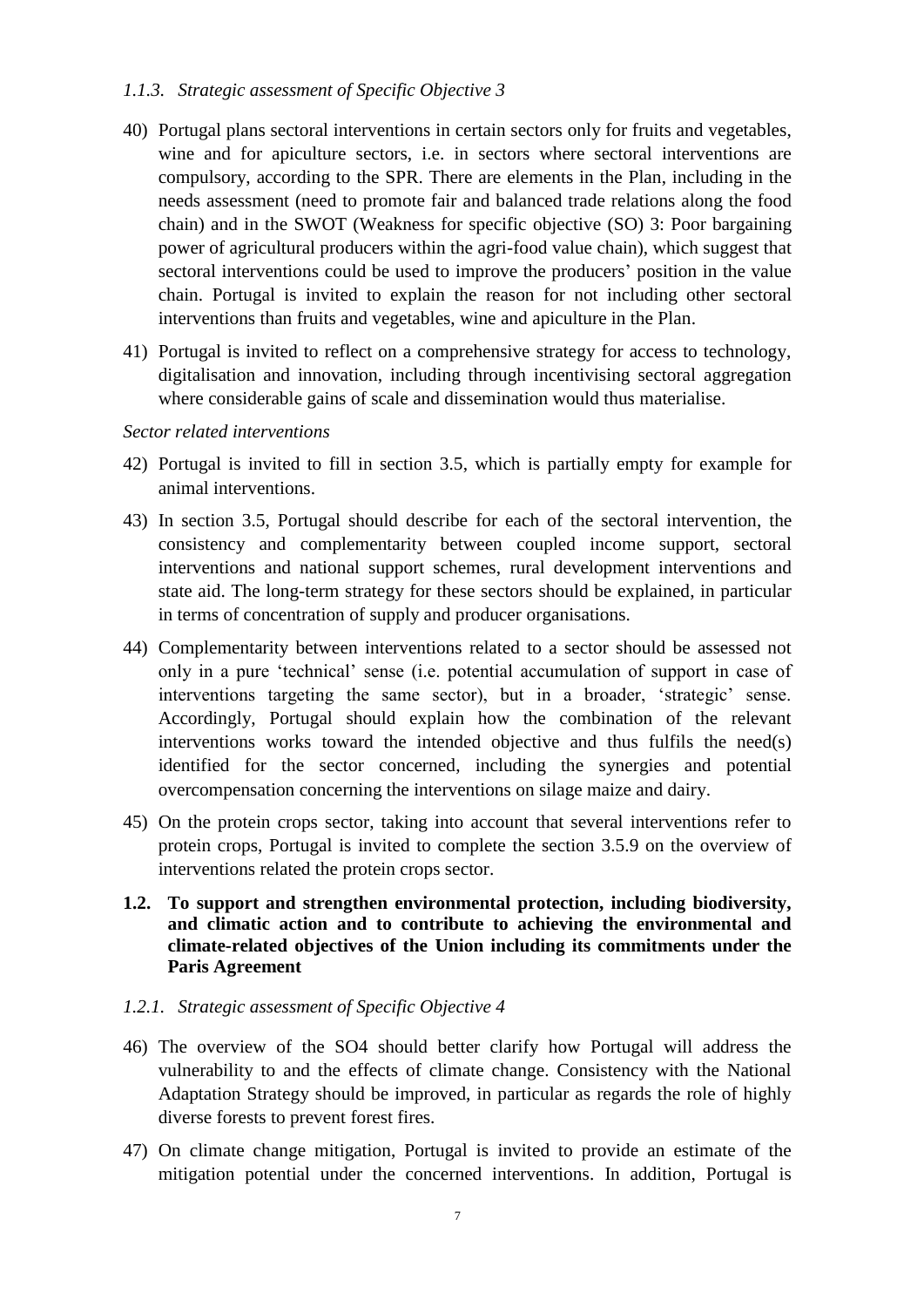### *1.1.3. Strategic assessment of Specific Objective 3*

40) Portugal plans sectoral interventions in certain sectors only for fruits and vegetables, wine and for apiculture sectors, i.e. in sectors where sectoral interventions are compulsory, according to the SPR. There are elements in the Plan, including in the needs assessment (need to promote fair and balanced trade relations along the food chain) and in the SWOT (Weakness for specific objective (SO) 3: Poor bargaining power of agricultural producers within the agri-food value chain), which suggest that sectoral interventions could be used to improve the producers' position in the value chain. Portugal is invited to explain the reason for not including other sectoral interventions than fruits and vegetables, wine and apiculture in the Plan.

41) Portugal is invited to reflect on a comprehensive strategy for access to technology, digitalisation and innovation, including through incentivising sectoral aggregation where considerable gains of scale and dissemination would thus materialise.

*Sector related interventions*

42) Portugal is invited to fill in section 3.5, which is partially empty for example for animal interventions.

43) In section 3.5, Portugal should describe for each of the sectoral intervention, the consistency and complementarity between coupled income support, sectoral interventions and national support schemes, rural development interventions and state aid. The long-term strategy for these sectors should be explained, in particular in terms of concentration of supply and producer organisations.

44) Complementarity between interventions related to a sector should be assessed not only in a pure 'technical' sense (i.e. potential accumulation of support in case of interventions targeting the same sector), but in a broader, 'strategic' sense. Accordingly, Portugal should explain how the combination of the relevant interventions works toward the intended objective and thus fulfils the need(s) identified for the sector concerned, including the synergies and potential overcompensation concerning the interventions on silage maize and dairy.

45) On the protein crops sector, taking into account that several interventions refer to protein crops, Portugal is invited to complete the section 3.5.9 on the overview of interventions related the protein crops sector.

## 1.2. To support and strengthen environmental protection, including biodiversity, and climatic action and to contribute to achieving the environmental and climate-related objectives of the Union including its commitments under the Paris Agreement

### *1.2.1. Strategic assessment of Specific Objective 4*

46) The overview of the SO4 should better clarify how Portugal will address the vulnerability to and the effects of climate change. Consistency with the National Adaptation Strategy should be improved, in particular as regards the role of highly diverse forests to prevent forest fires.

47) On climate change mitigation, Portugal is invited to provide an estimate of the mitigation potential under the concerned interventions. In addition, Portugal is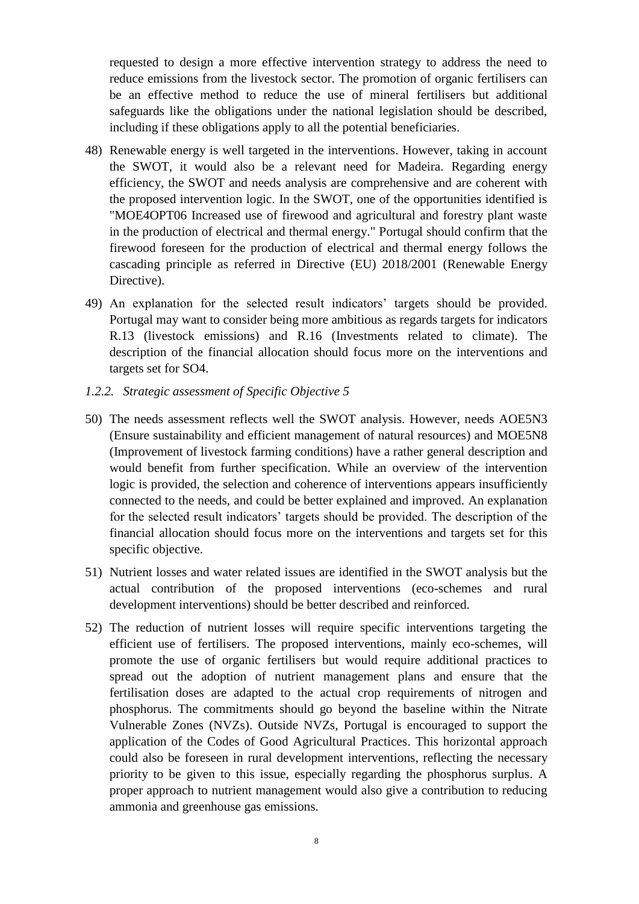requested to design a more effective intervention strategy to address the need to reduce emissions from the livestock sector. The promotion of organic fertilisers can be an effective method to reduce the use of mineral fertilisers but additional safeguards like the obligations under the national legislation should be described, including if these obligations apply to all the potential beneficiaries.

48) Renewable energy is well targeted in the interventions. However, taking in account the SWOT, it would also be a relevant need for Madeira. Regarding energy efficiency, the SWOT and needs analysis are comprehensive and are coherent with the proposed intervention logic. In the SWOT, one of the opportunities identified is "MOE4OPT06 Increased use of firewood and agricultural and forestry plant waste in the production of electrical and thermal energy." Portugal should confirm that the firewood foreseen for the production of electrical and thermal energy follows the cascading principle as referred in Directive (EU) 2018/2001 (Renewable Energy Directive).

49) An explanation for the selected result indicators' targets should be provided. Portugal may want to consider being more ambitious as regards targets for indicators R.13 (livestock emissions) and R.16 (Investments related to climate). The description of the financial allocation should focus more on the interventions and targets set for SO4.

### *1.2.2. Strategic assessment of Specific Objective 5*

50) The needs assessment reflects well the SWOT analysis. However, needs AOE5N3 (Ensure sustainability and efficient management of natural resources) and MOE5N8 (Improvement of livestock farming conditions) have a rather general description and would benefit from further specification. While an overview of the intervention logic is provided, the selection and coherence of interventions appears insufficiently connected to the needs, and could be better explained and improved. An explanation for the selected result indicators' targets should be provided. The description of the financial allocation should focus more on the interventions and targets set for this specific objective.

51) Nutrient losses and water related issues are identified in the SWOT analysis but the actual contribution of the proposed interventions (eco-schemes and rural development interventions) should be better described and reinforced.

52) The reduction of nutrient losses will require specific interventions targeting the efficient use of fertilisers. The proposed interventions, mainly eco-schemes, will promote the use of organic fertilisers but would require additional practices to spread out the adoption of nutrient management plans and ensure that the fertilisation doses are adapted to the actual crop requirements of nitrogen and phosphorus. The commitments should go beyond the baseline within the Nitrate Vulnerable Zones (NVZs). Outside NVZs, Portugal is encouraged to support the application of the Codes of Good Agricultural Practices. This horizontal approach could also be foreseen in rural development interventions, reflecting the necessary priority to be given to this issue, especially regarding the phosphorus surplus. A proper approach to nutrient management would also give a contribution to reducing ammonia and greenhouse gas emissions.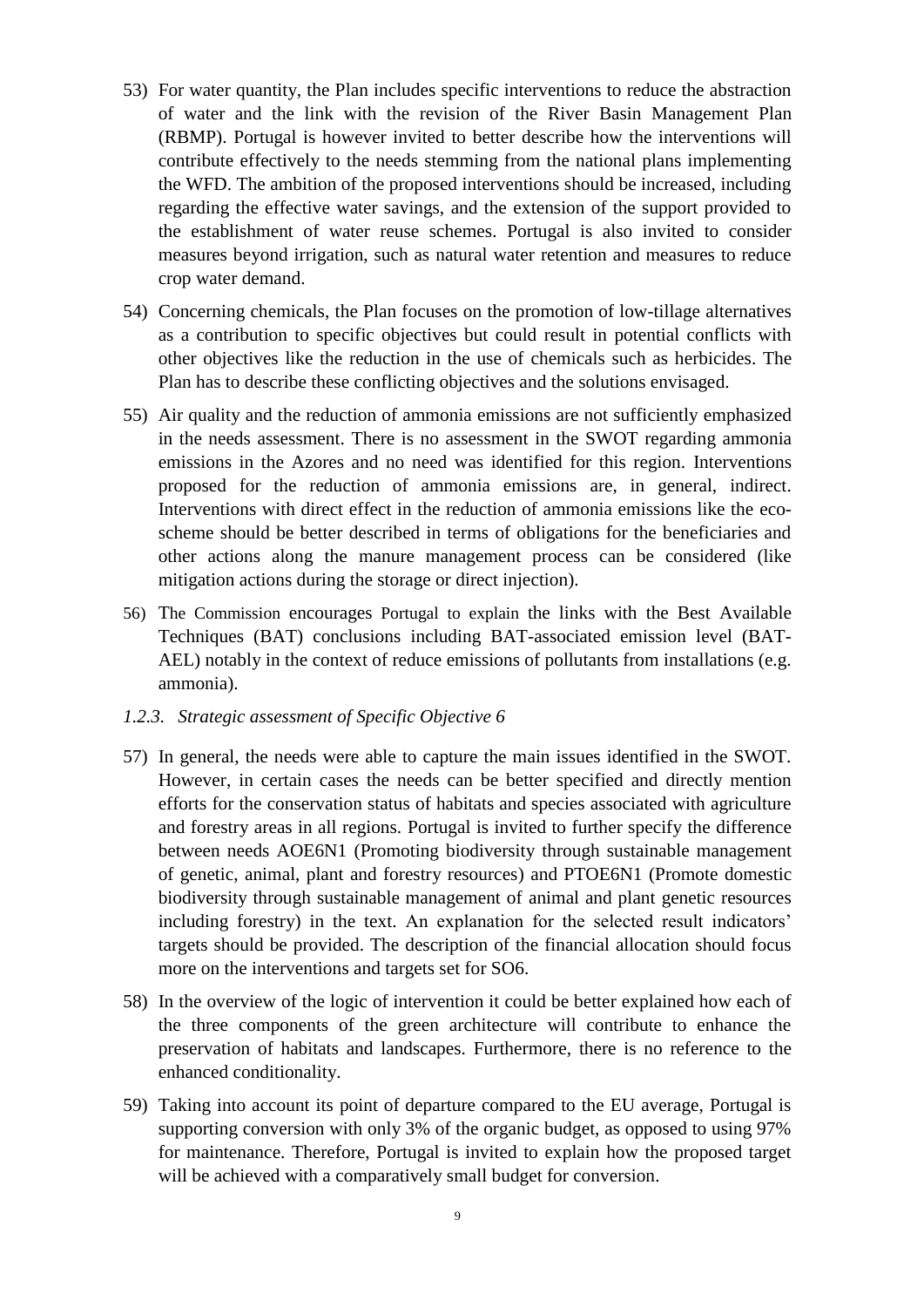53) For water quantity, the Plan includes specific interventions to reduce the abstraction of water and the link with the revision of the River Basin Management Plan (RBMP). Portugal is however invited to better describe how the interventions will contribute effectively to the needs stemming from the national plans implementing the WFD. The ambition of the proposed interventions should be increased, including regarding the effective water savings, and the extension of the support provided to the establishment of water reuse schemes. Portugal is also invited to consider measures beyond irrigation, such as natural water retention and measures to reduce crop water demand.

54) Concerning chemicals, the Plan focuses on the promotion of low-tillage alternatives as a contribution to specific objectives but could result in potential conflicts with other objectives like the reduction in the use of chemicals such as herbicides. The Plan has to describe these conflicting objectives and the solutions envisaged.

55) Air quality and the reduction of ammonia emissions are not sufficiently emphasized in the needs assessment. There is no assessment in the SWOT regarding ammonia emissions in the Azores and no need was identified for this region. Interventions proposed for the reduction of ammonia emissions are, in general, indirect. Interventions with direct effect in the reduction of ammonia emissions like the eco-scheme should be better described in terms of obligations for the beneficiaries and other actions along the manure management process can be considered (like mitigation actions during the storage or direct injection).

56) The Commission encourages Portugal to explain the links with the Best Available Techniques (BAT) conclusions including BAT-associated emission level (BAT-AEL) notably in the context of reduce emissions of pollutants from installations (e.g. ammonia).

### *1.2.3. Strategic assessment of Specific Objective 6*

57) In general, the needs were able to capture the main issues identified in the SWOT. However, in certain cases the needs can be better specified and directly mention efforts for the conservation status of habitats and species associated with agriculture and forestry areas in all regions. Portugal is invited to further specify the difference between needs AOE6N1 (Promoting biodiversity through sustainable management of genetic, animal, plant and forestry resources) and PTOE6N1 (Promote domestic biodiversity through sustainable management of animal and plant genetic resources including forestry) in the text. An explanation for the selected result indicators' targets should be provided. The description of the financial allocation should focus more on the interventions and targets set for SO6.

58) In the overview of the logic of intervention it could be better explained how each of the three components of the green architecture will contribute to enhance the preservation of habitats and landscapes. Furthermore, there is no reference to the enhanced conditionality.

59) Taking into account its point of departure compared to the EU average, Portugal is supporting conversion with only 3% of the organic budget, as opposed to using 97% for maintenance. Therefore, Portugal is invited to explain how the proposed target will be achieved with a comparatively small budget for conversion.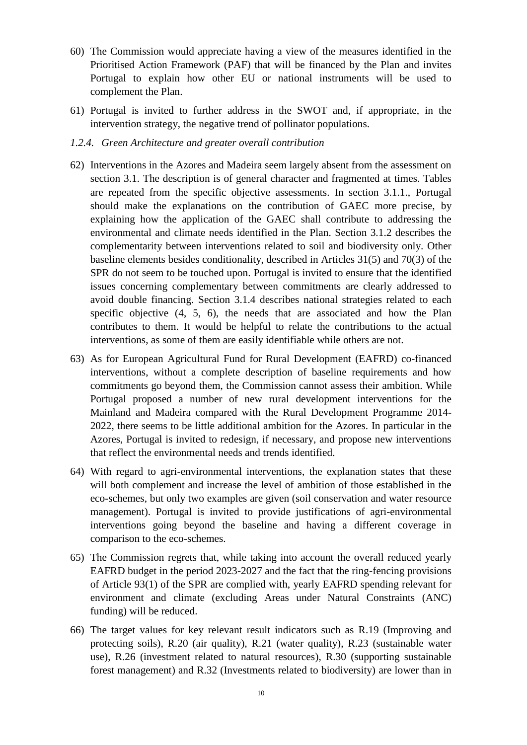60) The Commission would appreciate having a view of the measures identified in the Prioritised Action Framework (PAF) that will be financed by the Plan and invites Portugal to explain how other EU or national instruments will be used to complement the Plan.

61) Portugal is invited to further address in the SWOT and, if appropriate, in the intervention strategy, the negative trend of pollinator populations.

### *1.2.4. Green Architecture and greater overall contribution*

62) Interventions in the Azores and Madeira seem largely absent from the assessment on section 3.1. The description is of general character and fragmented at times. Tables are repeated from the specific objective assessments. In section 3.1.1., Portugal should make the explanations on the contribution of GAEC more precise, by explaining how the application of the GAEC shall contribute to addressing the environmental and climate needs identified in the Plan. Section 3.1.2 describes the complementarity between interventions related to soil and biodiversity only. Other baseline elements besides conditionality, described in Articles 31(5) and 70(3) of the SPR do not seem to be touched upon. Portugal is invited to ensure that the identified issues concerning complementary between commitments are clearly addressed to avoid double financing. Section 3.1.4 describes national strategies related to each specific objective (4, 5, 6), the needs that are associated and how the Plan contributes to them. It would be helpful to relate the contributions to the actual interventions, as some of them are easily identifiable while others are not.

63) As for European Agricultural Fund for Rural Development (EAFRD) co-financed interventions, without a complete description of baseline requirements and how commitments go beyond them, the Commission cannot assess their ambition. While Portugal proposed a number of new rural development interventions for the Mainland and Madeira compared with the Rural Development Programme 2014-2022, there seems to be little additional ambition for the Azores. In particular in the Azores, Portugal is invited to redesign, if necessary, and propose new interventions that reflect the environmental needs and trends identified.

64) With regard to agri-environmental interventions, the explanation states that these will both complement and increase the level of ambition of those established in the eco-schemes, but only two examples are given (soil conservation and water resource management). Portugal is invited to provide justifications of agri-environmental interventions going beyond the baseline and having a different coverage in comparison to the eco-schemes.

65) The Commission regrets that, while taking into account the overall reduced yearly EAFRD budget in the period 2023-2027 and the fact that the ring-fencing provisions of Article 93(1) of the SPR are complied with, yearly EAFRD spending relevant for environment and climate (excluding Areas under Natural Constraints (ANC) funding) will be reduced.

66) The target values for key relevant result indicators such as R.19 (Improving and protecting soils), R.20 (air quality), R.21 (water quality), R.23 (sustainable water use), R.26 (investment related to natural resources), R.30 (supporting sustainable forest management) and R.32 (Investments related to biodiversity) are lower than in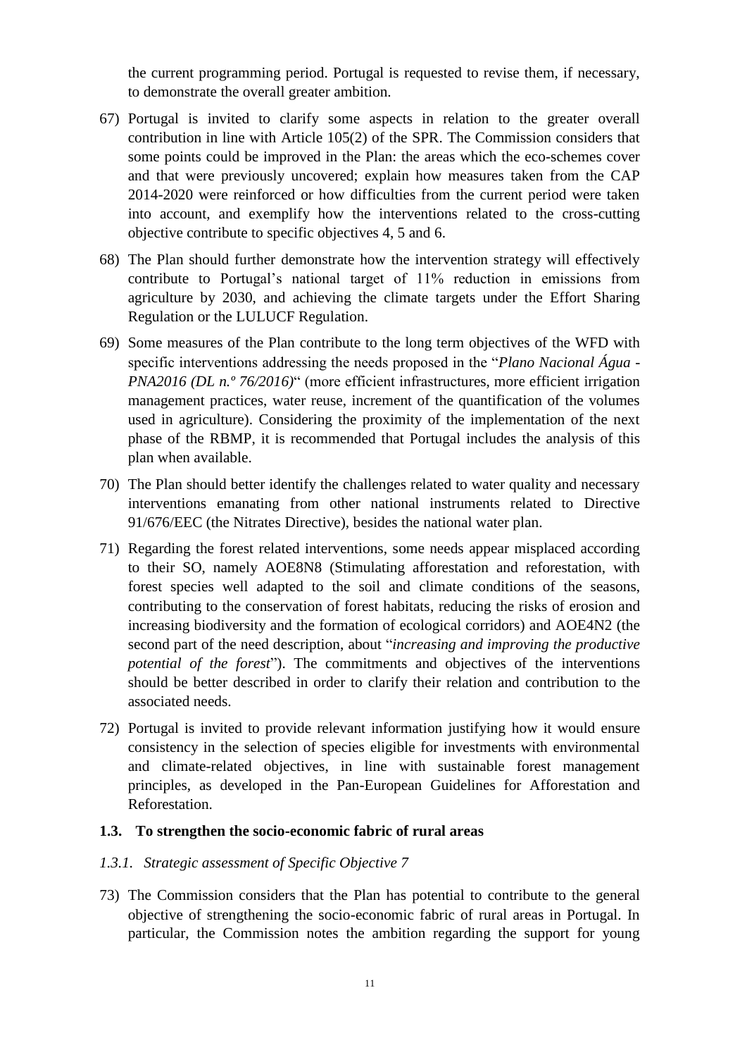the current programming period. Portugal is requested to revise them, if necessary, to demonstrate the overall greater ambition.

67) Portugal is invited to clarify some aspects in relation to the greater overall contribution in line with Article 105(2) of the SPR. The Commission considers that some points could be improved in the Plan: the areas which the eco-schemes cover and that were previously uncovered; explain how measures taken from the CAP 2014-2020 were reinforced or how difficulties from the current period were taken into account, and exemplify how the interventions related to the cross-cutting objective contribute to specific objectives 4, 5 and 6.

68) The Plan should further demonstrate how the intervention strategy will effectively contribute to Portugal's national target of 11% reduction in emissions from agriculture by 2030, and achieving the climate targets under the Effort Sharing Regulation or the LULUCF Regulation.

69) Some measures of the Plan contribute to the long term objectives of the WFD with specific interventions addressing the needs proposed in the "*Plano Nacional Água - PNA2016 (DL n.º 76/2016)*" (more efficient infrastructures, more efficient irrigation management practices, water reuse, increment of the quantification of the volumes used in agriculture). Considering the proximity of the implementation of the next phase of the RBMP, it is recommended that Portugal includes the analysis of this plan when available.

70) The Plan should better identify the challenges related to water quality and necessary interventions emanating from other national instruments related to Directive 91/676/EEC (the Nitrates Directive), besides the national water plan.

71) Regarding the forest related interventions, some needs appear misplaced according to their SO, namely AOE8N8 (Stimulating afforestation and reforestation, with forest species well adapted to the soil and climate conditions of the seasons, contributing to the conservation of forest habitats, reducing the risks of erosion and increasing biodiversity and the formation of ecological corridors) and AOE4N2 (the second part of the need description, about "*increasing and improving the productive potential of the forest*"). The commitments and objectives of the interventions should be better described in order to clarify their relation and contribution to the associated needs.

72) Portugal is invited to provide relevant information justifying how it would ensure consistency in the selection of species eligible for investments with environmental and climate-related objectives, in line with sustainable forest management principles, as developed in the Pan-European Guidelines for Afforestation and Reforestation.

### 1.3. To strengthen the socio-economic fabric of rural areas

#### *1.3.1. Strategic assessment of Specific Objective 7*

73) The Commission considers that the Plan has potential to contribute to the general objective of strengthening the socio-economic fabric of rural areas in Portugal. In particular, the Commission notes the ambition regarding the support for young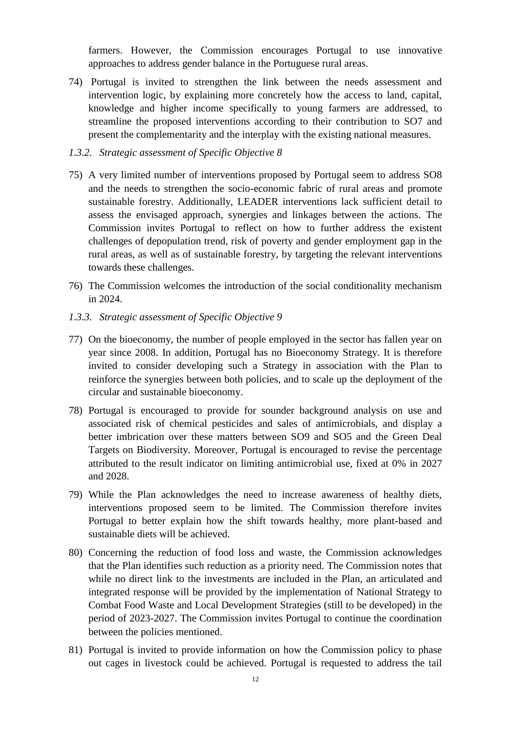farmers. However, the Commission encourages Portugal to use innovative approaches to address gender balance in the Portuguese rural areas.

74) Portugal is invited to strengthen the link between the needs assessment and intervention logic, by explaining more concretely how the access to land, capital, knowledge and higher income specifically to young farmers are addressed, to streamline the proposed interventions according to their contribution to SO7 and present the complementarity and the interplay with the existing national measures.

*1.3.2. Strategic assessment of Specific Objective 8*

75) A very limited number of interventions proposed by Portugal seem to address SO8 and the needs to strengthen the socio-economic fabric of rural areas and promote sustainable forestry. Additionally, LEADER interventions lack sufficient detail to assess the envisaged approach, synergies and linkages between the actions. The Commission invites Portugal to reflect on how to further address the existent challenges of depopulation trend, risk of poverty and gender employment gap in the rural areas, as well as of sustainable forestry, by targeting the relevant interventions towards these challenges.

76) The Commission welcomes the introduction of the social conditionality mechanism in 2024.

*1.3.3. Strategic assessment of Specific Objective 9*

77) On the bioeconomy, the number of people employed in the sector has fallen year on year since 2008. In addition, Portugal has no Bioeconomy Strategy. It is therefore invited to consider developing such a Strategy in association with the Plan to reinforce the synergies between both policies, and to scale up the deployment of the circular and sustainable bioeconomy.

78) Portugal is encouraged to provide for sounder background analysis on use and associated risk of chemical pesticides and sales of antimicrobials, and display a better imbrication over these matters between SO9 and SO5 and the Green Deal Targets on Biodiversity. Moreover, Portugal is encouraged to revise the percentage attributed to the result indicator on limiting antimicrobial use, fixed at 0% in 2027 and 2028.

79) While the Plan acknowledges the need to increase awareness of healthy diets, interventions proposed seem to be limited. The Commission therefore invites Portugal to better explain how the shift towards healthy, more plant-based and sustainable diets will be achieved.

80) Concerning the reduction of food loss and waste, the Commission acknowledges that the Plan identifies such reduction as a priority need. The Commission notes that while no direct link to the investments are included in the Plan, an articulated and integrated response will be provided by the implementation of National Strategy to Combat Food Waste and Local Development Strategies (still to be developed) in the period of 2023-2027. The Commission invites Portugal to continue the coordination between the policies mentioned.

81) Portugal is invited to provide information on how the Commission policy to phase out cages in livestock could be achieved. Portugal is requested to address the tail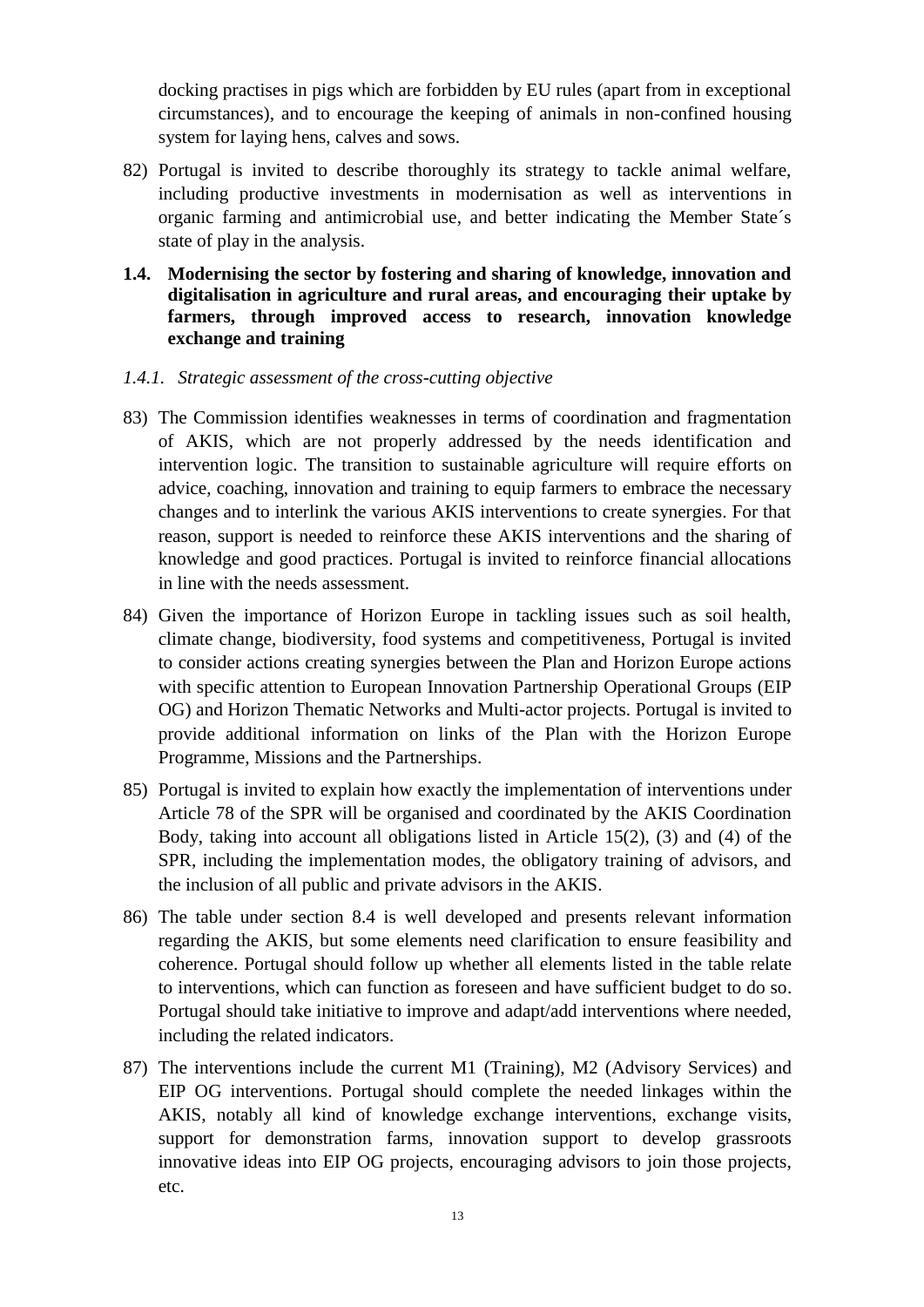docking practises in pigs which are forbidden by EU rules (apart from in exceptional circumstances), and to encourage the keeping of animals in non-confined housing system for laying hens, calves and sows.

82) Portugal is invited to describe thoroughly its strategy to tackle animal welfare, including productive investments in modernisation as well as interventions in organic farming and antimicrobial use, and better indicating the Member State´s state of play in the analysis.

### 1.4. Modernising the sector by fostering and sharing of knowledge, innovation and digitalisation in agriculture and rural areas, and encouraging their uptake by farmers, through improved access to research, innovation knowledge exchange and training

#### *1.4.1. Strategic assessment of the cross-cutting objective*

83) The Commission identifies weaknesses in terms of coordination and fragmentation of AKIS, which are not properly addressed by the needs identification and intervention logic. The transition to sustainable agriculture will require efforts on advice, coaching, innovation and training to equip farmers to embrace the necessary changes and to interlink the various AKIS interventions to create synergies. For that reason, support is needed to reinforce these AKIS interventions and the sharing of knowledge and good practices. Portugal is invited to reinforce financial allocations in line with the needs assessment.

84) Given the importance of Horizon Europe in tackling issues such as soil health, climate change, biodiversity, food systems and competitiveness, Portugal is invited to consider actions creating synergies between the Plan and Horizon Europe actions with specific attention to European Innovation Partnership Operational Groups (EIP OG) and Horizon Thematic Networks and Multi-actor projects. Portugal is invited to provide additional information on links of the Plan with the Horizon Europe Programme, Missions and the Partnerships.

85) Portugal is invited to explain how exactly the implementation of interventions under Article 78 of the SPR will be organised and coordinated by the AKIS Coordination Body, taking into account all obligations listed in Article 15(2), (3) and (4) of the SPR, including the implementation modes, the obligatory training of advisors, and the inclusion of all public and private advisors in the AKIS.

86) The table under section 8.4 is well developed and presents relevant information regarding the AKIS, but some elements need clarification to ensure feasibility and coherence. Portugal should follow up whether all elements listed in the table relate to interventions, which can function as foreseen and have sufficient budget to do so. Portugal should take initiative to improve and adapt/add interventions where needed, including the related indicators.

87) The interventions include the current M1 (Training), M2 (Advisory Services) and EIP OG interventions. Portugal should complete the needed linkages within the AKIS, notably all kind of knowledge exchange interventions, exchange visits, support for demonstration farms, innovation support to develop grassroots innovative ideas into EIP OG projects, encouraging advisors to join those projects, etc.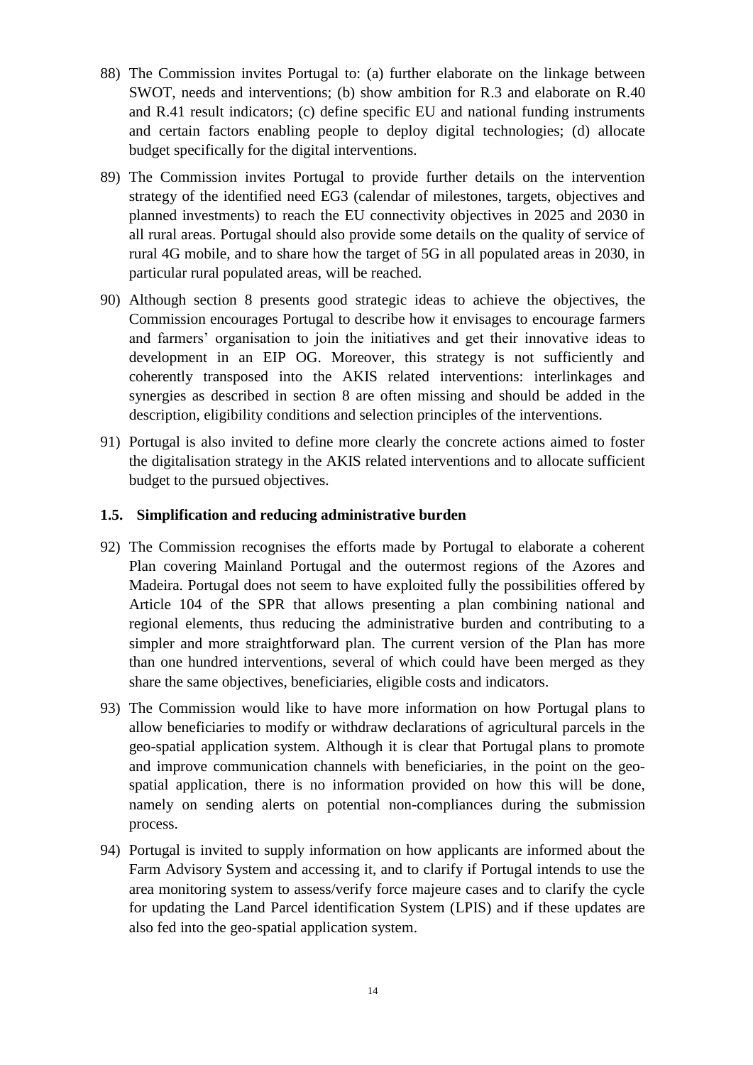88) The Commission invites Portugal to: (a) further elaborate on the linkage between SWOT, needs and interventions; (b) show ambition for R.3 and elaborate on R.40 and R.41 result indicators; (c) define specific EU and national funding instruments and certain factors enabling people to deploy digital technologies; (d) allocate budget specifically for the digital interventions.

89) The Commission invites Portugal to provide further details on the intervention strategy of the identified need EG3 (calendar of milestones, targets, objectives and planned investments) to reach the EU connectivity objectives in 2025 and 2030 in all rural areas. Portugal should also provide some details on the quality of service of rural 4G mobile, and to share how the target of 5G in all populated areas in 2030, in particular rural populated areas, will be reached.

90) Although section 8 presents good strategic ideas to achieve the objectives, the Commission encourages Portugal to describe how it envisages to encourage farmers and farmers' organisation to join the initiatives and get their innovative ideas to development in an EIP OG. Moreover, this strategy is not sufficiently and coherently transposed into the AKIS related interventions: interlinkages and synergies as described in section 8 are often missing and should be added in the description, eligibility conditions and selection principles of the interventions.

91) Portugal is also invited to define more clearly the concrete actions aimed to foster the digitalisation strategy in the AKIS related interventions and to allocate sufficient budget to the pursued objectives.

### 1.5. Simplification and reducing administrative burden

92) The Commission recognises the efforts made by Portugal to elaborate a coherent Plan covering Mainland Portugal and the outermost regions of the Azores and Madeira. Portugal does not seem to have exploited fully the possibilities offered by Article 104 of the SPR that allows presenting a plan combining national and regional elements, thus reducing the administrative burden and contributing to a simpler and more straightforward plan. The current version of the Plan has more than one hundred interventions, several of which could have been merged as they share the same objectives, beneficiaries, eligible costs and indicators.

93) The Commission would like to have more information on how Portugal plans to allow beneficiaries to modify or withdraw declarations of agricultural parcels in the geo-spatial application system. Although it is clear that Portugal plans to promote and improve communication channels with beneficiaries, in the point on the geo-spatial application, there is no information provided on how this will be done, namely on sending alerts on potential non-compliances during the submission process.

94) Portugal is invited to supply information on how applicants are informed about the Farm Advisory System and accessing it, and to clarify if Portugal intends to use the area monitoring system to assess/verify force majeure cases and to clarify the cycle for updating the Land Parcel identification System (LPIS) and if these updates are also fed into the geo-spatial application system.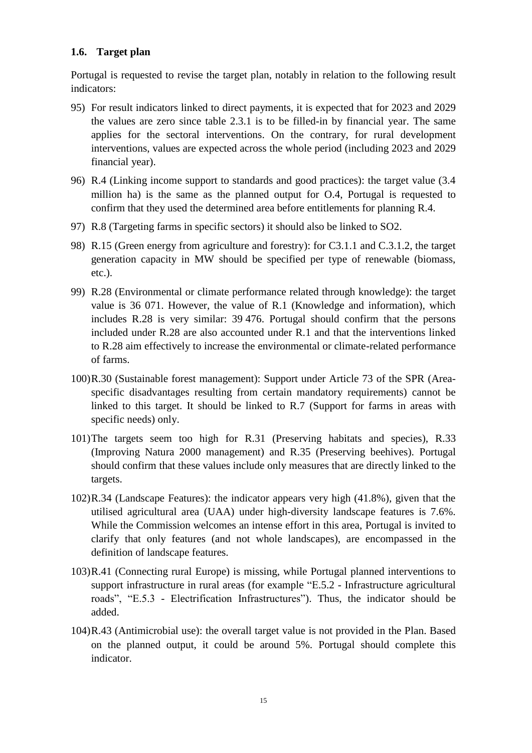### 1.6. Target plan

Portugal is requested to revise the target plan, notably in relation to the following result indicators:

95) For result indicators linked to direct payments, it is expected that for 2023 and 2029 the values are zero since table 2.3.1 is to be filled-in by financial year. The same applies for the sectoral interventions. On the contrary, for rural development interventions, values are expected across the whole period (including 2023 and 2029 financial year).

96) R.4 (Linking income support to standards and good practices): the target value (3.4 million ha) is the same as the planned output for O.4, Portugal is requested to confirm that they used the determined area before entitlements for planning R.4.

97) R.8 (Targeting farms in specific sectors) it should also be linked to SO2.

98) R.15 (Green energy from agriculture and forestry): for C3.1.1 and C.3.1.2, the target generation capacity in MW should be specified per type of renewable (biomass, etc.).

99) R.28 (Environmental or climate performance related through knowledge): the target value is 36 071. However, the value of R.1 (Knowledge and information), which includes R.28 is very similar: 39 476. Portugal should confirm that the persons included under R.28 are also accounted under R.1 and that the interventions linked to R.28 aim effectively to increase the environmental or climate-related performance of farms.

100) R.30 (Sustainable forest management): Support under Article 73 of the SPR (Area-specific disadvantages resulting from certain mandatory requirements) cannot be linked to this target. It should be linked to R.7 (Support for farms in areas with specific needs) only.

101) The targets seem too high for R.31 (Preserving habitats and species), R.33 (Improving Natura 2000 management) and R.35 (Preserving beehives). Portugal should confirm that these values include only measures that are directly linked to the targets.

102) R.34 (Landscape Features): the indicator appears very high (41.8%), given that the utilised agricultural area (UAA) under high-diversity landscape features is 7.6%. While the Commission welcomes an intense effort in this area, Portugal is invited to clarify that only features (and not whole landscapes), are encompassed in the definition of landscape features.

103) R.41 (Connecting rural Europe) is missing, while Portugal planned interventions to support infrastructure in rural areas (for example "E.5.2 - Infrastructure agricultural roads", "E.5.3 - Electrification Infrastructures"). Thus, the indicator should be added.

104) R.43 (Antimicrobial use): the overall target value is not provided in the Plan. Based on the planned output, it could be around 5%. Portugal should complete this indicator.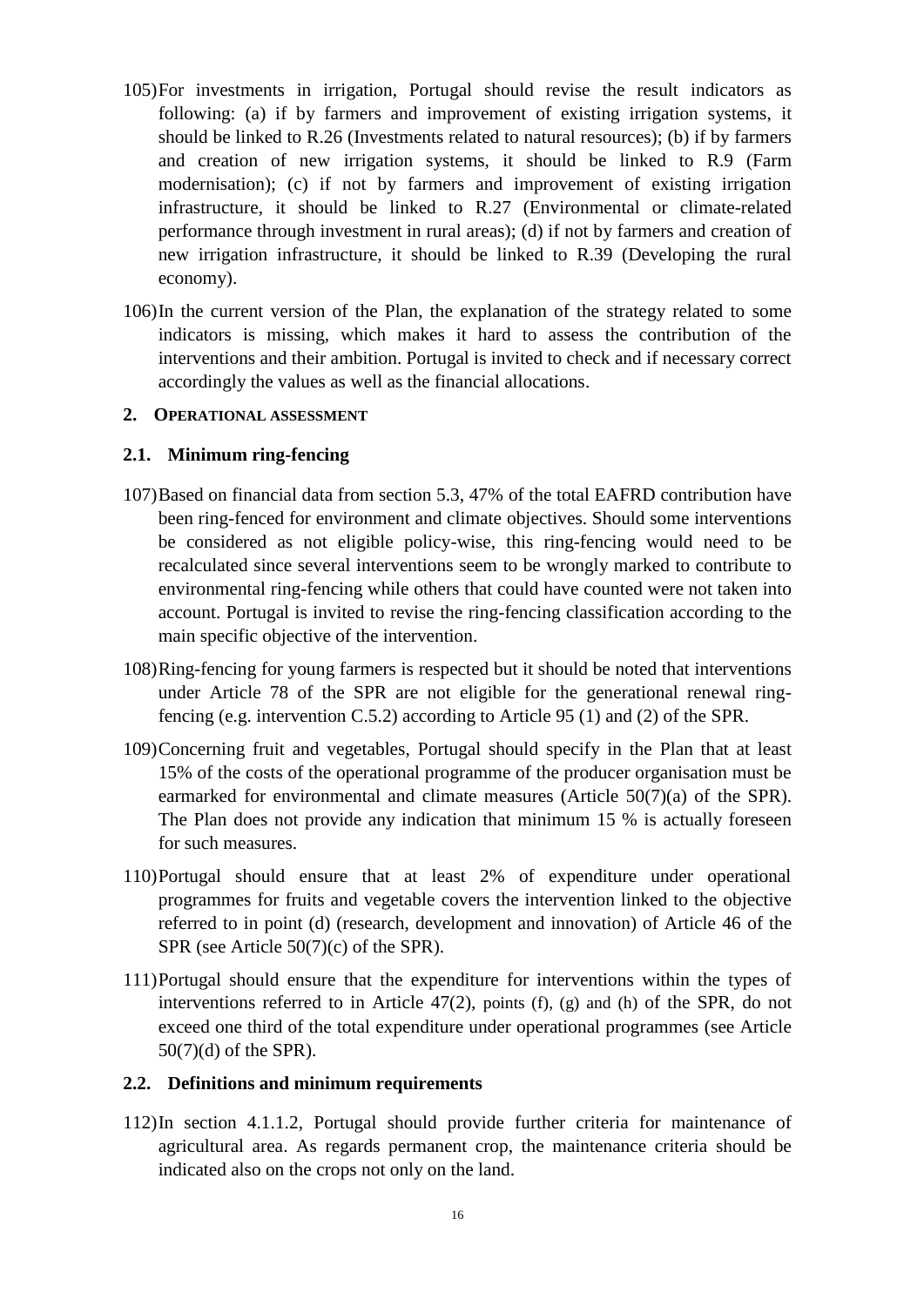105) For investments in irrigation, Portugal should revise the result indicators as following: (a) if by farmers and improvement of existing irrigation systems, it should be linked to R.26 (Investments related to natural resources); (b) if by farmers and creation of new irrigation systems, it should be linked to R.9 (Farm modernisation); (c) if not by farmers and improvement of existing irrigation infrastructure, it should be linked to R.27 (Environmental or climate-related performance through investment in rural areas); (d) if not by farmers and creation of new irrigation infrastructure, it should be linked to R.39 (Developing the rural economy).

106) In the current version of the Plan, the explanation of the strategy related to some indicators is missing, which makes it hard to assess the contribution of the interventions and their ambition. Portugal is invited to check and if necessary correct accordingly the values as well as the financial allocations.

## 2. OPERATIONAL ASSESSMENT

### 2.1. Minimum ring-fencing

107) Based on financial data from section 5.3, 47% of the total EAFRD contribution have been ring-fenced for environment and climate objectives. Should some interventions be considered as not eligible policy-wise, this ring-fencing would need to be recalculated since several interventions seem to be wrongly marked to contribute to environmental ring-fencing while others that could have counted were not taken into account. Portugal is invited to revise the ring-fencing classification according to the main specific objective of the intervention.

108) Ring-fencing for young farmers is respected but it should be noted that interventions under Article 78 of the SPR are not eligible for the generational renewal ring-fencing (e.g. intervention C.5.2) according to Article 95 (1) and (2) of the SPR.

109) Concerning fruit and vegetables, Portugal should specify in the Plan that at least 15% of the costs of the operational programme of the producer organisation must be earmarked for environmental and climate measures (Article 50(7)(a) of the SPR). The Plan does not provide any indication that minimum 15 % is actually foreseen for such measures.

110) Portugal should ensure that at least 2% of expenditure under operational programmes for fruits and vegetable covers the intervention linked to the objective referred to in point (d) (research, development and innovation) of Article 46 of the SPR (see Article 50(7)(c) of the SPR).

111) Portugal should ensure that the expenditure for interventions within the types of interventions referred to in Article 47(2), points (f), (g) and (h) of the SPR, do not exceed one third of the total expenditure under operational programmes (see Article 50(7)(d) of the SPR).

### 2.2. Definitions and minimum requirements

112) In section 4.1.1.2, Portugal should provide further criteria for maintenance of agricultural area. As regards permanent crop, the maintenance criteria should be indicated also on the crops not only on the land.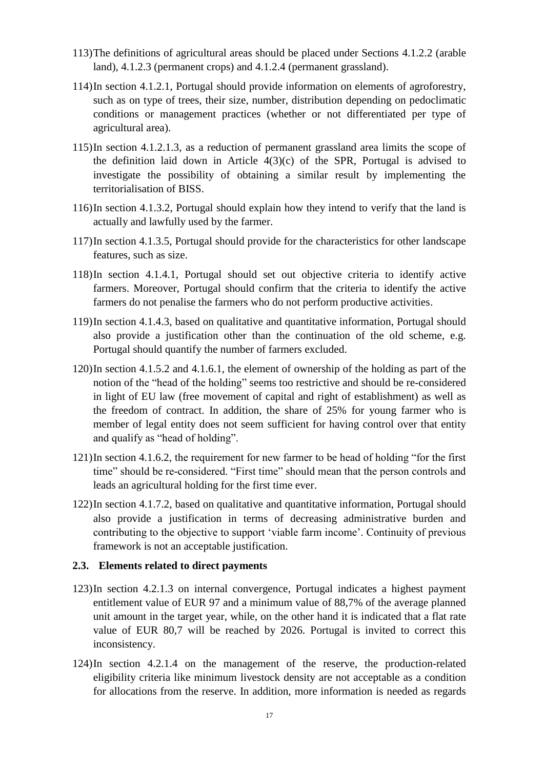113) The definitions of agricultural areas should be placed under Sections 4.1.2.2 (arable land), 4.1.2.3 (permanent crops) and 4.1.2.4 (permanent grassland).

114) In section 4.1.2.1, Portugal should provide information on elements of agroforestry, such as on type of trees, their size, number, distribution depending on pedoclimatic conditions or management practices (whether or not differentiated per type of agricultural area).

115) In section 4.1.2.1.3, as a reduction of permanent grassland area limits the scope of the definition laid down in Article 4(3)(c) of the SPR, Portugal is advised to investigate the possibility of obtaining a similar result by implementing the territorialisation of BISS.

116) In section 4.1.3.2, Portugal should explain how they intend to verify that the land is actually and lawfully used by the farmer.

117) In section 4.1.3.5, Portugal should provide for the characteristics for other landscape features, such as size.

118) In section 4.1.4.1, Portugal should set out objective criteria to identify active farmers. Moreover, Portugal should confirm that the criteria to identify the active farmers do not penalise the farmers who do not perform productive activities.

119) In section 4.1.4.3, based on qualitative and quantitative information, Portugal should also provide a justification other than the continuation of the old scheme, e.g. Portugal should quantify the number of farmers excluded.

120) In section 4.1.5.2 and 4.1.6.1, the element of ownership of the holding as part of the notion of the "head of the holding" seems too restrictive and should be re-considered in light of EU law (free movement of capital and right of establishment) as well as the freedom of contract. In addition, the share of 25% for young farmer who is member of legal entity does not seem sufficient for having control over that entity and qualify as "head of holding".

121) In section 4.1.6.2, the requirement for new farmer to be head of holding "for the first time" should be re-considered. "First time" should mean that the person controls and leads an agricultural holding for the first time ever.

122) In section 4.1.7.2, based on qualitative and quantitative information, Portugal should also provide a justification in terms of decreasing administrative burden and contributing to the objective to support 'viable farm income'. Continuity of previous framework is not an acceptable justification.

### 2.3. Elements related to direct payments

123) In section 4.2.1.3 on internal convergence, Portugal indicates a highest payment entitlement value of EUR 97 and a minimum value of 88,7% of the average planned unit amount in the target year, while, on the other hand it is indicated that a flat rate value of EUR 80,7 will be reached by 2026. Portugal is invited to correct this inconsistency.

124) In section 4.2.1.4 on the management of the reserve, the production-related eligibility criteria like minimum livestock density are not acceptable as a condition for allocations from the reserve. In addition, more information is needed as regards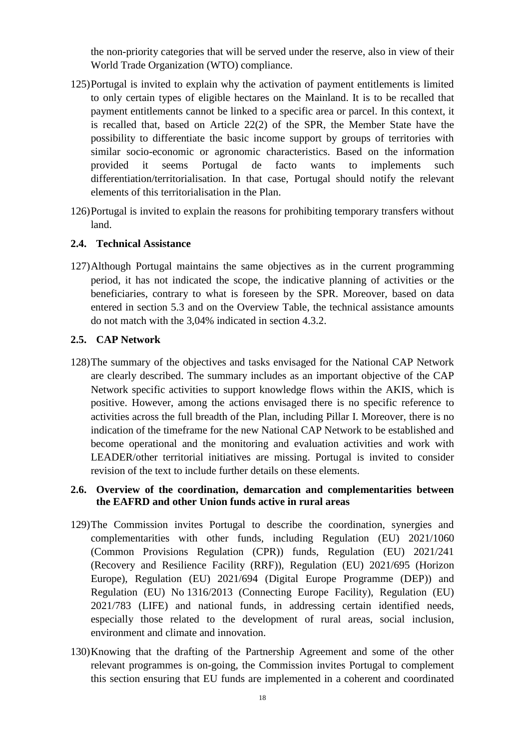the non-priority categories that will be served under the reserve, also in view of their World Trade Organization (WTO) compliance.

125) Portugal is invited to explain why the activation of payment entitlements is limited to only certain types of eligible hectares on the Mainland. It is to be recalled that payment entitlements cannot be linked to a specific area or parcel. In this context, it is recalled that, based on Article 22(2) of the SPR, the Member State have the possibility to differentiate the basic income support by groups of territories with similar socio-economic or agronomic characteristics. Based on the information provided it seems Portugal de facto wants to implements such differentiation/territorialisation. In that case, Portugal should notify the relevant elements of this territorialisation in the Plan.

126) Portugal is invited to explain the reasons for prohibiting temporary transfers without land.

### 2.4. Technical Assistance

127) Although Portugal maintains the same objectives as in the current programming period, it has not indicated the scope, the indicative planning of activities or the beneficiaries, contrary to what is foreseen by the SPR. Moreover, based on data entered in section 5.3 and on the Overview Table, the technical assistance amounts do not match with the 3,04% indicated in section 4.3.2.

### 2.5. CAP Network

128) The summary of the objectives and tasks envisaged for the National CAP Network are clearly described. The summary includes as an important objective of the CAP Network specific activities to support knowledge flows within the AKIS, which is positive. However, among the actions envisaged there is no specific reference to activities across the full breadth of the Plan, including Pillar I. Moreover, there is no indication of the timeframe for the new National CAP Network to be established and become operational and the monitoring and evaluation activities and work with LEADER/other territorial initiatives are missing. Portugal is invited to consider revision of the text to include further details on these elements.

### 2.6. Overview of the coordination, demarcation and complementarities between the EAFRD and other Union funds active in rural areas

129) The Commission invites Portugal to describe the coordination, synergies and complementarities with other funds, including Regulation (EU) 2021/1060 (Common Provisions Regulation (CPR)) funds, Regulation (EU) 2021/241 (Recovery and Resilience Facility (RRF)), Regulation (EU) 2021/695 (Horizon Europe), Regulation (EU) 2021/694 (Digital Europe Programme (DEP)) and Regulation (EU) No 1316/2013 (Connecting Europe Facility), Regulation (EU) 2021/783 (LIFE) and national funds, in addressing certain identified needs, especially those related to the development of rural areas, social inclusion, environment and climate and innovation.

130) Knowing that the drafting of the Partnership Agreement and some of the other relevant programmes is on-going, the Commission invites Portugal to complement this section ensuring that EU funds are implemented in a coherent and coordinated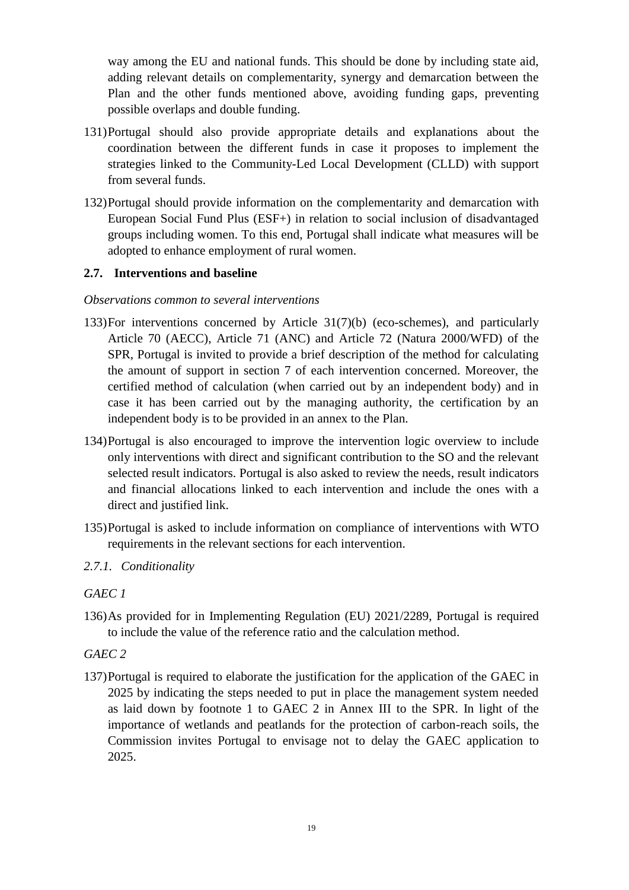way among the EU and national funds. This should be done by including state aid, adding relevant details on complementarity, synergy and demarcation between the Plan and the other funds mentioned above, avoiding funding gaps, preventing possible overlaps and double funding.

131) Portugal should also provide appropriate details and explanations about the coordination between the different funds in case it proposes to implement the strategies linked to the Community-Led Local Development (CLLD) with support from several funds.

132) Portugal should provide information on the complementarity and demarcation with European Social Fund Plus (ESF+) in relation to social inclusion of disadvantaged groups including women. To this end, Portugal shall indicate what measures will be adopted to enhance employment of rural women.

## 2.7. Interventions and baseline

*Observations common to several interventions*

133) For interventions concerned by Article 31(7)(b) (eco-schemes), and particularly Article 70 (AECC), Article 71 (ANC) and Article 72 (Natura 2000/WFD) of the SPR, Portugal is invited to provide a brief description of the method for calculating the amount of support in section 7 of each intervention concerned. Moreover, the certified method of calculation (when carried out by an independent body) and in case it has been carried out by the managing authority, the certification by an independent body is to be provided in an annex to the Plan.

134) Portugal is also encouraged to improve the intervention logic overview to include only interventions with direct and significant contribution to the SO and the relevant selected result indicators. Portugal is also asked to review the needs, result indicators and financial allocations linked to each intervention and include the ones with a direct and justified link.

135) Portugal is asked to include information on compliance of interventions with WTO requirements in the relevant sections for each intervention.

### *2.7.1. Conditionality*

*GAEC 1*

136) As provided for in Implementing Regulation (EU) 2021/2289, Portugal is required to include the value of the reference ratio and the calculation method.

*GAEC 2*

137) Portugal is required to elaborate the justification for the application of the GAEC in 2025 by indicating the steps needed to put in place the management system needed as laid down by footnote 1 to GAEC 2 in Annex III to the SPR. In light of the importance of wetlands and peatlands for the protection of carbon-reach soils, the Commission invites Portugal to envisage not to delay the GAEC application to 2025.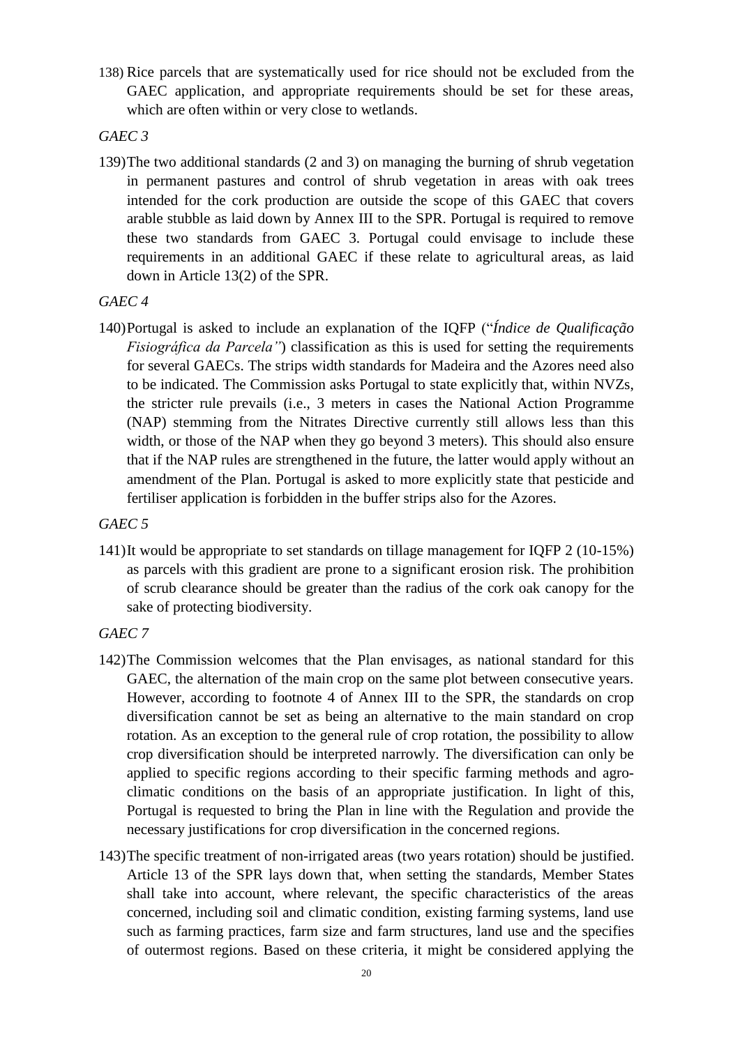138) Rice parcels that are systematically used for rice should not be excluded from the GAEC application, and appropriate requirements should be set for these areas, which are often within or very close to wetlands.

*GAEC 3*

139) The two additional standards (2 and 3) on managing the burning of shrub vegetation in permanent pastures and control of shrub vegetation in areas with oak trees intended for the cork production are outside the scope of this GAEC that covers arable stubble as laid down by Annex III to the SPR. Portugal is required to remove these two standards from GAEC 3. Portugal could envisage to include these requirements in an additional GAEC if these relate to agricultural areas, as laid down in Article 13(2) of the SPR.

*GAEC 4*

140) Portugal is asked to include an explanation of the IQFP ("*Índice de Qualificação Fisiográfica da Parcela"*) classification as this is used for setting the requirements for several GAECs. The strips width standards for Madeira and the Azores need also to be indicated. The Commission asks Portugal to state explicitly that, within NVZs, the stricter rule prevails (i.e., 3 meters in cases the National Action Programme (NAP) stemming from the Nitrates Directive currently still allows less than this width, or those of the NAP when they go beyond 3 meters). This should also ensure that if the NAP rules are strengthened in the future, the latter would apply without an amendment of the Plan. Portugal is asked to more explicitly state that pesticide and fertiliser application is forbidden in the buffer strips also for the Azores.

*GAEC 5*

141) It would be appropriate to set standards on tillage management for IQFP 2 (10-15%) as parcels with this gradient are prone to a significant erosion risk. The prohibition of scrub clearance should be greater than the radius of the cork oak canopy for the sake of protecting biodiversity.

*GAEC 7*

142) The Commission welcomes that the Plan envisages, as national standard for this GAEC, the alternation of the main crop on the same plot between consecutive years. However, according to footnote 4 of Annex III to the SPR, the standards on crop diversification cannot be set as being an alternative to the main standard on crop rotation. As an exception to the general rule of crop rotation, the possibility to allow crop diversification should be interpreted narrowly. The diversification can only be applied to specific regions according to their specific farming methods and agro-climatic conditions on the basis of an appropriate justification. In light of this, Portugal is requested to bring the Plan in line with the Regulation and provide the necessary justifications for crop diversification in the concerned regions.

143) The specific treatment of non-irrigated areas (two years rotation) should be justified. Article 13 of the SPR lays down that, when setting the standards, Member States shall take into account, where relevant, the specific characteristics of the areas concerned, including soil and climatic condition, existing farming systems, land use such as farming practices, farm size and farm structures, land use and the specifies of outermost regions. Based on these criteria, it might be considered applying the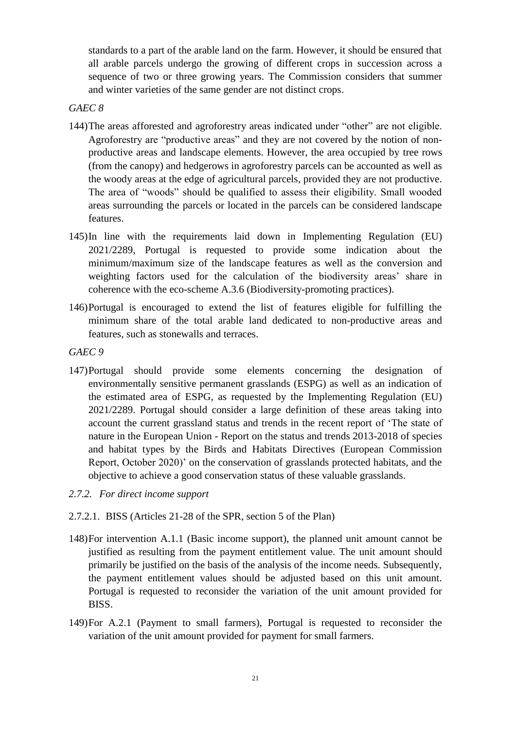standards to a part of the arable land on the farm. However, it should be ensured that all arable parcels undergo the growing of different crops in succession across a sequence of two or three growing years. The Commission considers that summer and winter varieties of the same gender are not distinct crops.

*GAEC 8*

144) The areas afforested and agroforestry areas indicated under "other" are not eligible. Agroforestry are "productive areas" and they are not covered by the notion of non-productive areas and landscape elements. However, the area occupied by tree rows (from the canopy) and hedgerows in agroforestry parcels can be accounted as well as the woody areas at the edge of agricultural parcels, provided they are not productive. The area of "woods" should be qualified to assess their eligibility. Small wooded areas surrounding the parcels or located in the parcels can be considered landscape features.

145) In line with the requirements laid down in Implementing Regulation (EU) 2021/2289, Portugal is requested to provide some indication about the minimum/maximum size of the landscape features as well as the conversion and weighting factors used for the calculation of the biodiversity areas' share in coherence with the eco-scheme A.3.6 (Biodiversity-promoting practices).

146) Portugal is encouraged to extend the list of features eligible for fulfilling the minimum share of the total arable land dedicated to non-productive areas and features, such as stonewalls and terraces.

*GAEC 9*

147) Portugal should provide some elements concerning the designation of environmentally sensitive permanent grasslands (ESPG) as well as an indication of the estimated area of ESPG, as requested by the Implementing Regulation (EU) 2021/2289. Portugal should consider a large definition of these areas taking into account the current grassland status and trends in the recent report of 'The state of nature in the European Union - Report on the status and trends 2013-2018 of species and habitat types by the Birds and Habitats Directives (European Commission Report, October 2020)' on the conservation of grasslands protected habitats, and the objective to achieve a good conservation status of these valuable grasslands.

### *2.7.2. For direct income support*

#### 2.7.2.1. BISS (Articles 21-28 of the SPR, section 5 of the Plan)

148) For intervention A.1.1 (Basic income support), the planned unit amount cannot be justified as resulting from the payment entitlement value. The unit amount should primarily be justified on the basis of the analysis of the income needs. Subsequently, the payment entitlement values should be adjusted based on this unit amount. Portugal is requested to reconsider the variation of the unit amount provided for BISS.

149) For A.2.1 (Payment to small farmers), Portugal is requested to reconsider the variation of the unit amount provided for payment for small farmers.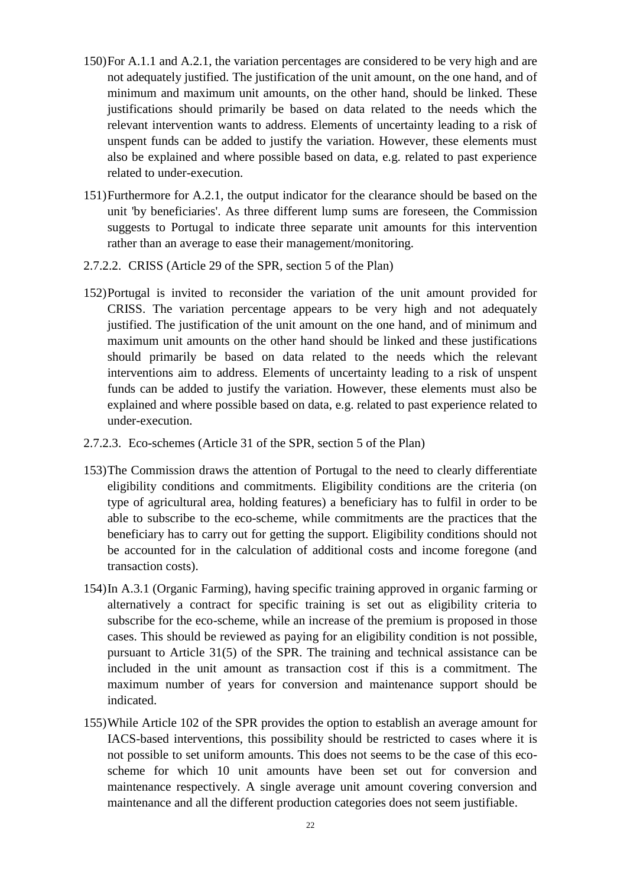150) For A.1.1 and A.2.1, the variation percentages are considered to be very high and are not adequately justified. The justification of the unit amount, on the one hand, and of minimum and maximum unit amounts, on the other hand, should be linked. These justifications should primarily be based on data related to the needs which the relevant intervention wants to address. Elements of uncertainty leading to a risk of unspent funds can be added to justify the variation. However, these elements must also be explained and where possible based on data, e.g. related to past experience related to under-execution.

151) Furthermore for A.2.1, the output indicator for the clearance should be based on the unit 'by beneficiaries'. As three different lump sums are foreseen, the Commission suggests to Portugal to indicate three separate unit amounts for this intervention rather than an average to ease their management/monitoring.

#### 2.7.2.2. CRISS (Article 29 of the SPR, section 5 of the Plan)

152) Portugal is invited to reconsider the variation of the unit amount provided for CRISS. The variation percentage appears to be very high and not adequately justified. The justification of the unit amount on the one hand, and of minimum and maximum unit amounts on the other hand should be linked and these justifications should primarily be based on data related to the needs which the relevant interventions aim to address. Elements of uncertainty leading to a risk of unspent funds can be added to justify the variation. However, these elements must also be explained and where possible based on data, e.g. related to past experience related to under-execution.

#### 2.7.2.3. Eco-schemes (Article 31 of the SPR, section 5 of the Plan)

153) The Commission draws the attention of Portugal to the need to clearly differentiate eligibility conditions and commitments. Eligibility conditions are the criteria (on type of agricultural area, holding features) a beneficiary has to fulfil in order to be able to subscribe to the eco-scheme, while commitments are the practices that the beneficiary has to carry out for getting the support. Eligibility conditions should not be accounted for in the calculation of additional costs and income foregone (and transaction costs).

154) In A.3.1 (Organic Farming), having specific training approved in organic farming or alternatively a contract for specific training is set out as eligibility criteria to subscribe for the eco-scheme, while an increase of the premium is proposed in those cases. This should be reviewed as paying for an eligibility condition is not possible, pursuant to Article 31(5) of the SPR. The training and technical assistance can be included in the unit amount as transaction cost if this is a commitment. The maximum number of years for conversion and maintenance support should be indicated.

155) While Article 102 of the SPR provides the option to establish an average amount for IACS-based interventions, this possibility should be restricted to cases where it is not possible to set uniform amounts. This does not seems to be the case of this eco-scheme for which 10 unit amounts have been set out for conversion and maintenance respectively. A single average unit amount covering conversion and maintenance and all the different production categories does not seem justifiable.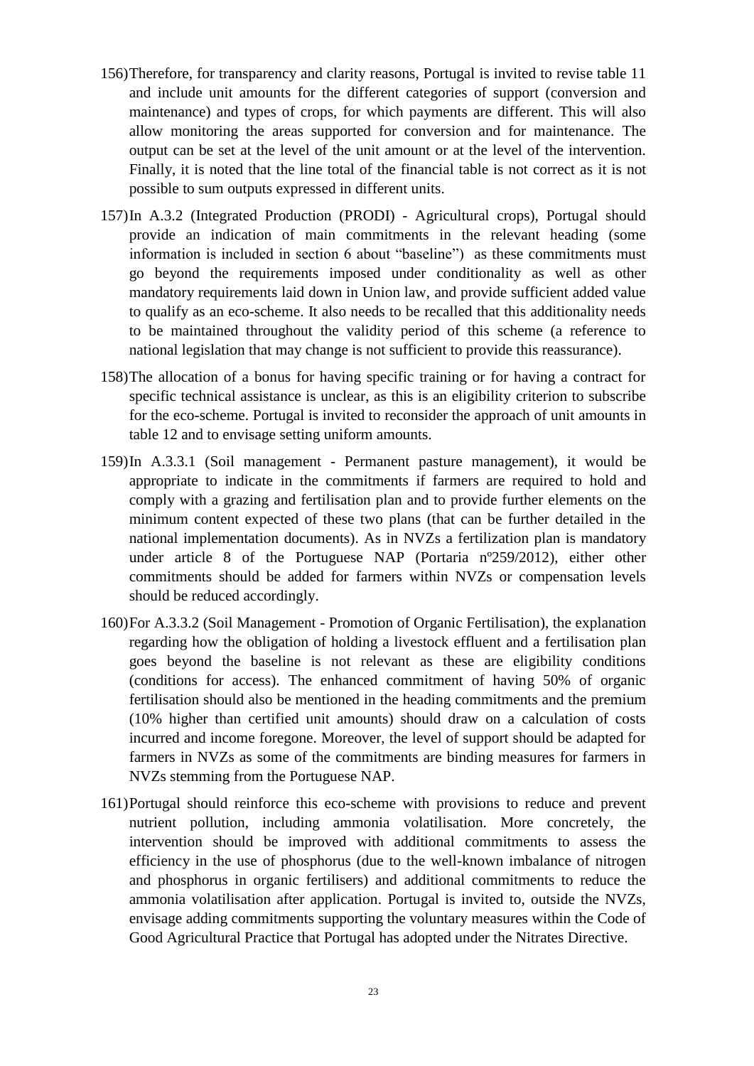156) Therefore, for transparency and clarity reasons, Portugal is invited to revise table 11 and include unit amounts for the different categories of support (conversion and maintenance) and types of crops, for which payments are different. This will also allow monitoring the areas supported for conversion and for maintenance. The output can be set at the level of the unit amount or at the level of the intervention. Finally, it is noted that the line total of the financial table is not correct as it is not possible to sum outputs expressed in different units.

157) In A.3.2 (Integrated Production (PRODI) - Agricultural crops), Portugal should provide an indication of main commitments in the relevant heading (some information is included in section 6 about "baseline") as these commitments must go beyond the requirements imposed under conditionality as well as other mandatory requirements laid down in Union law, and provide sufficient added value to qualify as an eco-scheme. It also needs to be recalled that this additionality needs to be maintained throughout the validity period of this scheme (a reference to national legislation that may change is not sufficient to provide this reassurance).

158) The allocation of a bonus for having specific training or for having a contract for specific technical assistance is unclear, as this is an eligibility criterion to subscribe for the eco-scheme. Portugal is invited to reconsider the approach of unit amounts in table 12 and to envisage setting uniform amounts.

159) In A.3.3.1 (Soil management - Permanent pasture management), it would be appropriate to indicate in the commitments if farmers are required to hold and comply with a grazing and fertilisation plan and to provide further elements on the minimum content expected of these two plans (that can be further detailed in the national implementation documents). As in NVZs a fertilization plan is mandatory under article 8 of the Portuguese NAP (Portaria nº259/2012), either other commitments should be added for farmers within NVZs or compensation levels should be reduced accordingly.

160) For A.3.3.2 (Soil Management - Promotion of Organic Fertilisation), the explanation regarding how the obligation of holding a livestock effluent and a fertilisation plan goes beyond the baseline is not relevant as these are eligibility conditions (conditions for access). The enhanced commitment of having 50% of organic fertilisation should also be mentioned in the heading commitments and the premium (10% higher than certified unit amounts) should draw on a calculation of costs incurred and income foregone. Moreover, the level of support should be adapted for farmers in NVZs as some of the commitments are binding measures for farmers in NVZs stemming from the Portuguese NAP.

161) Portugal should reinforce this eco-scheme with provisions to reduce and prevent nutrient pollution, including ammonia volatilisation. More concretely, the intervention should be improved with additional commitments to assess the efficiency in the use of phosphorus (due to the well-known imbalance of nitrogen and phosphorus in organic fertilisers) and additional commitments to reduce the ammonia volatilisation after application. Portugal is invited to, outside the NVZs, envisage adding commitments supporting the voluntary measures within the Code of Good Agricultural Practice that Portugal has adopted under the Nitrates Directive.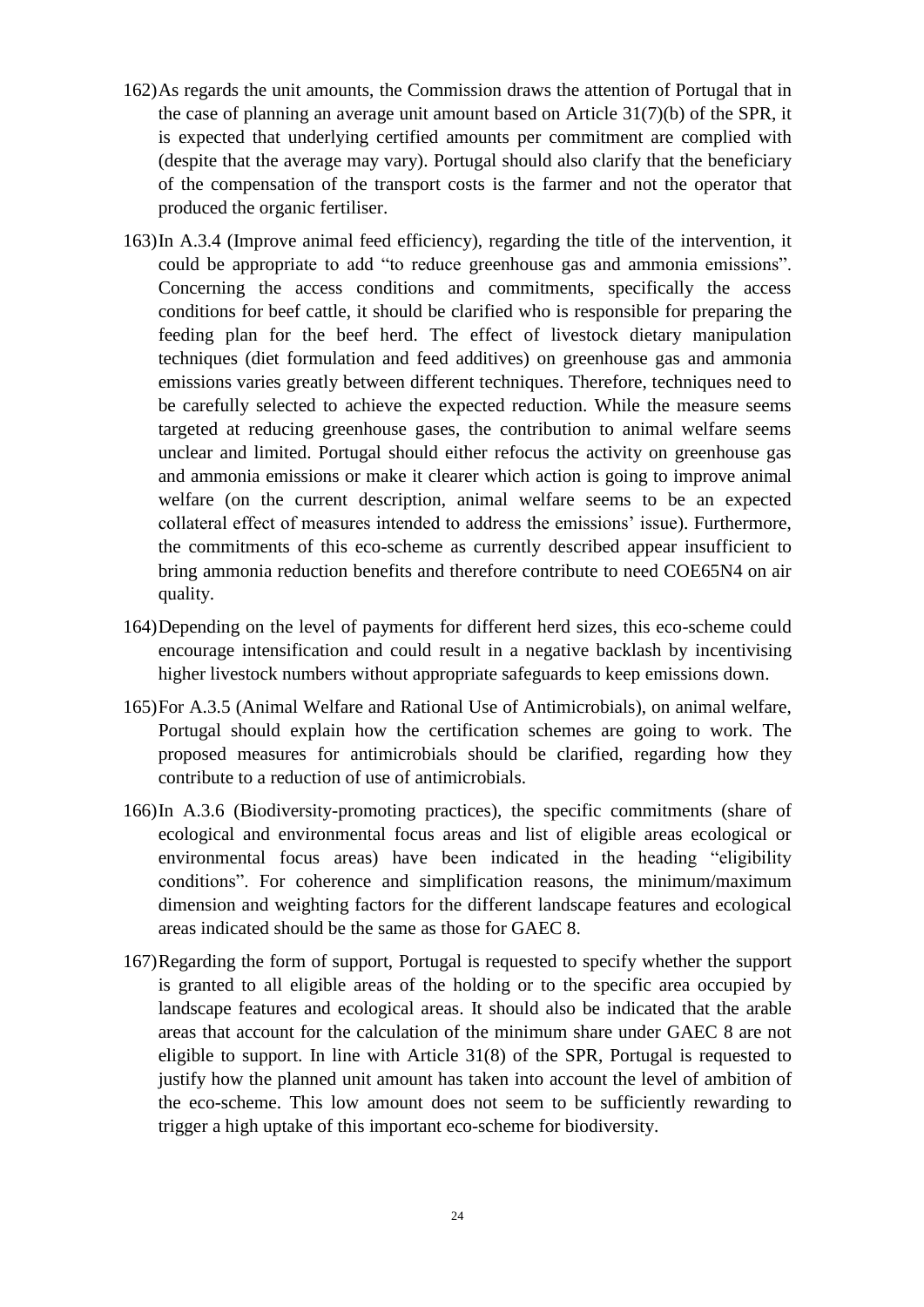162) As regards the unit amounts, the Commission draws the attention of Portugal that in the case of planning an average unit amount based on Article 31(7)(b) of the SPR, it is expected that underlying certified amounts per commitment are complied with (despite that the average may vary). Portugal should also clarify that the beneficiary of the compensation of the transport costs is the farmer and not the operator that produced the organic fertiliser.

163) In A.3.4 (Improve animal feed efficiency), regarding the title of the intervention, it could be appropriate to add "to reduce greenhouse gas and ammonia emissions". Concerning the access conditions and commitments, specifically the access conditions for beef cattle, it should be clarified who is responsible for preparing the feeding plan for the beef herd. The effect of livestock dietary manipulation techniques (diet formulation and feed additives) on greenhouse gas and ammonia emissions varies greatly between different techniques. Therefore, techniques need to be carefully selected to achieve the expected reduction. While the measure seems targeted at reducing greenhouse gases, the contribution to animal welfare seems unclear and limited. Portugal should either refocus the activity on greenhouse gas and ammonia emissions or make it clearer which action is going to improve animal welfare (on the current description, animal welfare seems to be an expected collateral effect of measures intended to address the emissions' issue). Furthermore, the commitments of this eco-scheme as currently described appear insufficient to bring ammonia reduction benefits and therefore contribute to need COE65N4 on air quality.

164) Depending on the level of payments for different herd sizes, this eco-scheme could encourage intensification and could result in a negative backlash by incentivising higher livestock numbers without appropriate safeguards to keep emissions down.

165) For A.3.5 (Animal Welfare and Rational Use of Antimicrobials), on animal welfare, Portugal should explain how the certification schemes are going to work. The proposed measures for antimicrobials should be clarified, regarding how they contribute to a reduction of use of antimicrobials.

166) In A.3.6 (Biodiversity-promoting practices), the specific commitments (share of ecological and environmental focus areas and list of eligible areas ecological or environmental focus areas) have been indicated in the heading "eligibility conditions". For coherence and simplification reasons, the minimum/maximum dimension and weighting factors for the different landscape features and ecological areas indicated should be the same as those for GAEC 8.

167) Regarding the form of support, Portugal is requested to specify whether the support is granted to all eligible areas of the holding or to the specific area occupied by landscape features and ecological areas. It should also be indicated that the arable areas that account for the calculation of the minimum share under GAEC 8 are not eligible to support. In line with Article 31(8) of the SPR, Portugal is requested to justify how the planned unit amount has taken into account the level of ambition of the eco-scheme. This low amount does not seem to be sufficiently rewarding to trigger a high uptake of this important eco-scheme for biodiversity.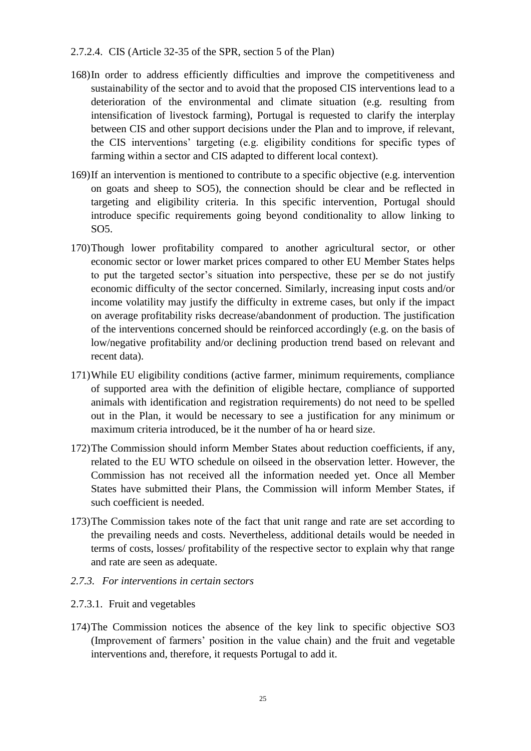2.7.2.4. CIS (Article 32-35 of the SPR, section 5 of the Plan)

168) In order to address efficiently difficulties and improve the competitiveness and sustainability of the sector and to avoid that the proposed CIS interventions lead to a deterioration of the environmental and climate situation (e.g. resulting from intensification of livestock farming), Portugal is requested to clarify the interplay between CIS and other support decisions under the Plan and to improve, if relevant, the CIS interventions' targeting (e.g. eligibility conditions for specific types of farming within a sector and CIS adapted to different local context).

169) If an intervention is mentioned to contribute to a specific objective (e.g. intervention on goats and sheep to SO5), the connection should be clear and be reflected in targeting and eligibility criteria. In this specific intervention, Portugal should introduce specific requirements going beyond conditionality to allow linking to SO5.

170) Though lower profitability compared to another agricultural sector, or other economic sector or lower market prices compared to other EU Member States helps to put the targeted sector's situation into perspective, these per se do not justify economic difficulty of the sector concerned. Similarly, increasing input costs and/or income volatility may justify the difficulty in extreme cases, but only if the impact on average profitability risks decrease/abandonment of production. The justification of the interventions concerned should be reinforced accordingly (e.g. on the basis of low/negative profitability and/or declining production trend based on relevant and recent data).

171) While EU eligibility conditions (active farmer, minimum requirements, compliance of supported area with the definition of eligible hectare, compliance of supported animals with identification and registration requirements) do not need to be spelled out in the Plan, it would be necessary to see a justification for any minimum or maximum criteria introduced, be it the number of ha or heard size.

172) The Commission should inform Member States about reduction coefficients, if any, related to the EU WTO schedule on oilseed in the observation letter. However, the Commission has not received all the information needed yet. Once all Member States have submitted their Plans, the Commission will inform Member States, if such coefficient is needed.

173) The Commission takes note of the fact that unit range and rate are set according to the prevailing needs and costs. Nevertheless, additional details would be needed in terms of costs, losses/ profitability of the respective sector to explain why that range and rate are seen as adequate.

*2.7.3. For interventions in certain sectors*

2.7.3.1. Fruit and vegetables

174) The Commission notices the absence of the key link to specific objective SO3 (Improvement of farmers' position in the value chain) and the fruit and vegetable interventions and, therefore, it requests Portugal to add it.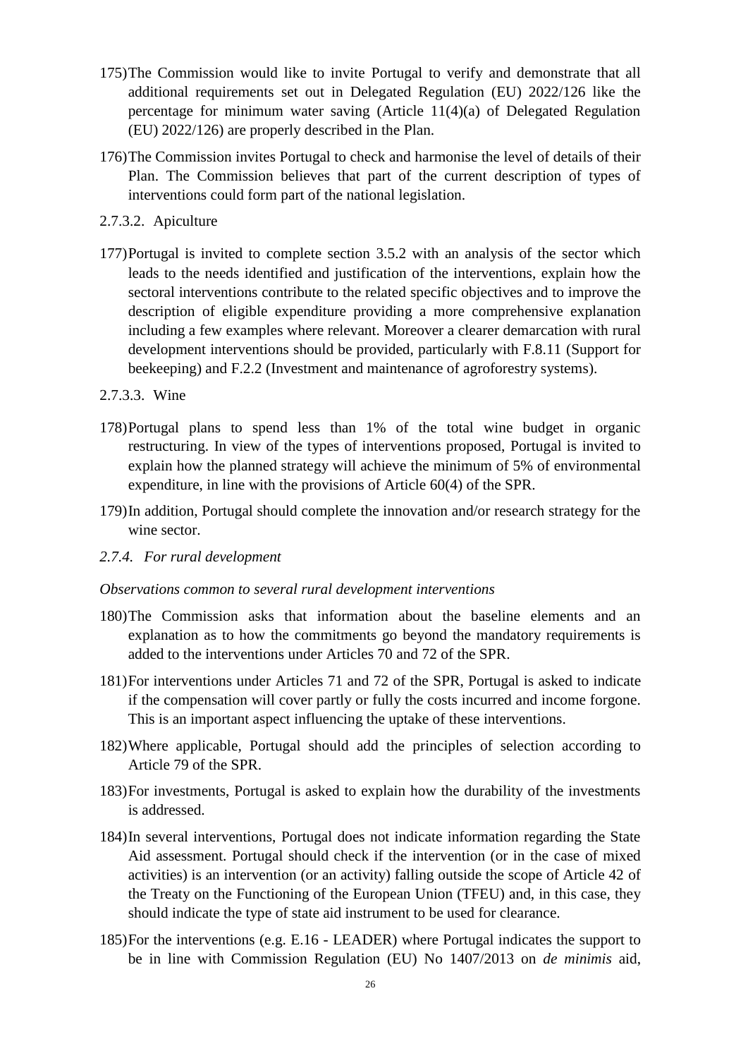175) The Commission would like to invite Portugal to verify and demonstrate that all additional requirements set out in Delegated Regulation (EU) 2022/126 like the percentage for minimum water saving (Article 11(4)(a) of Delegated Regulation (EU) 2022/126) are properly described in the Plan.

176) The Commission invites Portugal to check and harmonise the level of details of their Plan. The Commission believes that part of the current description of types of interventions could form part of the national legislation.

#### 2.7.3.2. Apiculture

177) Portugal is invited to complete section 3.5.2 with an analysis of the sector which leads to the needs identified and justification of the interventions, explain how the sectoral interventions contribute to the related specific objectives and to improve the description of eligible expenditure providing a more comprehensive explanation including a few examples where relevant. Moreover a clearer demarcation with rural development interventions should be provided, particularly with F.8.11 (Support for beekeeping) and F.2.2 (Investment and maintenance of agroforestry systems).

#### 2.7.3.3. Wine

178) Portugal plans to spend less than 1% of the total wine budget in organic restructuring. In view of the types of interventions proposed, Portugal is invited to explain how the planned strategy will achieve the minimum of 5% of environmental expenditure, in line with the provisions of Article 60(4) of the SPR.

179) In addition, Portugal should complete the innovation and/or research strategy for the wine sector.

### *2.7.4. For rural development*

*Observations common to several rural development interventions*

180) The Commission asks that information about the baseline elements and an explanation as to how the commitments go beyond the mandatory requirements is added to the interventions under Articles 70 and 72 of the SPR.

181) For interventions under Articles 71 and 72 of the SPR, Portugal is asked to indicate if the compensation will cover partly or fully the costs incurred and income forgone. This is an important aspect influencing the uptake of these interventions.

182) Where applicable, Portugal should add the principles of selection according to Article 79 of the SPR.

183) For investments, Portugal is asked to explain how the durability of the investments is addressed.

184) In several interventions, Portugal does not indicate information regarding the State Aid assessment. Portugal should check if the intervention (or in the case of mixed activities) is an intervention (or an activity) falling outside the scope of Article 42 of the Treaty on the Functioning of the European Union (TFEU) and, in this case, they should indicate the type of state aid instrument to be used for clearance.

185) For the interventions (e.g. E.16 - LEADER) where Portugal indicates the support to be in line with Commission Regulation (EU) No 1407/2013 on *de minimis* aid,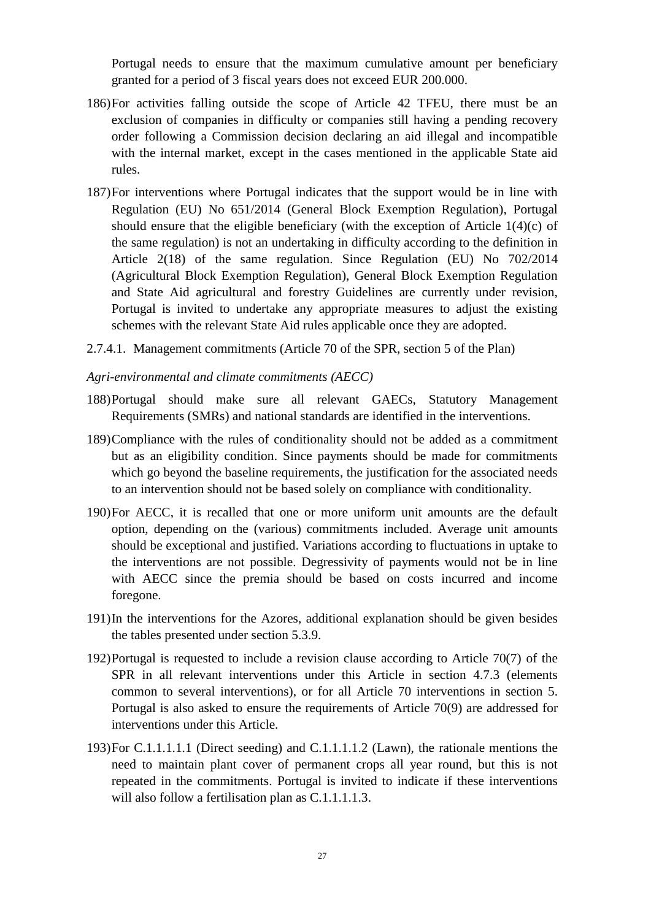Portugal needs to ensure that the maximum cumulative amount per beneficiary granted for a period of 3 fiscal years does not exceed EUR 200.000.

186) For activities falling outside the scope of Article 42 TFEU, there must be an exclusion of companies in difficulty or companies still having a pending recovery order following a Commission decision declaring an aid illegal and incompatible with the internal market, except in the cases mentioned in the applicable State aid rules.

187) For interventions where Portugal indicates that the support would be in line with Regulation (EU) No 651/2014 (General Block Exemption Regulation), Portugal should ensure that the eligible beneficiary (with the exception of Article 1(4)(c) of the same regulation) is not an undertaking in difficulty according to the definition in Article 2(18) of the same regulation. Since Regulation (EU) No 702/2014 (Agricultural Block Exemption Regulation), General Block Exemption Regulation and State Aid agricultural and forestry Guidelines are currently under revision, Portugal is invited to undertake any appropriate measures to adjust the existing schemes with the relevant State Aid rules applicable once they are adopted.

2.7.4.1. Management commitments (Article 70 of the SPR, section 5 of the Plan)

*Agri-environmental and climate commitments (AECC)*

188) Portugal should make sure all relevant GAECs, Statutory Management Requirements (SMRs) and national standards are identified in the interventions.

189) Compliance with the rules of conditionality should not be added as a commitment but as an eligibility condition. Since payments should be made for commitments which go beyond the baseline requirements, the justification for the associated needs to an intervention should not be based solely on compliance with conditionality.

190) For AECC, it is recalled that one or more uniform unit amounts are the default option, depending on the (various) commitments included. Average unit amounts should be exceptional and justified. Variations according to fluctuations in uptake to the interventions are not possible. Degressivity of payments would not be in line with AECC since the premia should be based on costs incurred and income foregone.

191) In the interventions for the Azores, additional explanation should be given besides the tables presented under section 5.3.9.

192) Portugal is requested to include a revision clause according to Article 70(7) of the SPR in all relevant interventions under this Article in section 4.7.3 (elements common to several interventions), or for all Article 70 interventions in section 5. Portugal is also asked to ensure the requirements of Article 70(9) are addressed for interventions under this Article.

193) For C.1.1.1.1.1 (Direct seeding) and C.1.1.1.1.2 (Lawn), the rationale mentions the need to maintain plant cover of permanent crops all year round, but this is not repeated in the commitments. Portugal is invited to indicate if these interventions will also follow a fertilisation plan as C.1.1.1.1.3.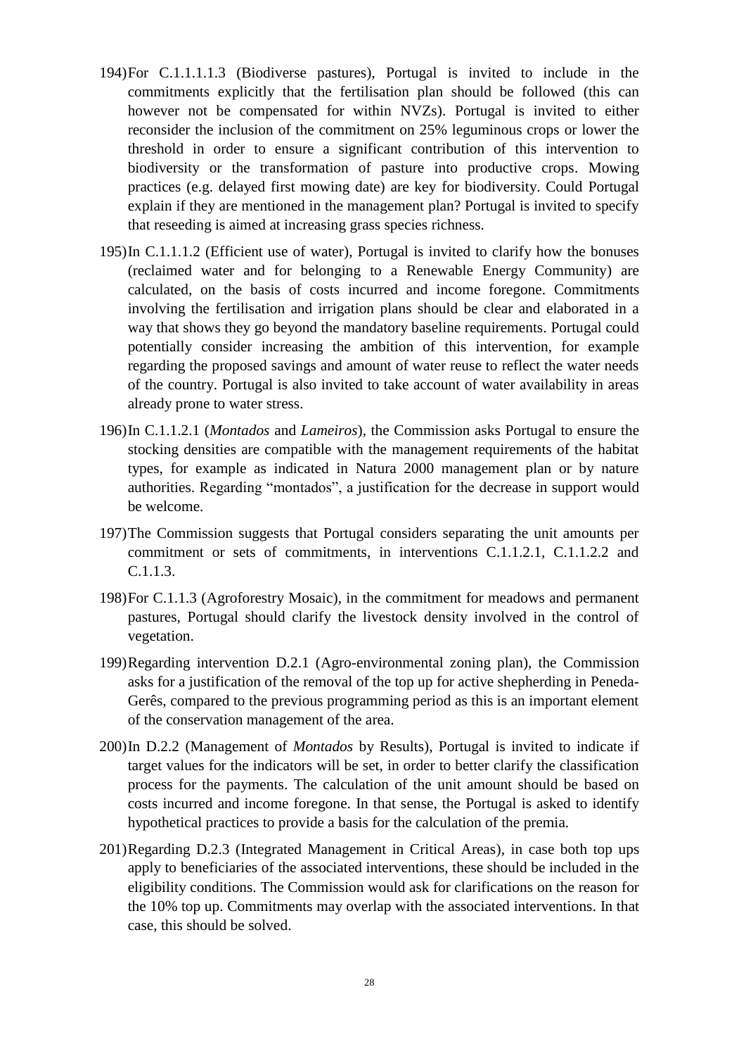194) For C.1.1.1.1.3 (Biodiverse pastures), Portugal is invited to include in the commitments explicitly that the fertilisation plan should be followed (this can however not be compensated for within NVZs). Portugal is invited to either reconsider the inclusion of the commitment on 25% leguminous crops or lower the threshold in order to ensure a significant contribution of this intervention to biodiversity or the transformation of pasture into productive crops. Mowing practices (e.g. delayed first mowing date) are key for biodiversity. Could Portugal explain if they are mentioned in the management plan? Portugal is invited to specify that reseeding is aimed at increasing grass species richness.

195) In C.1.1.1.2 (Efficient use of water), Portugal is invited to clarify how the bonuses (reclaimed water and for belonging to a Renewable Energy Community) are calculated, on the basis of costs incurred and income foregone. Commitments involving the fertilisation and irrigation plans should be clear and elaborated in a way that shows they go beyond the mandatory baseline requirements. Portugal could potentially consider increasing the ambition of this intervention, for example regarding the proposed savings and amount of water reuse to reflect the water needs of the country. Portugal is also invited to take account of water availability in areas already prone to water stress.

196) In C.1.1.2.1 (*Montados* and *Lameiros*), the Commission asks Portugal to ensure the stocking densities are compatible with the management requirements of the habitat types, for example as indicated in Natura 2000 management plan or by nature authorities. Regarding "montados", a justification for the decrease in support would be welcome.

197) The Commission suggests that Portugal considers separating the unit amounts per commitment or sets of commitments, in interventions C.1.1.2.1, C.1.1.2.2 and C.1.1.3.

198) For C.1.1.3 (Agroforestry Mosaic), in the commitment for meadows and permanent pastures, Portugal should clarify the livestock density involved in the control of vegetation.

199) Regarding intervention D.2.1 (Agro-environmental zoning plan), the Commission asks for a justification of the removal of the top up for active shepherding in Peneda-Gerês, compared to the previous programming period as this is an important element of the conservation management of the area.

200) In D.2.2 (Management of *Montados* by Results), Portugal is invited to indicate if target values for the indicators will be set, in order to better clarify the classification process for the payments. The calculation of the unit amount should be based on costs incurred and income foregone. In that sense, the Portugal is asked to identify hypothetical practices to provide a basis for the calculation of the premia.

201) Regarding D.2.3 (Integrated Management in Critical Areas), in case both top ups apply to beneficiaries of the associated interventions, these should be included in the eligibility conditions. The Commission would ask for clarifications on the reason for the 10% top up. Commitments may overlap with the associated interventions. In that case, this should be solved.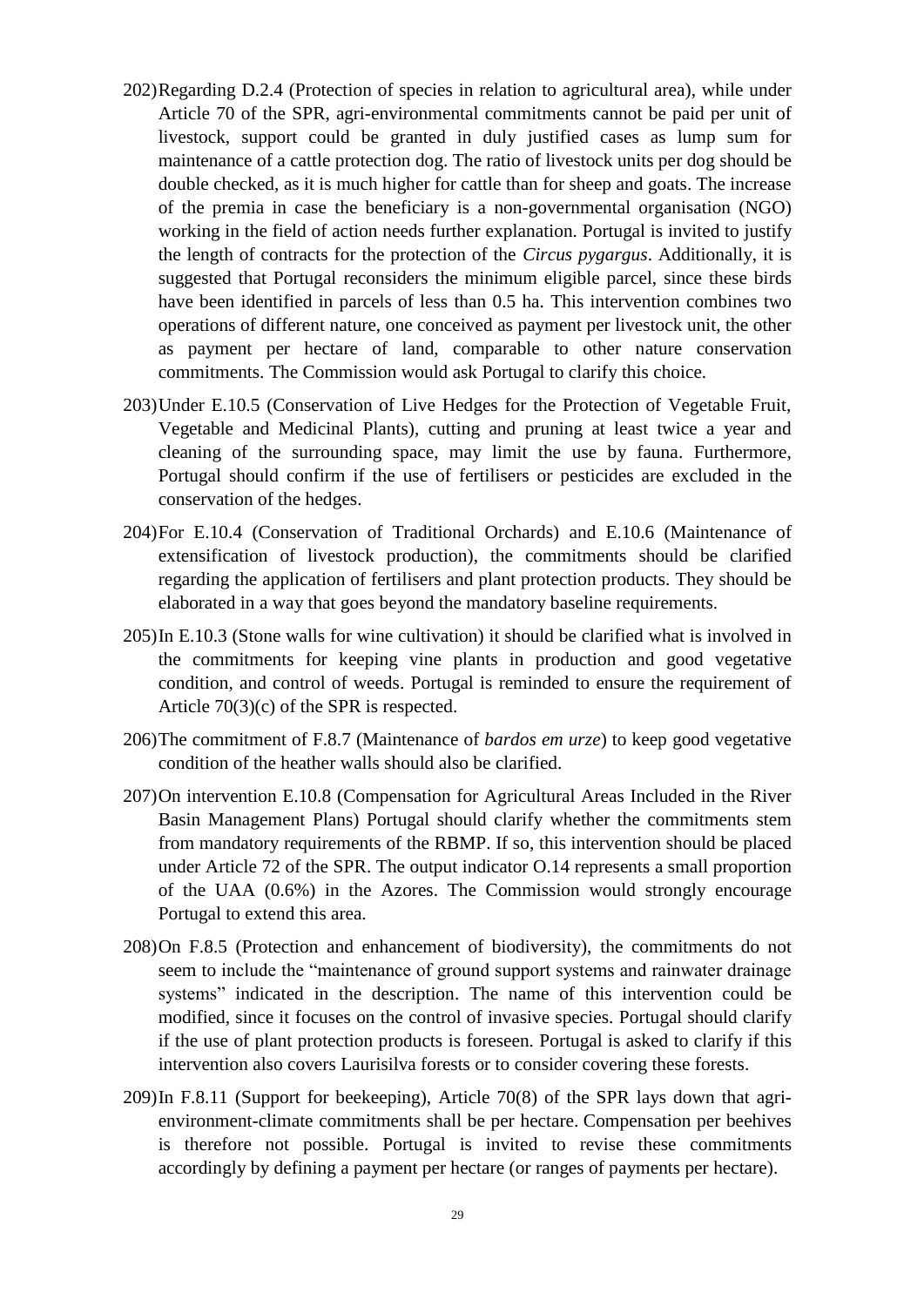202) Regarding D.2.4 (Protection of species in relation to agricultural area), while under Article 70 of the SPR, agri-environmental commitments cannot be paid per unit of livestock, support could be granted in duly justified cases as lump sum for maintenance of a cattle protection dog. The ratio of livestock units per dog should be double checked, as it is much higher for cattle than for sheep and goats. The increase of the premia in case the beneficiary is a non-governmental organisation (NGO) working in the field of action needs further explanation. Portugal is invited to justify the length of contracts for the protection of the *Circus pygargus*. Additionally, it is suggested that Portugal reconsiders the minimum eligible parcel, since these birds have been identified in parcels of less than 0.5 ha. This intervention combines two operations of different nature, one conceived as payment per livestock unit, the other as payment per hectare of land, comparable to other nature conservation commitments. The Commission would ask Portugal to clarify this choice.

203) Under E.10.5 (Conservation of Live Hedges for the Protection of Vegetable Fruit, Vegetable and Medicinal Plants), cutting and pruning at least twice a year and cleaning of the surrounding space, may limit the use by fauna. Furthermore, Portugal should confirm if the use of fertilisers or pesticides are excluded in the conservation of the hedges.

204) For E.10.4 (Conservation of Traditional Orchards) and E.10.6 (Maintenance of extensification of livestock production), the commitments should be clarified regarding the application of fertilisers and plant protection products. They should be elaborated in a way that goes beyond the mandatory baseline requirements.

205) In E.10.3 (Stone walls for wine cultivation) it should be clarified what is involved in the commitments for keeping vine plants in production and good vegetative condition, and control of weeds. Portugal is reminded to ensure the requirement of Article 70(3)(c) of the SPR is respected.

206) The commitment of F.8.7 (Maintenance of *bardos em urze*) to keep good vegetative condition of the heather walls should also be clarified.

207) On intervention E.10.8 (Compensation for Agricultural Areas Included in the River Basin Management Plans) Portugal should clarify whether the commitments stem from mandatory requirements of the RBMP. If so, this intervention should be placed under Article 72 of the SPR. The output indicator O.14 represents a small proportion of the UAA (0.6%) in the Azores. The Commission would strongly encourage Portugal to extend this area.

208) On F.8.5 (Protection and enhancement of biodiversity), the commitments do not seem to include the "maintenance of ground support systems and rainwater drainage systems" indicated in the description. The name of this intervention could be modified, since it focuses on the control of invasive species. Portugal should clarify if the use of plant protection products is foreseen. Portugal is asked to clarify if this intervention also covers Laurisilva forests or to consider covering these forests.

209) In F.8.11 (Support for beekeeping), Article 70(8) of the SPR lays down that agri-environment-climate commitments shall be per hectare. Compensation per beehives is therefore not possible. Portugal is invited to revise these commitments accordingly by defining a payment per hectare (or ranges of payments per hectare).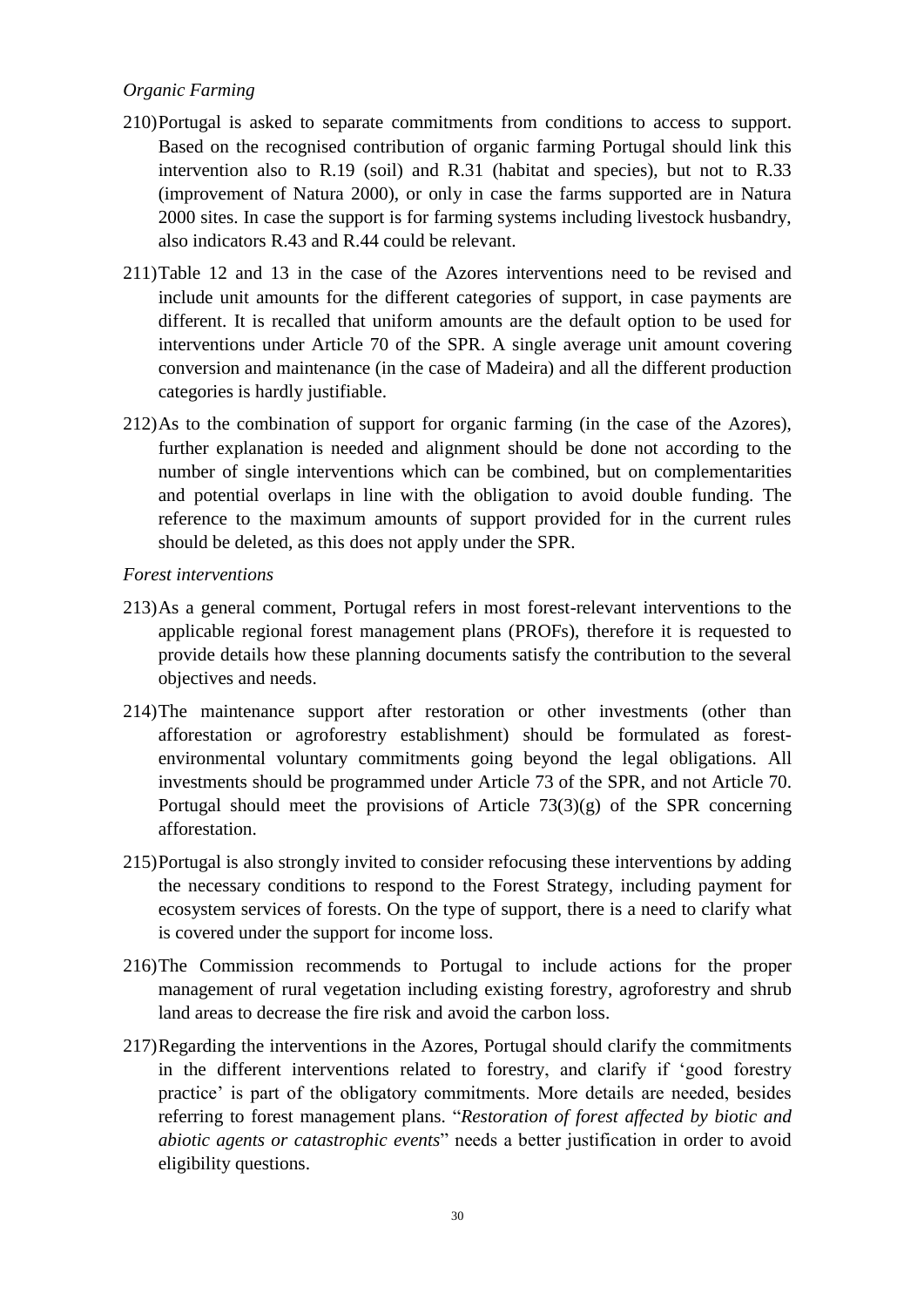*Organic Farming*

210) Portugal is asked to separate commitments from conditions to access to support. Based on the recognised contribution of organic farming Portugal should link this intervention also to R.19 (soil) and R.31 (habitat and species), but not to R.33 (improvement of Natura 2000), or only in case the farms supported are in Natura 2000 sites. In case the support is for farming systems including livestock husbandry, also indicators R.43 and R.44 could be relevant.

211) Table 12 and 13 in the case of the Azores interventions need to be revised and include unit amounts for the different categories of support, in case payments are different. It is recalled that uniform amounts are the default option to be used for interventions under Article 70 of the SPR. A single average unit amount covering conversion and maintenance (in the case of Madeira) and all the different production categories is hardly justifiable.

212) As to the combination of support for organic farming (in the case of the Azores), further explanation is needed and alignment should be done not according to the number of single interventions which can be combined, but on complementarities and potential overlaps in line with the obligation to avoid double funding. The reference to the maximum amounts of support provided for in the current rules should be deleted, as this does not apply under the SPR.

*Forest interventions*

213) As a general comment, Portugal refers in most forest-relevant interventions to the applicable regional forest management plans (PROFs), therefore it is requested to provide details how these planning documents satisfy the contribution to the several objectives and needs.

214) The maintenance support after restoration or other investments (other than afforestation or agroforestry establishment) should be formulated as forest-environmental voluntary commitments going beyond the legal obligations. All investments should be programmed under Article 73 of the SPR, and not Article 70. Portugal should meet the provisions of Article 73(3)(g) of the SPR concerning afforestation.

215) Portugal is also strongly invited to consider refocusing these interventions by adding the necessary conditions to respond to the Forest Strategy, including payment for ecosystem services of forests. On the type of support, there is a need to clarify what is covered under the support for income loss.

216) The Commission recommends to Portugal to include actions for the proper management of rural vegetation including existing forestry, agroforestry and shrub land areas to decrease the fire risk and avoid the carbon loss.

217) Regarding the interventions in the Azores, Portugal should clarify the commitments in the different interventions related to forestry, and clarify if 'good forestry practice' is part of the obligatory commitments. More details are needed, besides referring to forest management plans. "*Restoration of forest affected by biotic and abiotic agents or catastrophic events*" needs a better justification in order to avoid eligibility questions.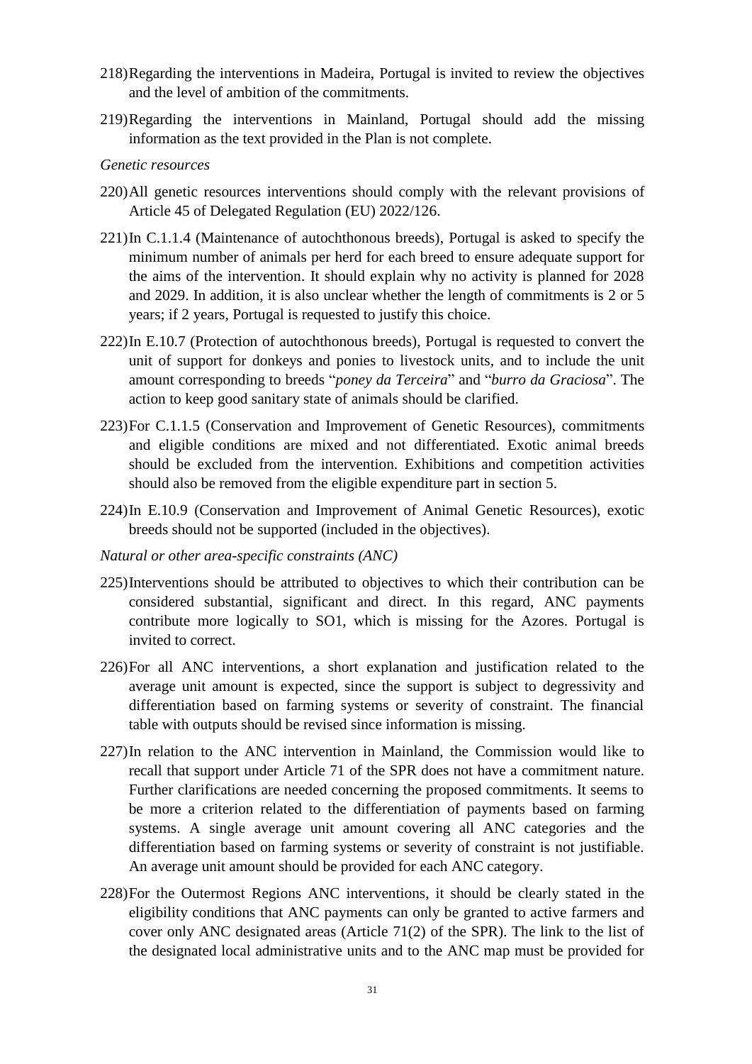218) Regarding the interventions in Madeira, Portugal is invited to review the objectives and the level of ambition of the commitments.

219) Regarding the interventions in Mainland, Portugal should add the missing information as the text provided in the Plan is not complete.

*Genetic resources*

220) All genetic resources interventions should comply with the relevant provisions of Article 45 of Delegated Regulation (EU) 2022/126.

221) In C.1.1.4 (Maintenance of autochthonous breeds), Portugal is asked to specify the minimum number of animals per herd for each breed to ensure adequate support for the aims of the intervention. It should explain why no activity is planned for 2028 and 2029. In addition, it is also unclear whether the length of commitments is 2 or 5 years; if 2 years, Portugal is requested to justify this choice.

222) In E.10.7 (Protection of autochthonous breeds), Portugal is requested to convert the unit of support for donkeys and ponies to livestock units, and to include the unit amount corresponding to breeds "*poney da Terceira*" and "*burro da Graciosa*". The action to keep good sanitary state of animals should be clarified.

223) For C.1.1.5 (Conservation and Improvement of Genetic Resources), commitments and eligible conditions are mixed and not differentiated. Exotic animal breeds should be excluded from the intervention. Exhibitions and competition activities should also be removed from the eligible expenditure part in section 5.

224) In E.10.9 (Conservation and Improvement of Animal Genetic Resources), exotic breeds should not be supported (included in the objectives).

*Natural or other area-specific constraints (ANC)*

225) Interventions should be attributed to objectives to which their contribution can be considered substantial, significant and direct. In this regard, ANC payments contribute more logically to SO1, which is missing for the Azores. Portugal is invited to correct.

226) For all ANC interventions, a short explanation and justification related to the average unit amount is expected, since the support is subject to degressivity and differentiation based on farming systems or severity of constraint. The financial table with outputs should be revised since information is missing.

227) In relation to the ANC intervention in Mainland, the Commission would like to recall that support under Article 71 of the SPR does not have a commitment nature. Further clarifications are needed concerning the proposed commitments. It seems to be more a criterion related to the differentiation of payments based on farming systems. A single average unit amount covering all ANC categories and the differentiation based on farming systems or severity of constraint is not justifiable. An average unit amount should be provided for each ANC category.

228) For the Outermost Regions ANC interventions, it should be clearly stated in the eligibility conditions that ANC payments can only be granted to active farmers and cover only ANC designated areas (Article 71(2) of the SPR). The link to the list of the designated local administrative units and to the ANC map must be provided for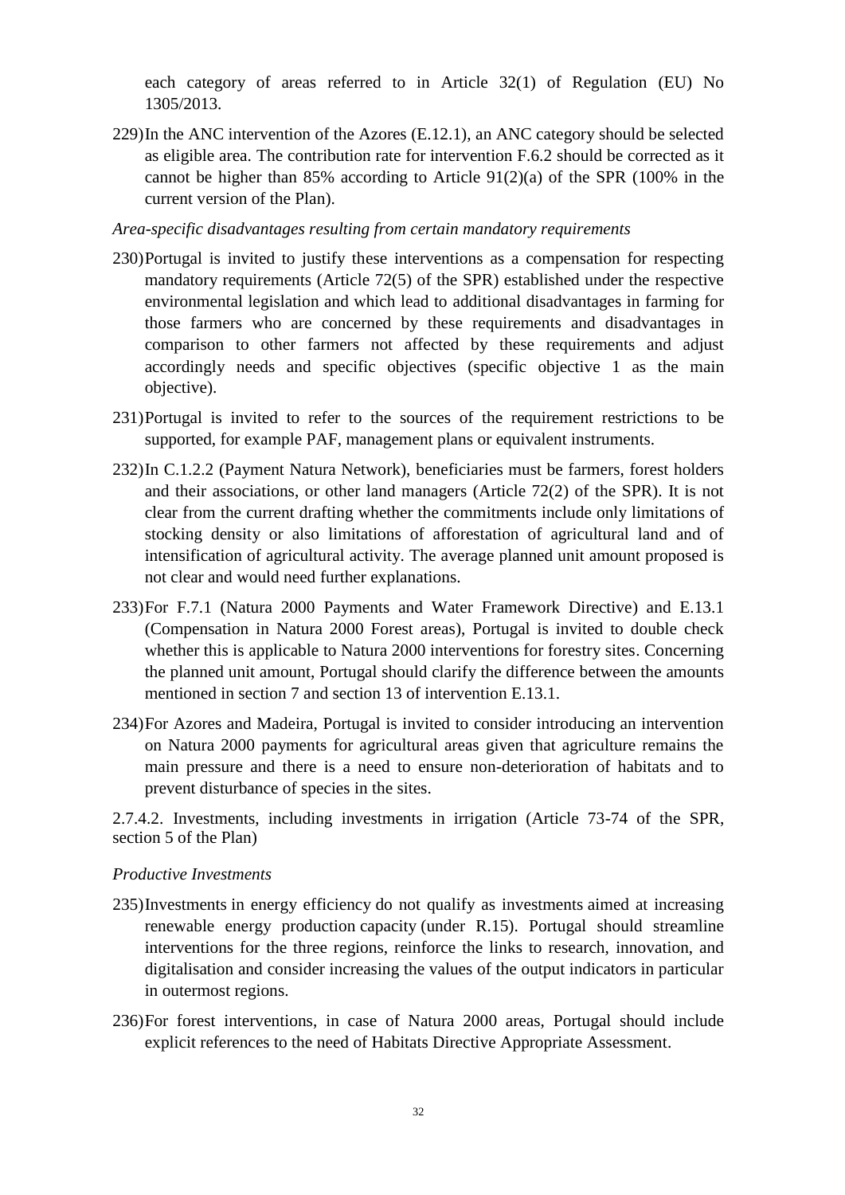each category of areas referred to in Article 32(1) of Regulation (EU) No 1305/2013.

229) In the ANC intervention of the Azores (E.12.1), an ANC category should be selected as eligible area. The contribution rate for intervention F.6.2 should be corrected as it cannot be higher than 85% according to Article 91(2)(a) of the SPR (100% in the current version of the Plan).

*Area-specific disadvantages resulting from certain mandatory requirements*

230) Portugal is invited to justify these interventions as a compensation for respecting mandatory requirements (Article 72(5) of the SPR) established under the respective environmental legislation and which lead to additional disadvantages in farming for those farmers who are concerned by these requirements and disadvantages in comparison to other farmers not affected by these requirements and adjust accordingly needs and specific objectives (specific objective 1 as the main objective).

231) Portugal is invited to refer to the sources of the requirement restrictions to be supported, for example PAF, management plans or equivalent instruments.

232) In C.1.2.2 (Payment Natura Network), beneficiaries must be farmers, forest holders and their associations, or other land managers (Article 72(2) of the SPR). It is not clear from the current drafting whether the commitments include only limitations of stocking density or also limitations of afforestation of agricultural land and of intensification of agricultural activity. The average planned unit amount proposed is not clear and would need further explanations.

233) For F.7.1 (Natura 2000 Payments and Water Framework Directive) and E.13.1 (Compensation in Natura 2000 Forest areas), Portugal is invited to double check whether this is applicable to Natura 2000 interventions for forestry sites. Concerning the planned unit amount, Portugal should clarify the difference between the amounts mentioned in section 7 and section 13 of intervention E.13.1.

234) For Azores and Madeira, Portugal is invited to consider introducing an intervention on Natura 2000 payments for agricultural areas given that agriculture remains the main pressure and there is a need to ensure non-deterioration of habitats and to prevent disturbance of species in the sites.

2.7.4.2. Investments, including investments in irrigation (Article 73-74 of the SPR, section 5 of the Plan)

*Productive Investments*

235) Investments in energy efficiency do not qualify as investments aimed at increasing renewable energy production capacity (under R.15). Portugal should streamline interventions for the three regions, reinforce the links to research, innovation, and digitalisation and consider increasing the values of the output indicators in particular in outermost regions.

236) For forest interventions, in case of Natura 2000 areas, Portugal should include explicit references to the need of Habitats Directive Appropriate Assessment.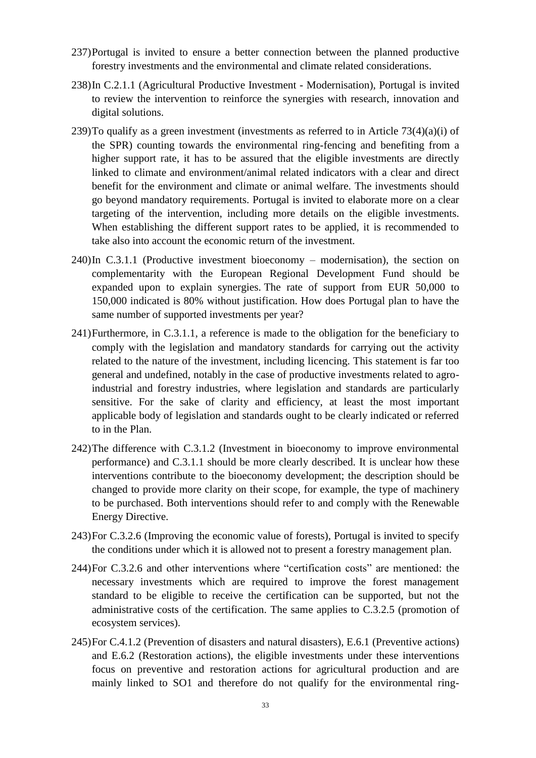237) Portugal is invited to ensure a better connection between the planned productive forestry investments and the environmental and climate related considerations.

238) In C.2.1.1 (Agricultural Productive Investment - Modernisation), Portugal is invited to review the intervention to reinforce the synergies with research, innovation and digital solutions.

239) To qualify as a green investment (investments as referred to in Article 73(4)(a)(i) of the SPR) counting towards the environmental ring-fencing and benefiting from a higher support rate, it has to be assured that the eligible investments are directly linked to climate and environment/animal related indicators with a clear and direct benefit for the environment and climate or animal welfare. The investments should go beyond mandatory requirements. Portugal is invited to elaborate more on a clear targeting of the intervention, including more details on the eligible investments. When establishing the different support rates to be applied, it is recommended to take also into account the economic return of the investment.

240) In C.3.1.1 (Productive investment bioeconomy – modernisation), the section on complementarity with the European Regional Development Fund should be expanded upon to explain synergies. The rate of support from EUR 50,000 to 150,000 indicated is 80% without justification. How does Portugal plan to have the same number of supported investments per year?

241) Furthermore, in C.3.1.1, a reference is made to the obligation for the beneficiary to comply with the legislation and mandatory standards for carrying out the activity related to the nature of the investment, including licencing. This statement is far too general and undefined, notably in the case of productive investments related to agro-industrial and forestry industries, where legislation and standards are particularly sensitive. For the sake of clarity and efficiency, at least the most important applicable body of legislation and standards ought to be clearly indicated or referred to in the Plan.

242) The difference with C.3.1.2 (Investment in bioeconomy to improve environmental performance) and C.3.1.1 should be more clearly described. It is unclear how these interventions contribute to the bioeconomy development; the description should be changed to provide more clarity on their scope, for example, the type of machinery to be purchased. Both interventions should refer to and comply with the Renewable Energy Directive.

243) For C.3.2.6 (Improving the economic value of forests), Portugal is invited to specify the conditions under which it is allowed not to present a forestry management plan.

244) For C.3.2.6 and other interventions where "certification costs" are mentioned: the necessary investments which are required to improve the forest management standard to be eligible to receive the certification can be supported, but not the administrative costs of the certification. The same applies to C.3.2.5 (promotion of ecosystem services).

245) For C.4.1.2 (Prevention of disasters and natural disasters), E.6.1 (Preventive actions) and E.6.2 (Restoration actions), the eligible investments under these interventions focus on preventive and restoration actions for agricultural production and are mainly linked to SO1 and therefore do not qualify for the environmental ring-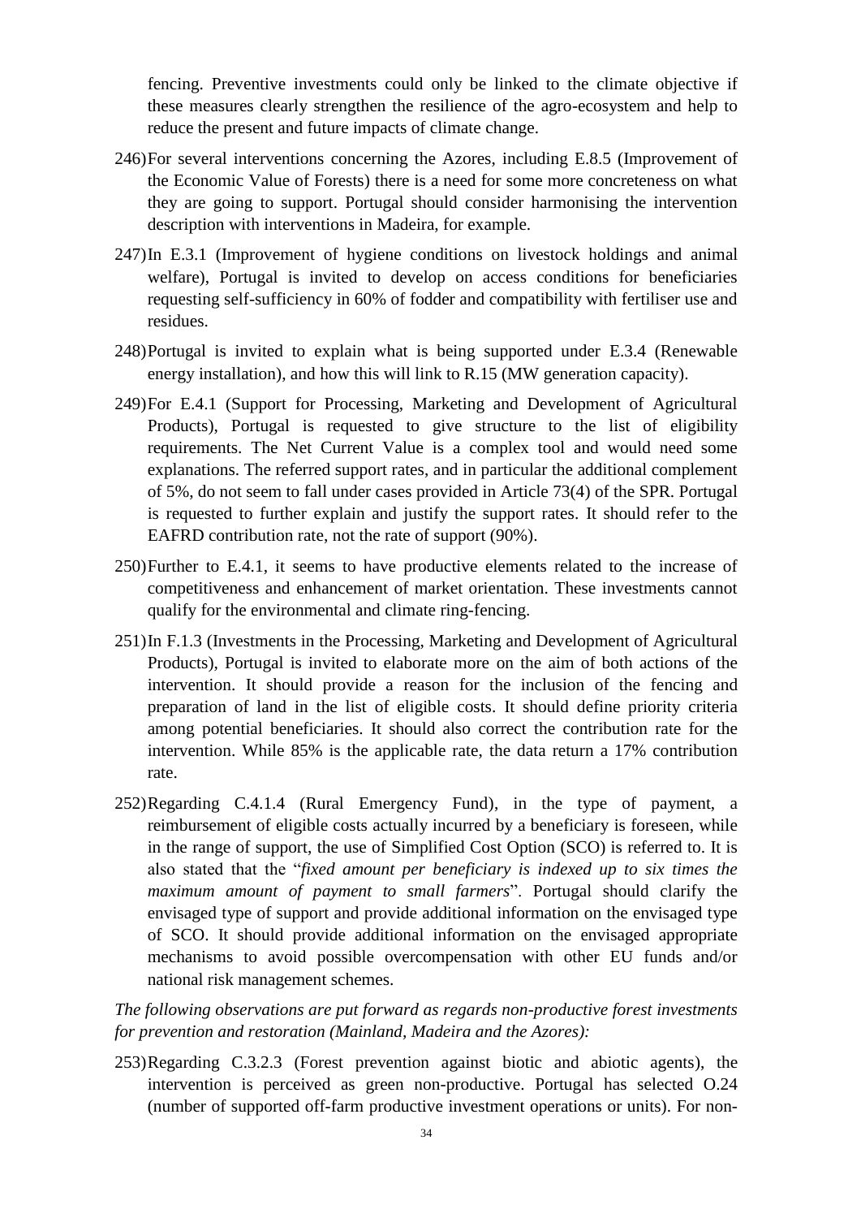fencing. Preventive investments could only be linked to the climate objective if these measures clearly strengthen the resilience of the agro-ecosystem and help to reduce the present and future impacts of climate change.

246) For several interventions concerning the Azores, including E.8.5 (Improvement of the Economic Value of Forests) there is a need for some more concreteness on what they are going to support. Portugal should consider harmonising the intervention description with interventions in Madeira, for example.

247) In E.3.1 (Improvement of hygiene conditions on livestock holdings and animal welfare), Portugal is invited to develop on access conditions for beneficiaries requesting self-sufficiency in 60% of fodder and compatibility with fertiliser use and residues.

248) Portugal is invited to explain what is being supported under E.3.4 (Renewable energy installation), and how this will link to R.15 (MW generation capacity).

249) For E.4.1 (Support for Processing, Marketing and Development of Agricultural Products), Portugal is requested to give structure to the list of eligibility requirements. The Net Current Value is a complex tool and would need some explanations. The referred support rates, and in particular the additional complement of 5%, do not seem to fall under cases provided in Article 73(4) of the SPR. Portugal is requested to further explain and justify the support rates. It should refer to the EAFRD contribution rate, not the rate of support (90%).

250) Further to E.4.1, it seems to have productive elements related to the increase of competitiveness and enhancement of market orientation. These investments cannot qualify for the environmental and climate ring-fencing.

251) In F.1.3 (Investments in the Processing, Marketing and Development of Agricultural Products), Portugal is invited to elaborate more on the aim of both actions of the intervention. It should provide a reason for the inclusion of the fencing and preparation of land in the list of eligible costs. It should define priority criteria among potential beneficiaries. It should also correct the contribution rate for the intervention. While 85% is the applicable rate, the data return a 17% contribution rate.

252) Regarding C.4.1.4 (Rural Emergency Fund), in the type of payment, a reimbursement of eligible costs actually incurred by a beneficiary is foreseen, while in the range of support, the use of Simplified Cost Option (SCO) is referred to. It is also stated that the "*fixed amount per beneficiary is indexed up to six times the maximum amount of payment to small farmers*". Portugal should clarify the envisaged type of support and provide additional information on the envisaged type of SCO. It should provide additional information on the envisaged appropriate mechanisms to avoid possible overcompensation with other EU funds and/or national risk management schemes.

*The following observations are put forward as regards non-productive forest investments for prevention and restoration (Mainland, Madeira and the Azores):*

253) Regarding C.3.2.3 (Forest prevention against biotic and abiotic agents), the intervention is perceived as green non-productive. Portugal has selected O.24 (number of supported off-farm productive investment operations or units). For non-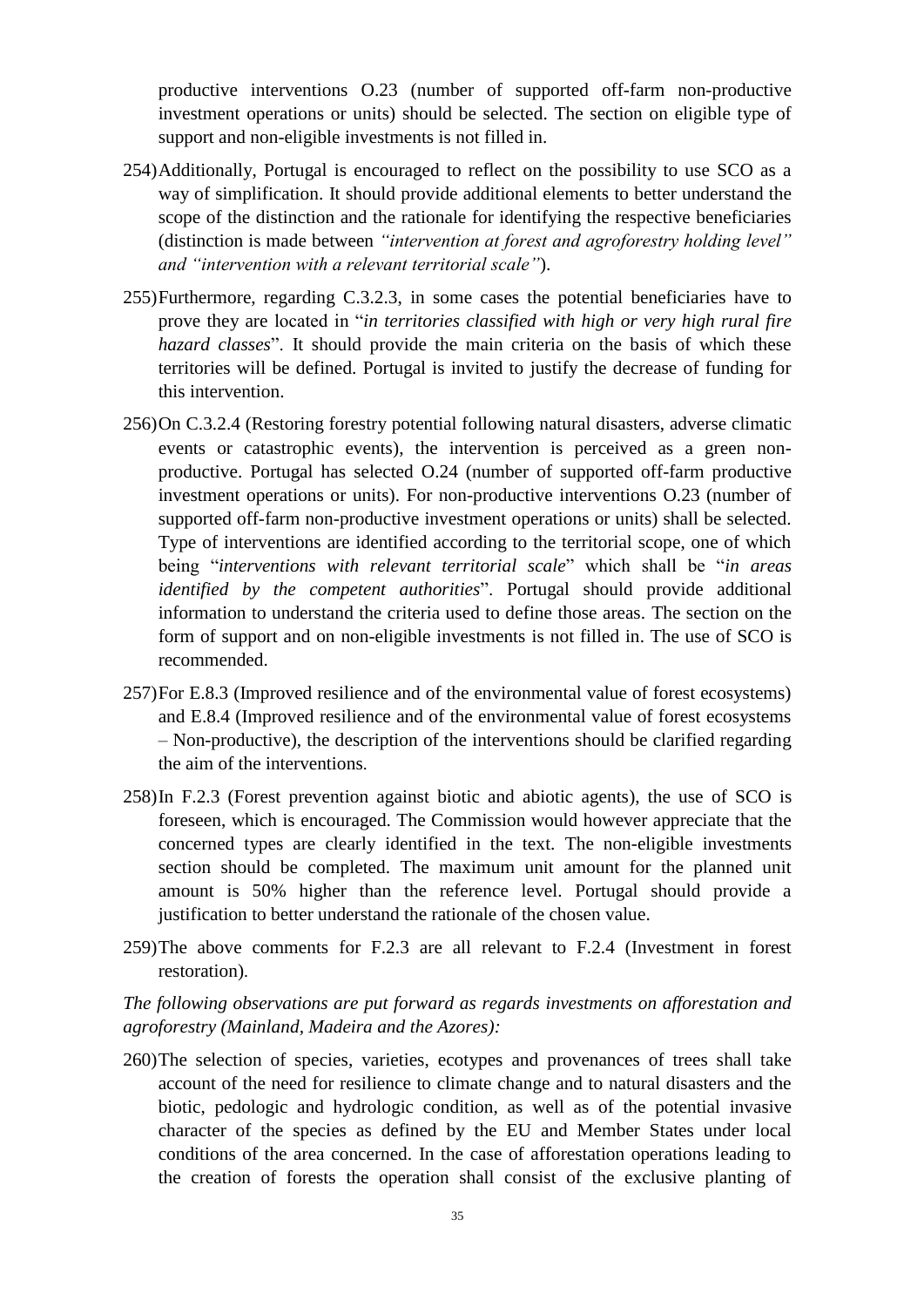productive interventions O.23 (number of supported off-farm non-productive investment operations or units) should be selected. The section on eligible type of support and non-eligible investments is not filled in.

254) Additionally, Portugal is encouraged to reflect on the possibility to use SCO as a way of simplification. It should provide additional elements to better understand the scope of the distinction and the rationale for identifying the respective beneficiaries (distinction is made between *"intervention at forest and agroforestry holding level" and "intervention with a relevant territorial scale"*).

255) Furthermore, regarding C.3.2.3, in some cases the potential beneficiaries have to prove they are located in "*in territories classified with high or very high rural fire hazard classes*". It should provide the main criteria on the basis of which these territories will be defined. Portugal is invited to justify the decrease of funding for this intervention.

256) On C.3.2.4 (Restoring forestry potential following natural disasters, adverse climatic events or catastrophic events), the intervention is perceived as a green non-productive. Portugal has selected O.24 (number of supported off-farm productive investment operations or units). For non-productive interventions O.23 (number of supported off-farm non-productive investment operations or units) shall be selected. Type of interventions are identified according to the territorial scope, one of which being "*interventions with relevant territorial scale*" which shall be "*in areas identified by the competent authorities*". Portugal should provide additional information to understand the criteria used to define those areas. The section on the form of support and on non-eligible investments is not filled in. The use of SCO is recommended.

257) For E.8.3 (Improved resilience and of the environmental value of forest ecosystems) and E.8.4 (Improved resilience and of the environmental value of forest ecosystems – Non-productive), the description of the interventions should be clarified regarding the aim of the interventions.

258) In F.2.3 (Forest prevention against biotic and abiotic agents), the use of SCO is foreseen, which is encouraged. The Commission would however appreciate that the concerned types are clearly identified in the text. The non-eligible investments section should be completed. The maximum unit amount for the planned unit amount is 50% higher than the reference level. Portugal should provide a justification to better understand the rationale of the chosen value.

259) The above comments for F.2.3 are all relevant to F.2.4 (Investment in forest restoration).

*The following observations are put forward as regards investments on afforestation and agroforestry (Mainland, Madeira and the Azores):*

260) The selection of species, varieties, ecotypes and provenances of trees shall take account of the need for resilience to climate change and to natural disasters and the biotic, pedologic and hydrologic condition, as well as of the potential invasive character of the species as defined by the EU and Member States under local conditions of the area concerned. In the case of afforestation operations leading to the creation of forests the operation shall consist of the exclusive planting of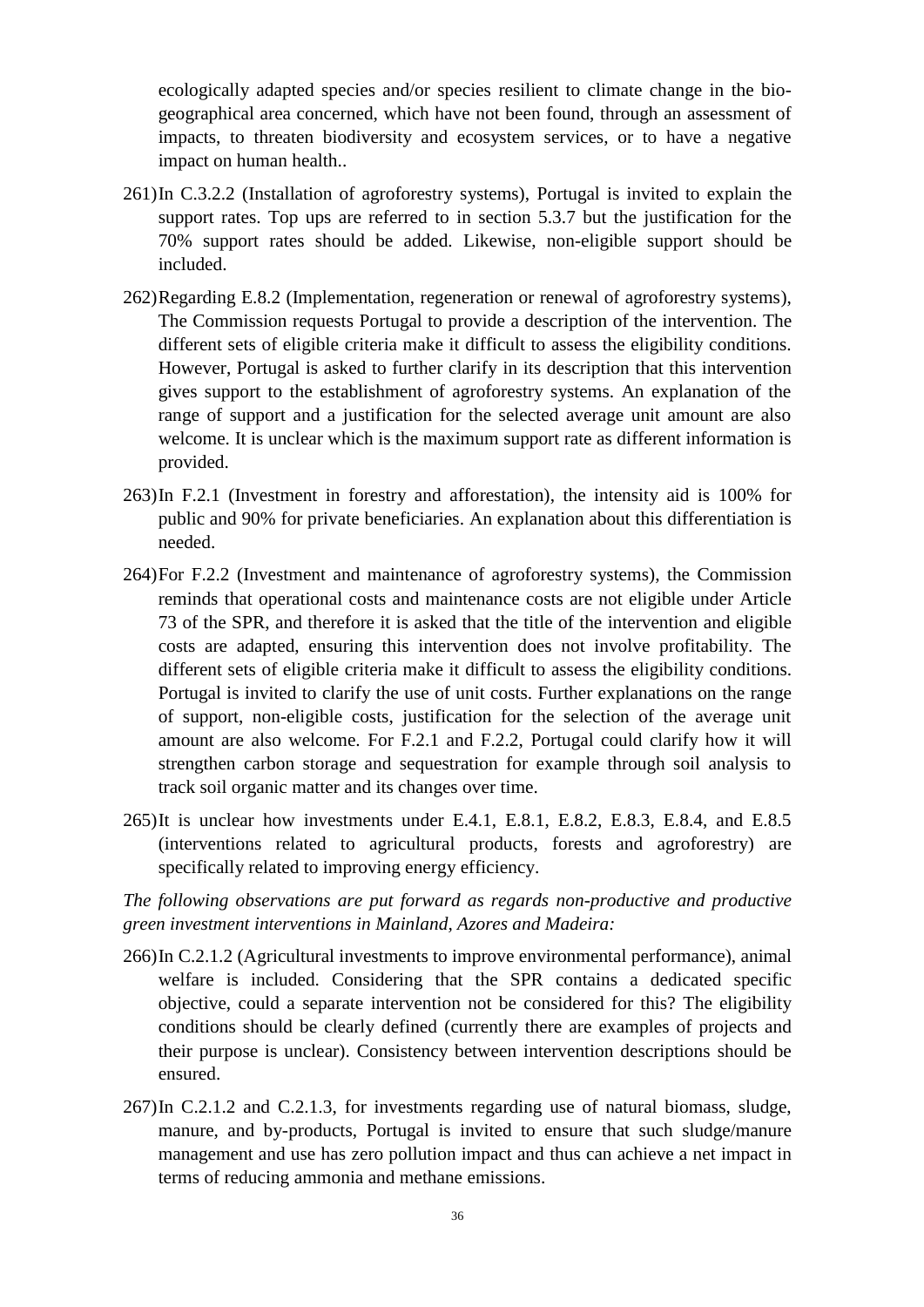ecologically adapted species and/or species resilient to climate change in the bio-geographical area concerned, which have not been found, through an assessment of impacts, to threaten biodiversity and ecosystem services, or to have a negative impact on human health..

261) In C.3.2.2 (Installation of agroforestry systems), Portugal is invited to explain the support rates. Top ups are referred to in section 5.3.7 but the justification for the 70% support rates should be added. Likewise, non-eligible support should be included.

262) Regarding E.8.2 (Implementation, regeneration or renewal of agroforestry systems), The Commission requests Portugal to provide a description of the intervention. The different sets of eligible criteria make it difficult to assess the eligibility conditions. However, Portugal is asked to further clarify in its description that this intervention gives support to the establishment of agroforestry systems. An explanation of the range of support and a justification for the selected average unit amount are also welcome. It is unclear which is the maximum support rate as different information is provided.

263) In F.2.1 (Investment in forestry and afforestation), the intensity aid is 100% for public and 90% for private beneficiaries. An explanation about this differentiation is needed.

264) For F.2.2 (Investment and maintenance of agroforestry systems), the Commission reminds that operational costs and maintenance costs are not eligible under Article 73 of the SPR, and therefore it is asked that the title of the intervention and eligible costs are adapted, ensuring this intervention does not involve profitability. The different sets of eligible criteria make it difficult to assess the eligibility conditions. Portugal is invited to clarify the use of unit costs. Further explanations on the range of support, non-eligible costs, justification for the selection of the average unit amount are also welcome. For F.2.1 and F.2.2, Portugal could clarify how it will strengthen carbon storage and sequestration for example through soil analysis to track soil organic matter and its changes over time.

265) It is unclear how investments under E.4.1, E.8.1, E.8.2, E.8.3, E.8.4, and E.8.5 (interventions related to agricultural products, forests and agroforestry) are specifically related to improving energy efficiency.

*The following observations are put forward as regards non-productive and productive green investment interventions in Mainland, Azores and Madeira:*

266) In C.2.1.2 (Agricultural investments to improve environmental performance), animal welfare is included. Considering that the SPR contains a dedicated specific objective, could a separate intervention not be considered for this? The eligibility conditions should be clearly defined (currently there are examples of projects and their purpose is unclear). Consistency between intervention descriptions should be ensured.

267) In C.2.1.2 and C.2.1.3, for investments regarding use of natural biomass, sludge, manure, and by-products, Portugal is invited to ensure that such sludge/manure management and use has zero pollution impact and thus can achieve a net impact in terms of reducing ammonia and methane emissions.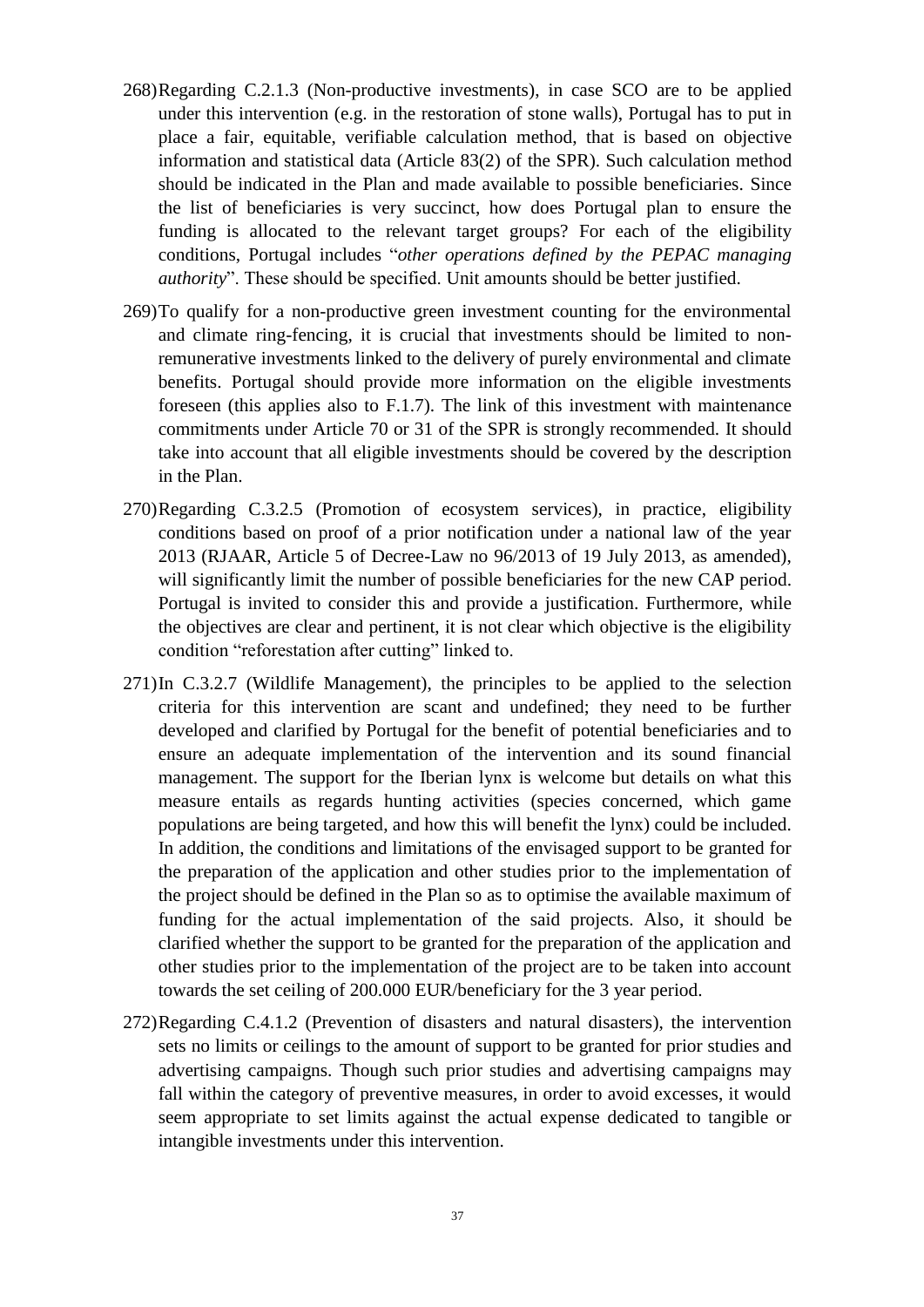268) Regarding C.2.1.3 (Non-productive investments), in case SCO are to be applied under this intervention (e.g. in the restoration of stone walls), Portugal has to put in place a fair, equitable, verifiable calculation method, that is based on objective information and statistical data (Article 83(2) of the SPR). Such calculation method should be indicated in the Plan and made available to possible beneficiaries. Since the list of beneficiaries is very succinct, how does Portugal plan to ensure the funding is allocated to the relevant target groups? For each of the eligibility conditions, Portugal includes "*other operations defined by the PEPAC managing authority*". These should be specified. Unit amounts should be better justified.

269) To qualify for a non-productive green investment counting for the environmental and climate ring-fencing, it is crucial that investments should be limited to non-remunerative investments linked to the delivery of purely environmental and climate benefits. Portugal should provide more information on the eligible investments foreseen (this applies also to F.1.7). The link of this investment with maintenance commitments under Article 70 or 31 of the SPR is strongly recommended. It should take into account that all eligible investments should be covered by the description in the Plan.

270) Regarding C.3.2.5 (Promotion of ecosystem services), in practice, eligibility conditions based on proof of a prior notification under a national law of the year 2013 (RJAAR, Article 5 of Decree-Law no 96/2013 of 19 July 2013, as amended), will significantly limit the number of possible beneficiaries for the new CAP period. Portugal is invited to consider this and provide a justification. Furthermore, while the objectives are clear and pertinent, it is not clear which objective is the eligibility condition "reforestation after cutting" linked to.

271) In C.3.2.7 (Wildlife Management), the principles to be applied to the selection criteria for this intervention are scant and undefined; they need to be further developed and clarified by Portugal for the benefit of potential beneficiaries and to ensure an adequate implementation of the intervention and its sound financial management. The support for the Iberian lynx is welcome but details on what this measure entails as regards hunting activities (species concerned, which game populations are being targeted, and how this will benefit the lynx) could be included. In addition, the conditions and limitations of the envisaged support to be granted for the preparation of the application and other studies prior to the implementation of the project should be defined in the Plan so as to optimise the available maximum of funding for the actual implementation of the said projects. Also, it should be clarified whether the support to be granted for the preparation of the application and other studies prior to the implementation of the project are to be taken into account towards the set ceiling of 200.000 EUR/beneficiary for the 3 year period.

272) Regarding C.4.1.2 (Prevention of disasters and natural disasters), the intervention sets no limits or ceilings to the amount of support to be granted for prior studies and advertising campaigns. Though such prior studies and advertising campaigns may fall within the category of preventive measures, in order to avoid excesses, it would seem appropriate to set limits against the actual expense dedicated to tangible or intangible investments under this intervention.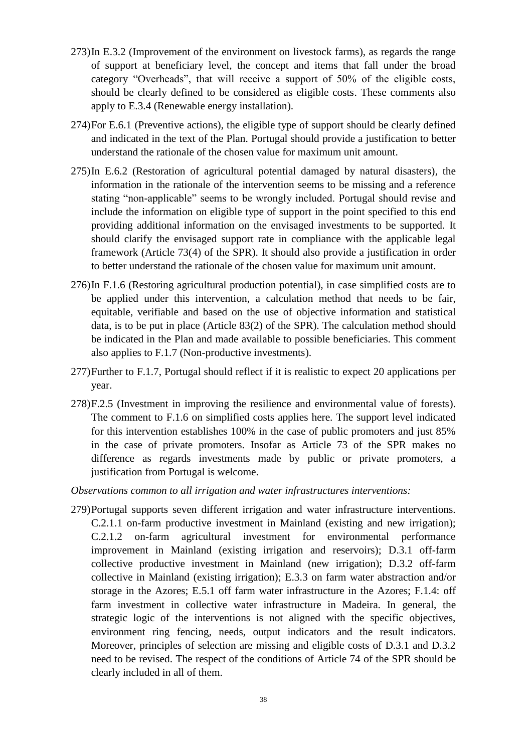273) In E.3.2 (Improvement of the environment on livestock farms), as regards the range of support at beneficiary level, the concept and items that fall under the broad category "Overheads", that will receive a support of 50% of the eligible costs, should be clearly defined to be considered as eligible costs. These comments also apply to E.3.4 (Renewable energy installation).

274) For E.6.1 (Preventive actions), the eligible type of support should be clearly defined and indicated in the text of the Plan. Portugal should provide a justification to better understand the rationale of the chosen value for maximum unit amount.

275) In E.6.2 (Restoration of agricultural potential damaged by natural disasters), the information in the rationale of the intervention seems to be missing and a reference stating "non-applicable" seems to be wrongly included. Portugal should revise and include the information on eligible type of support in the point specified to this end providing additional information on the envisaged investments to be supported. It should clarify the envisaged support rate in compliance with the applicable legal framework (Article 73(4) of the SPR). It should also provide a justification in order to better understand the rationale of the chosen value for maximum unit amount.

276) In F.1.6 (Restoring agricultural production potential), in case simplified costs are to be applied under this intervention, a calculation method that needs to be fair, equitable, verifiable and based on the use of objective information and statistical data, is to be put in place (Article 83(2) of the SPR). The calculation method should be indicated in the Plan and made available to possible beneficiaries. This comment also applies to F.1.7 (Non-productive investments).

277) Further to F.1.7, Portugal should reflect if it is realistic to expect 20 applications per year.

278) F.2.5 (Investment in improving the resilience and environmental value of forests). The comment to F.1.6 on simplified costs applies here. The support level indicated for this intervention establishes 100% in the case of public promoters and just 85% in the case of private promoters. Insofar as Article 73 of the SPR makes no difference as regards investments made by public or private promoters, a justification from Portugal is welcome.

*Observations common to all irrigation and water infrastructures interventions:*

279) Portugal supports seven different irrigation and water infrastructure interventions. C.2.1.1 on-farm productive investment in Mainland (existing and new irrigation); C.2.1.2 on-farm agricultural investment for environmental performance improvement in Mainland (existing irrigation and reservoirs); D.3.1 off-farm collective productive investment in Mainland (new irrigation); D.3.2 off-farm collective in Mainland (existing irrigation); E.3.3 on farm water abstraction and/or storage in the Azores; E.5.1 off farm water infrastructure in the Azores; F.1.4: off farm investment in collective water infrastructure in Madeira. In general, the strategic logic of the interventions is not aligned with the specific objectives, environment ring fencing, needs, output indicators and the result indicators. Moreover, principles of selection are missing and eligible costs of D.3.1 and D.3.2 need to be revised. The respect of the conditions of Article 74 of the SPR should be clearly included in all of them.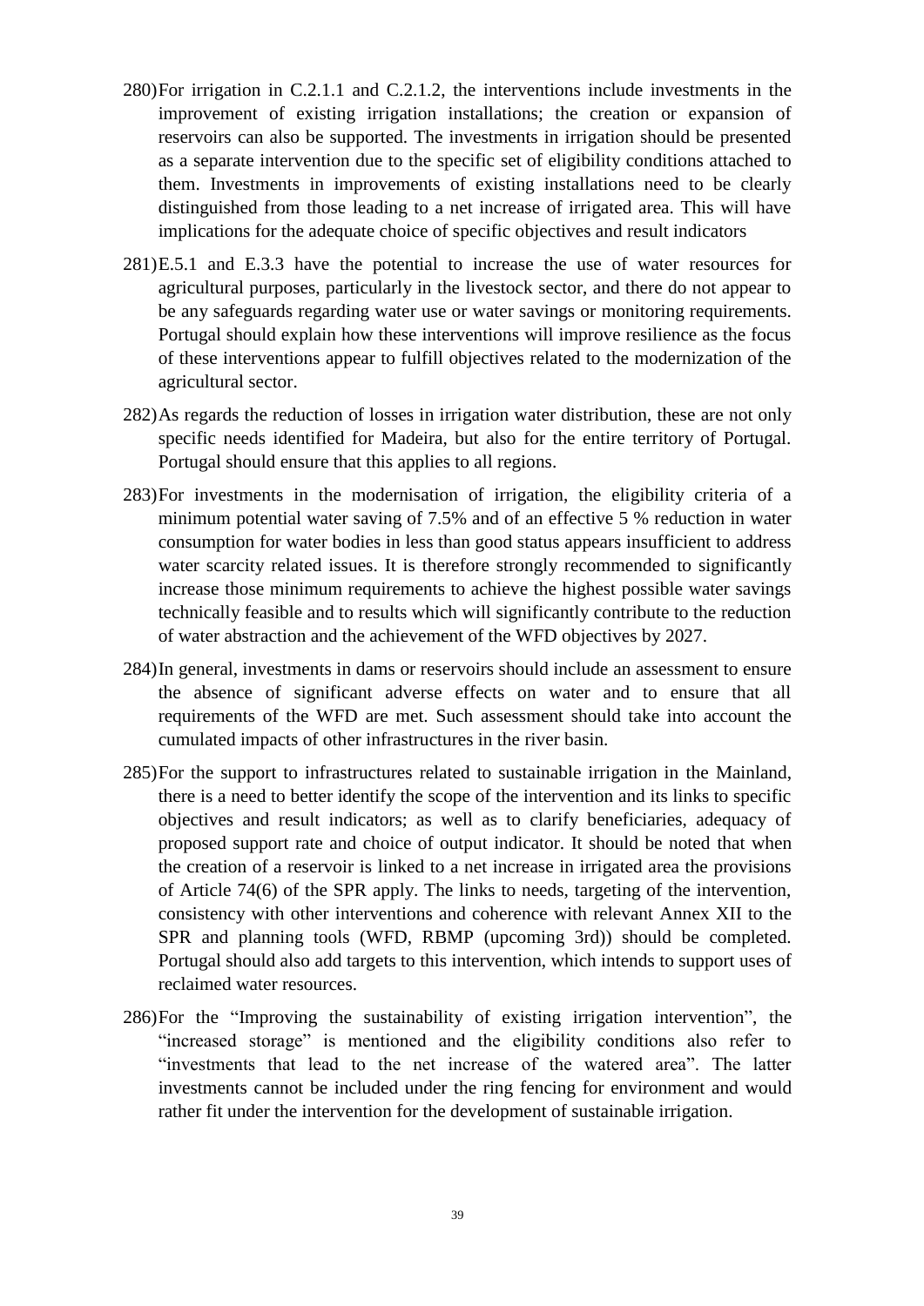280) For irrigation in C.2.1.1 and C.2.1.2, the interventions include investments in the improvement of existing irrigation installations; the creation or expansion of reservoirs can also be supported. The investments in irrigation should be presented as a separate intervention due to the specific set of eligibility conditions attached to them. Investments in improvements of existing installations need to be clearly distinguished from those leading to a net increase of irrigated area. This will have implications for the adequate choice of specific objectives and result indicators

281) E.5.1 and E.3.3 have the potential to increase the use of water resources for agricultural purposes, particularly in the livestock sector, and there do not appear to be any safeguards regarding water use or water savings or monitoring requirements. Portugal should explain how these interventions will improve resilience as the focus of these interventions appear to fulfill objectives related to the modernization of the agricultural sector.

282) As regards the reduction of losses in irrigation water distribution, these are not only specific needs identified for Madeira, but also for the entire territory of Portugal. Portugal should ensure that this applies to all regions.

283) For investments in the modernisation of irrigation, the eligibility criteria of a minimum potential water saving of 7.5% and of an effective 5 % reduction in water consumption for water bodies in less than good status appears insufficient to address water scarcity related issues. It is therefore strongly recommended to significantly increase those minimum requirements to achieve the highest possible water savings technically feasible and to results which will significantly contribute to the reduction of water abstraction and the achievement of the WFD objectives by 2027.

284) In general, investments in dams or reservoirs should include an assessment to ensure the absence of significant adverse effects on water and to ensure that all requirements of the WFD are met. Such assessment should take into account the cumulated impacts of other infrastructures in the river basin.

285) For the support to infrastructures related to sustainable irrigation in the Mainland, there is a need to better identify the scope of the intervention and its links to specific objectives and result indicators; as well as to clarify beneficiaries, adequacy of proposed support rate and choice of output indicator. It should be noted that when the creation of a reservoir is linked to a net increase in irrigated area the provisions of Article 74(6) of the SPR apply. The links to needs, targeting of the intervention, consistency with other interventions and coherence with relevant Annex XII to the SPR and planning tools (WFD, RBMP (upcoming 3rd)) should be completed. Portugal should also add targets to this intervention, which intends to support uses of reclaimed water resources.

286) For the "Improving the sustainability of existing irrigation intervention", the "increased storage" is mentioned and the eligibility conditions also refer to "investments that lead to the net increase of the watered area". The latter investments cannot be included under the ring fencing for environment and would rather fit under the intervention for the development of sustainable irrigation.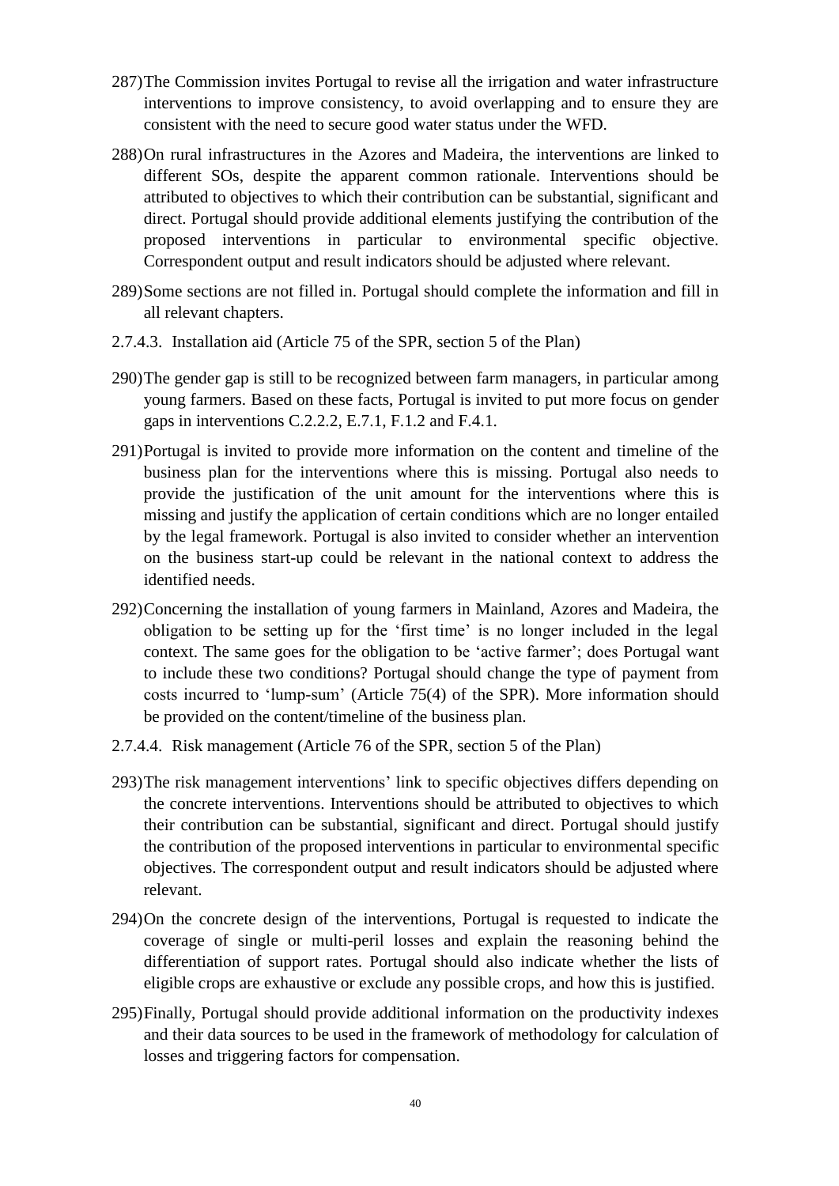287) The Commission invites Portugal to revise all the irrigation and water infrastructure interventions to improve consistency, to avoid overlapping and to ensure they are consistent with the need to secure good water status under the WFD.

288) On rural infrastructures in the Azores and Madeira, the interventions are linked to different SOs, despite the apparent common rationale. Interventions should be attributed to objectives to which their contribution can be substantial, significant and direct. Portugal should provide additional elements justifying the contribution of the proposed interventions in particular to environmental specific objective. Correspondent output and result indicators should be adjusted where relevant.

289) Some sections are not filled in. Portugal should complete the information and fill in all relevant chapters.

#### 2.7.4.3. Installation aid (Article 75 of the SPR, section 5 of the Plan)

290) The gender gap is still to be recognized between farm managers, in particular among young farmers. Based on these facts, Portugal is invited to put more focus on gender gaps in interventions C.2.2.2, E.7.1, F.1.2 and F.4.1.

291) Portugal is invited to provide more information on the content and timeline of the business plan for the interventions where this is missing. Portugal also needs to provide the justification of the unit amount for the interventions where this is missing and justify the application of certain conditions which are no longer entailed by the legal framework. Portugal is also invited to consider whether an intervention on the business start-up could be relevant in the national context to address the identified needs.

292) Concerning the installation of young farmers in Mainland, Azores and Madeira, the obligation to be setting up for the 'first time' is no longer included in the legal context. The same goes for the obligation to be 'active farmer'; does Portugal want to include these two conditions? Portugal should change the type of payment from costs incurred to 'lump-sum' (Article 75(4) of the SPR). More information should be provided on the content/timeline of the business plan.

#### 2.7.4.4. Risk management (Article 76 of the SPR, section 5 of the Plan)

293) The risk management interventions' link to specific objectives differs depending on the concrete interventions. Interventions should be attributed to objectives to which their contribution can be substantial, significant and direct. Portugal should justify the contribution of the proposed interventions in particular to environmental specific objectives. The correspondent output and result indicators should be adjusted where relevant.

294) On the concrete design of the interventions, Portugal is requested to indicate the coverage of single or multi-peril losses and explain the reasoning behind the differentiation of support rates. Portugal should also indicate whether the lists of eligible crops are exhaustive or exclude any possible crops, and how this is justified.

295) Finally, Portugal should provide additional information on the productivity indexes and their data sources to be used in the framework of methodology for calculation of losses and triggering factors for compensation.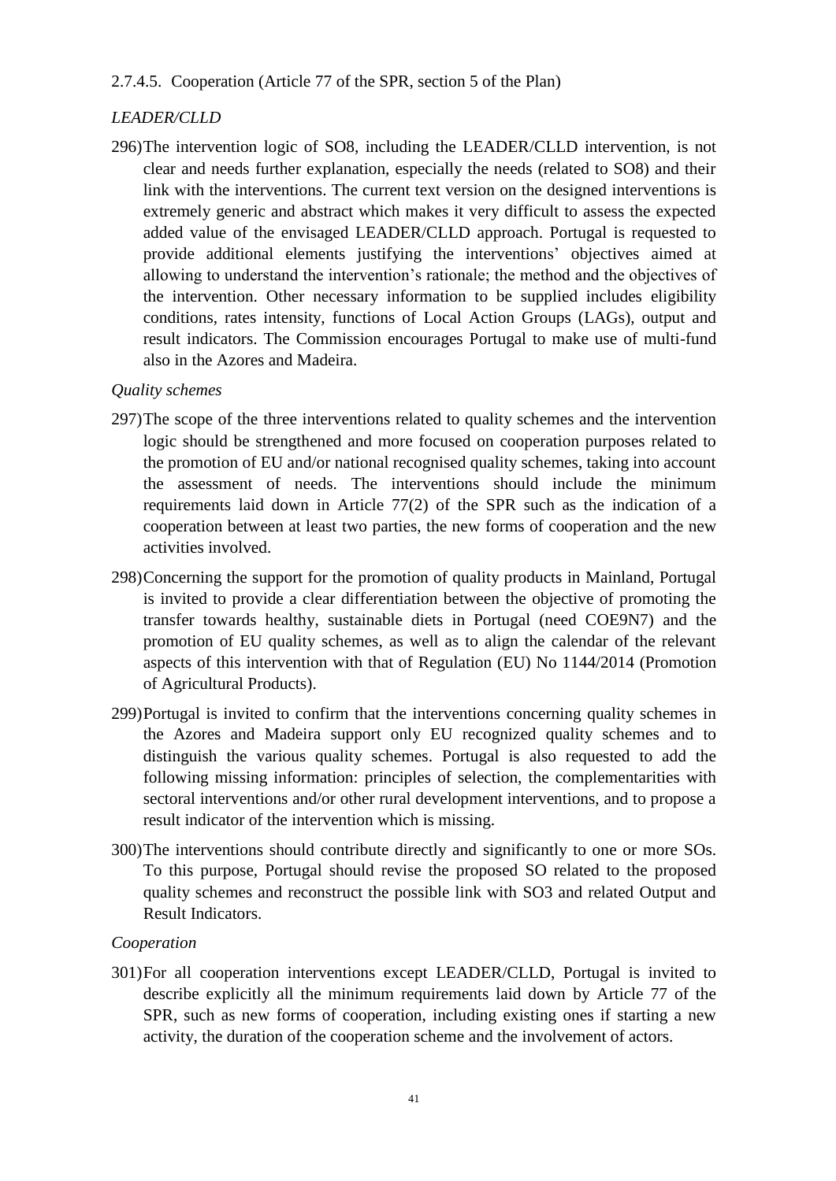### 2.7.4.5. Cooperation (Article 77 of the SPR, section 5 of the Plan)

*LEADER/CLLD*

296) The intervention logic of SO8, including the LEADER/CLLD intervention, is not clear and needs further explanation, especially the needs (related to SO8) and their link with the interventions. The current text version on the designed interventions is extremely generic and abstract which makes it very difficult to assess the expected added value of the envisaged LEADER/CLLD approach. Portugal is requested to provide additional elements justifying the interventions' objectives aimed at allowing to understand the intervention's rationale; the method and the objectives of the intervention. Other necessary information to be supplied includes eligibility conditions, rates intensity, functions of Local Action Groups (LAGs), output and result indicators. The Commission encourages Portugal to make use of multi-fund also in the Azores and Madeira.

*Quality schemes*

297) The scope of the three interventions related to quality schemes and the intervention logic should be strengthened and more focused on cooperation purposes related to the promotion of EU and/or national recognised quality schemes, taking into account the assessment of needs. The interventions should include the minimum requirements laid down in Article 77(2) of the SPR such as the indication of a cooperation between at least two parties, the new forms of cooperation and the new activities involved.

298) Concerning the support for the promotion of quality products in Mainland, Portugal is invited to provide a clear differentiation between the objective of promoting the transfer towards healthy, sustainable diets in Portugal (need COE9N7) and the promotion of EU quality schemes, as well as to align the calendar of the relevant aspects of this intervention with that of Regulation (EU) No 1144/2014 (Promotion of Agricultural Products).

299) Portugal is invited to confirm that the interventions concerning quality schemes in the Azores and Madeira support only EU recognized quality schemes and to distinguish the various quality schemes. Portugal is also requested to add the following missing information: principles of selection, the complementarities with sectoral interventions and/or other rural development interventions, and to propose a result indicator of the intervention which is missing.

300) The interventions should contribute directly and significantly to one or more SOs. To this purpose, Portugal should revise the proposed SO related to the proposed quality schemes and reconstruct the possible link with SO3 and related Output and Result Indicators.

*Cooperation*

301) For all cooperation interventions except LEADER/CLLD, Portugal is invited to describe explicitly all the minimum requirements laid down by Article 77 of the SPR, such as new forms of cooperation, including existing ones if starting a new activity, the duration of the cooperation scheme and the involvement of actors.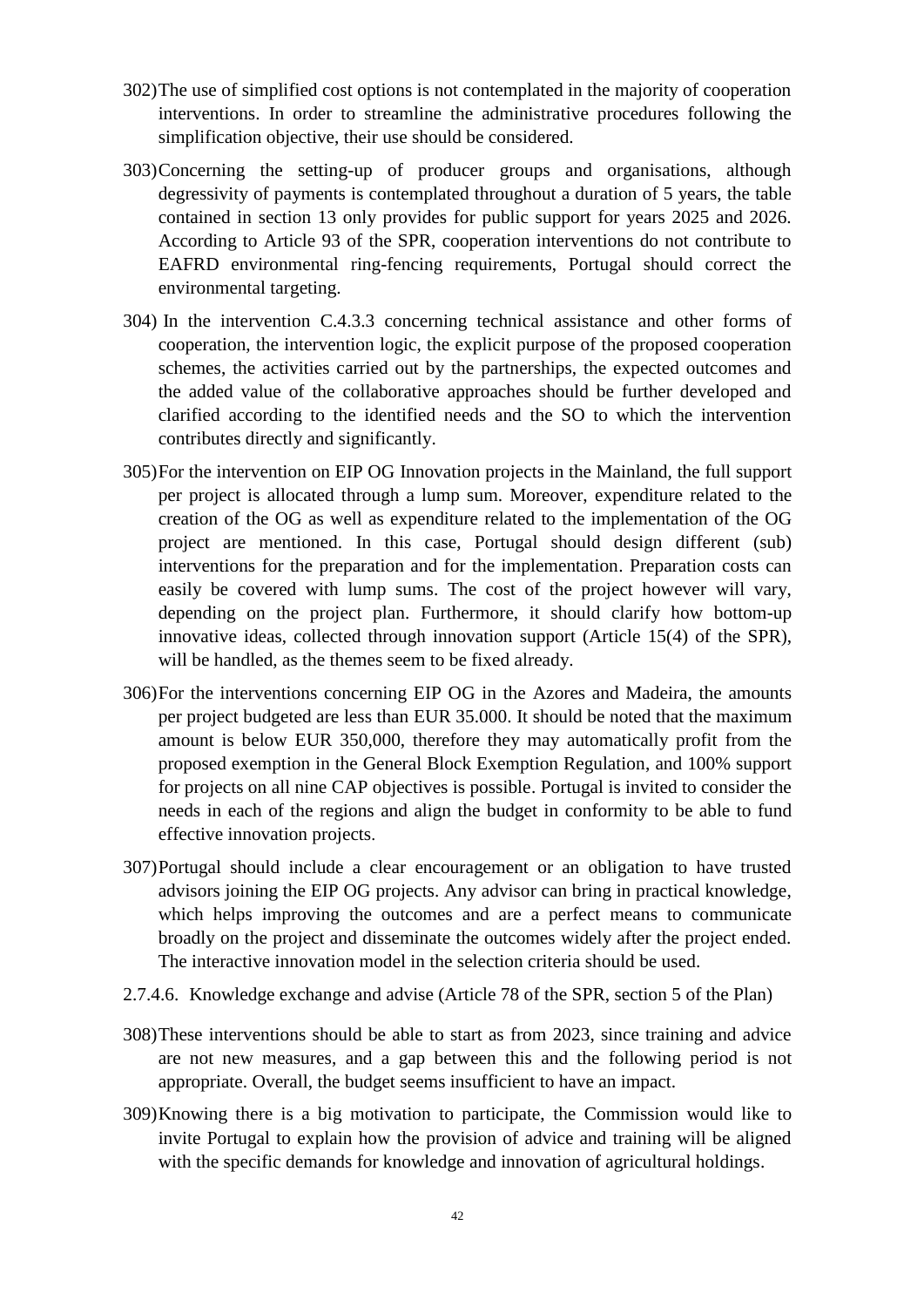302) The use of simplified cost options is not contemplated in the majority of cooperation interventions. In order to streamline the administrative procedures following the simplification objective, their use should be considered.

303) Concerning the setting-up of producer groups and organisations, although degressivity of payments is contemplated throughout a duration of 5 years, the table contained in section 13 only provides for public support for years 2025 and 2026. According to Article 93 of the SPR, cooperation interventions do not contribute to EAFRD environmental ring-fencing requirements, Portugal should correct the environmental targeting.

304) In the intervention C.4.3.3 concerning technical assistance and other forms of cooperation, the intervention logic, the explicit purpose of the proposed cooperation schemes, the activities carried out by the partnerships, the expected outcomes and the added value of the collaborative approaches should be further developed and clarified according to the identified needs and the SO to which the intervention contributes directly and significantly.

305) For the intervention on EIP OG Innovation projects in the Mainland, the full support per project is allocated through a lump sum. Moreover, expenditure related to the creation of the OG as well as expenditure related to the implementation of the OG project are mentioned. In this case, Portugal should design different (sub) interventions for the preparation and for the implementation. Preparation costs can easily be covered with lump sums. The cost of the project however will vary, depending on the project plan. Furthermore, it should clarify how bottom-up innovative ideas, collected through innovation support (Article 15(4) of the SPR), will be handled, as the themes seem to be fixed already.

306) For the interventions concerning EIP OG in the Azores and Madeira, the amounts per project budgeted are less than EUR 35.000. It should be noted that the maximum amount is below EUR 350,000, therefore they may automatically profit from the proposed exemption in the General Block Exemption Regulation, and 100% support for projects on all nine CAP objectives is possible. Portugal is invited to consider the needs in each of the regions and align the budget in conformity to be able to fund effective innovation projects.

307) Portugal should include a clear encouragement or an obligation to have trusted advisors joining the EIP OG projects. Any advisor can bring in practical knowledge, which helps improving the outcomes and are a perfect means to communicate broadly on the project and disseminate the outcomes widely after the project ended. The interactive innovation model in the selection criteria should be used.

#### 2.7.4.6. Knowledge exchange and advise (Article 78 of the SPR, section 5 of the Plan)

308) These interventions should be able to start as from 2023, since training and advice are not new measures, and a gap between this and the following period is not appropriate. Overall, the budget seems insufficient to have an impact.

309) Knowing there is a big motivation to participate, the Commission would like to invite Portugal to explain how the provision of advice and training will be aligned with the specific demands for knowledge and innovation of agricultural holdings.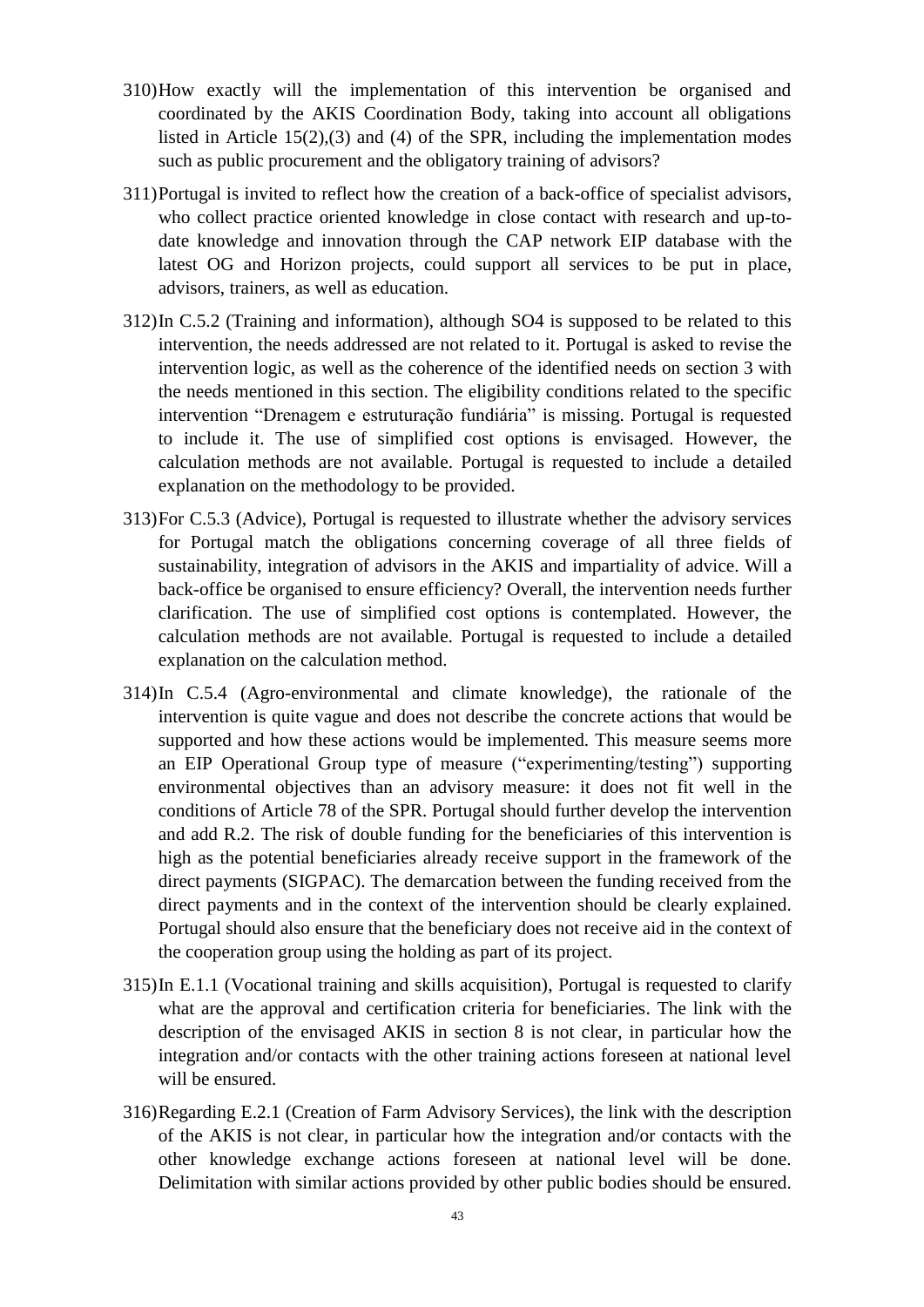310) How exactly will the implementation of this intervention be organised and coordinated by the AKIS Coordination Body, taking into account all obligations listed in Article 15(2),(3) and (4) of the SPR, including the implementation modes such as public procurement and the obligatory training of advisors?

311) Portugal is invited to reflect how the creation of a back-office of specialist advisors, who collect practice oriented knowledge in close contact with research and up-to-date knowledge and innovation through the CAP network EIP database with the latest OG and Horizon projects, could support all services to be put in place, advisors, trainers, as well as education.

312) In C.5.2 (Training and information), although SO4 is supposed to be related to this intervention, the needs addressed are not related to it. Portugal is asked to revise the intervention logic, as well as the coherence of the identified needs on section 3 with the needs mentioned in this section. The eligibility conditions related to the specific intervention "Drenagem e estruturação fundiária" is missing. Portugal is requested to include it. The use of simplified cost options is envisaged. However, the calculation methods are not available. Portugal is requested to include a detailed explanation on the methodology to be provided.

313) For C.5.3 (Advice), Portugal is requested to illustrate whether the advisory services for Portugal match the obligations concerning coverage of all three fields of sustainability, integration of advisors in the AKIS and impartiality of advice. Will a back-office be organised to ensure efficiency? Overall, the intervention needs further clarification. The use of simplified cost options is contemplated. However, the calculation methods are not available. Portugal is requested to include a detailed explanation on the calculation method.

314) In C.5.4 (Agro-environmental and climate knowledge), the rationale of the intervention is quite vague and does not describe the concrete actions that would be supported and how these actions would be implemented. This measure seems more an EIP Operational Group type of measure ("experimenting/testing") supporting environmental objectives than an advisory measure: it does not fit well in the conditions of Article 78 of the SPR. Portugal should further develop the intervention and add R.2. The risk of double funding for the beneficiaries of this intervention is high as the potential beneficiaries already receive support in the framework of the direct payments (SIGPAC). The demarcation between the funding received from the direct payments and in the context of the intervention should be clearly explained. Portugal should also ensure that the beneficiary does not receive aid in the context of the cooperation group using the holding as part of its project.

315) In E.1.1 (Vocational training and skills acquisition), Portugal is requested to clarify what are the approval and certification criteria for beneficiaries. The link with the description of the envisaged AKIS in section 8 is not clear, in particular how the integration and/or contacts with the other training actions foreseen at national level will be ensured.

316) Regarding E.2.1 (Creation of Farm Advisory Services), the link with the description of the AKIS is not clear, in particular how the integration and/or contacts with the other knowledge exchange actions foreseen at national level will be done. Delimitation with similar actions provided by other public bodies should be ensured.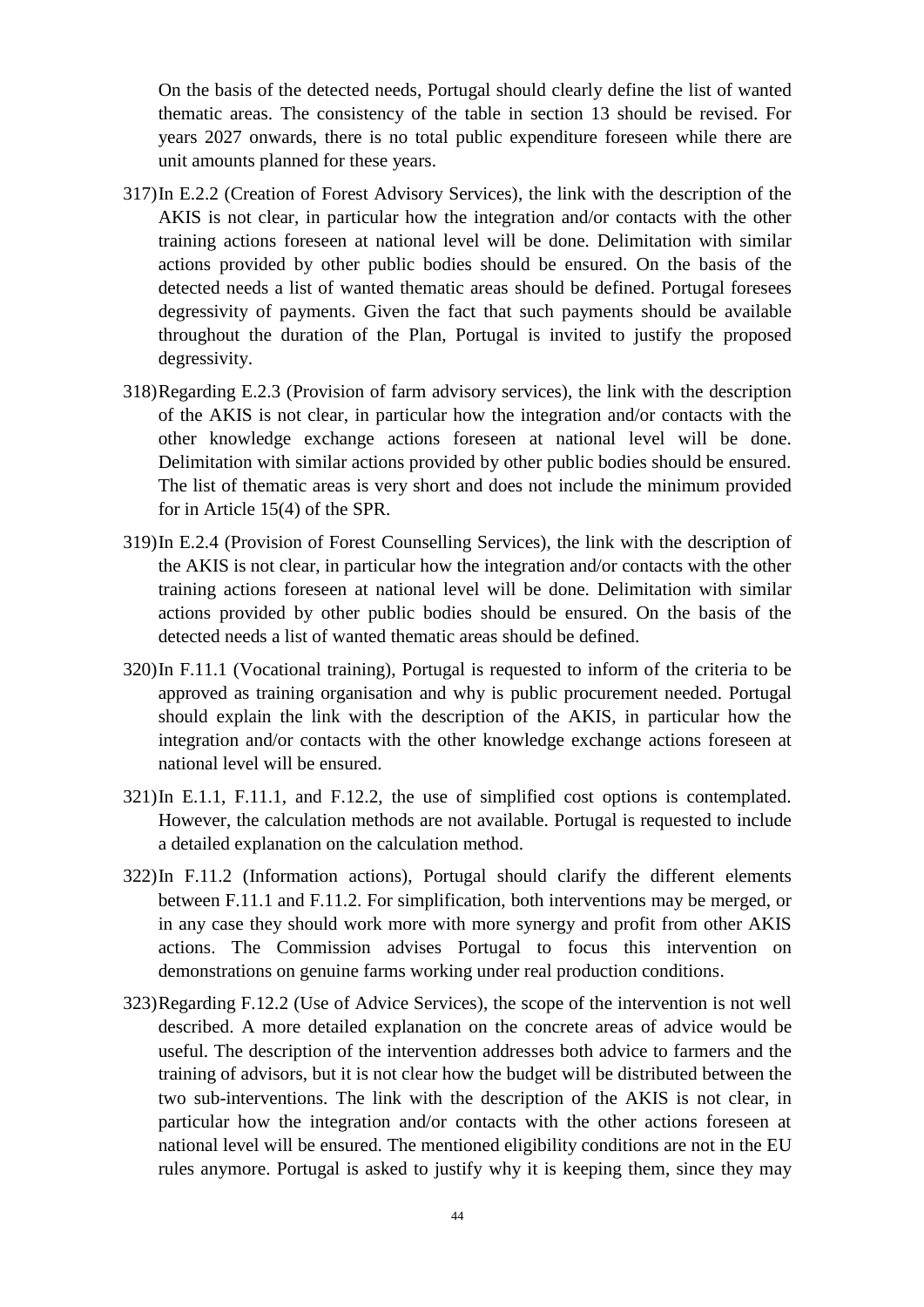On the basis of the detected needs, Portugal should clearly define the list of wanted thematic areas. The consistency of the table in section 13 should be revised. For years 2027 onwards, there is no total public expenditure foreseen while there are unit amounts planned for these years.

317) In E.2.2 (Creation of Forest Advisory Services), the link with the description of the AKIS is not clear, in particular how the integration and/or contacts with the other training actions foreseen at national level will be done. Delimitation with similar actions provided by other public bodies should be ensured. On the basis of the detected needs a list of wanted thematic areas should be defined. Portugal foresees degressivity of payments. Given the fact that such payments should be available throughout the duration of the Plan, Portugal is invited to justify the proposed degressivity.

318) Regarding E.2.3 (Provision of farm advisory services), the link with the description of the AKIS is not clear, in particular how the integration and/or contacts with the other knowledge exchange actions foreseen at national level will be done. Delimitation with similar actions provided by other public bodies should be ensured. The list of thematic areas is very short and does not include the minimum provided for in Article 15(4) of the SPR.

319) In E.2.4 (Provision of Forest Counselling Services), the link with the description of the AKIS is not clear, in particular how the integration and/or contacts with the other training actions foreseen at national level will be done. Delimitation with similar actions provided by other public bodies should be ensured. On the basis of the detected needs a list of wanted thematic areas should be defined.

320) In F.11.1 (Vocational training), Portugal is requested to inform of the criteria to be approved as training organisation and why is public procurement needed. Portugal should explain the link with the description of the AKIS, in particular how the integration and/or contacts with the other knowledge exchange actions foreseen at national level will be ensured.

321) In E.1.1, F.11.1, and F.12.2, the use of simplified cost options is contemplated. However, the calculation methods are not available. Portugal is requested to include a detailed explanation on the calculation method.

322) In F.11.2 (Information actions), Portugal should clarify the different elements between F.11.1 and F.11.2. For simplification, both interventions may be merged, or in any case they should work more with more synergy and profit from other AKIS actions. The Commission advises Portugal to focus this intervention on demonstrations on genuine farms working under real production conditions.

323) Regarding F.12.2 (Use of Advice Services), the scope of the intervention is not well described. A more detailed explanation on the concrete areas of advice would be useful. The description of the intervention addresses both advice to farmers and the training of advisors, but it is not clear how the budget will be distributed between the two sub-interventions. The link with the description of the AKIS is not clear, in particular how the integration and/or contacts with the other actions foreseen at national level will be ensured. The mentioned eligibility conditions are not in the EU rules anymore. Portugal is asked to justify why it is keeping them, since they may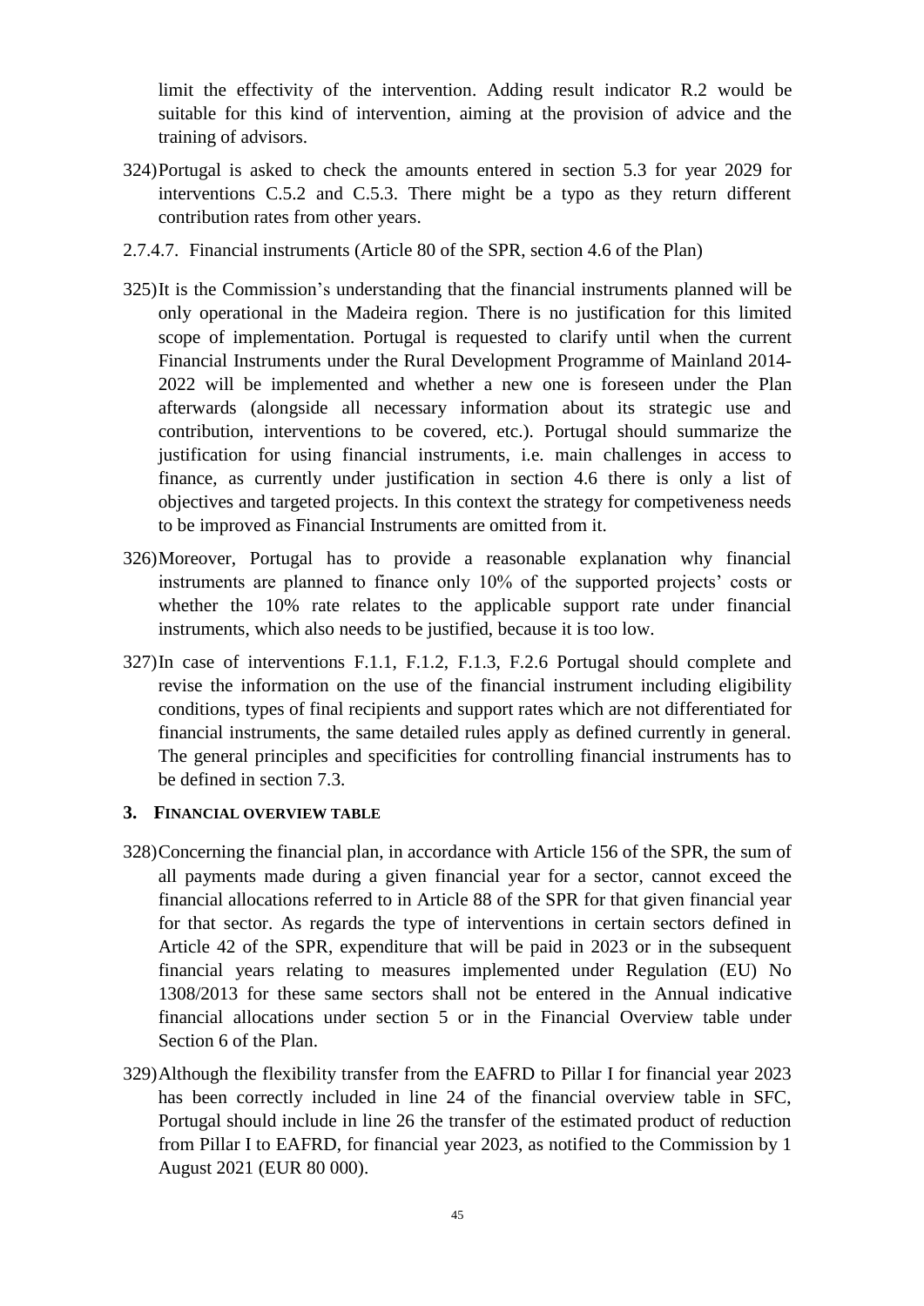limit the effectivity of the intervention. Adding result indicator R.2 would be suitable for this kind of intervention, aiming at the provision of advice and the training of advisors.

324) Portugal is asked to check the amounts entered in section 5.3 for year 2029 for interventions C.5.2 and C.5.3. There might be a typo as they return different contribution rates from other years.

2.7.4.7. Financial instruments (Article 80 of the SPR, section 4.6 of the Plan)

325) It is the Commission's understanding that the financial instruments planned will be only operational in the Madeira region. There is no justification for this limited scope of implementation. Portugal is requested to clarify until when the current Financial Instruments under the Rural Development Programme of Mainland 2014-2022 will be implemented and whether a new one is foreseen under the Plan afterwards (alongside all necessary information about its strategic use and contribution, interventions to be covered, etc.). Portugal should summarize the justification for using financial instruments, i.e. main challenges in access to finance, as currently under justification in section 4.6 there is only a list of objectives and targeted projects. In this context the strategy for competitiveness needs to be improved as Financial Instruments are omitted from it.

326) Moreover, Portugal has to provide a reasonable explanation why financial instruments are planned to finance only 10% of the supported projects' costs or whether the 10% rate relates to the applicable support rate under financial instruments, which also needs to be justified, because it is too low.

327) In case of interventions F.1.1, F.1.2, F.1.3, F.2.6 Portugal should complete and revise the information on the use of the financial instrument including eligibility conditions, types of final recipients and support rates which are not differentiated for financial instruments, the same detailed rules apply as defined currently in general. The general principles and specificities for controlling financial instruments has to be defined in section 7.3.

## 3. FINANCIAL OVERVIEW TABLE

328) Concerning the financial plan, in accordance with Article 156 of the SPR, the sum of all payments made during a given financial year for a sector, cannot exceed the financial allocations referred to in Article 88 of the SPR for that given financial year for that sector. As regards the type of interventions in certain sectors defined in Article 42 of the SPR, expenditure that will be paid in 2023 or in the subsequent financial years relating to measures implemented under Regulation (EU) No 1308/2013 for these same sectors shall not be entered in the Annual indicative financial allocations under section 5 or in the Financial Overview table under Section 6 of the Plan.

329) Although the flexibility transfer from the EAFRD to Pillar I for financial year 2023 has been correctly included in line 24 of the financial overview table in SFC, Portugal should include in line 26 the transfer of the estimated product of reduction from Pillar I to EAFRD, for financial year 2023, as notified to the Commission by 1 August 2021 (EUR 80 000).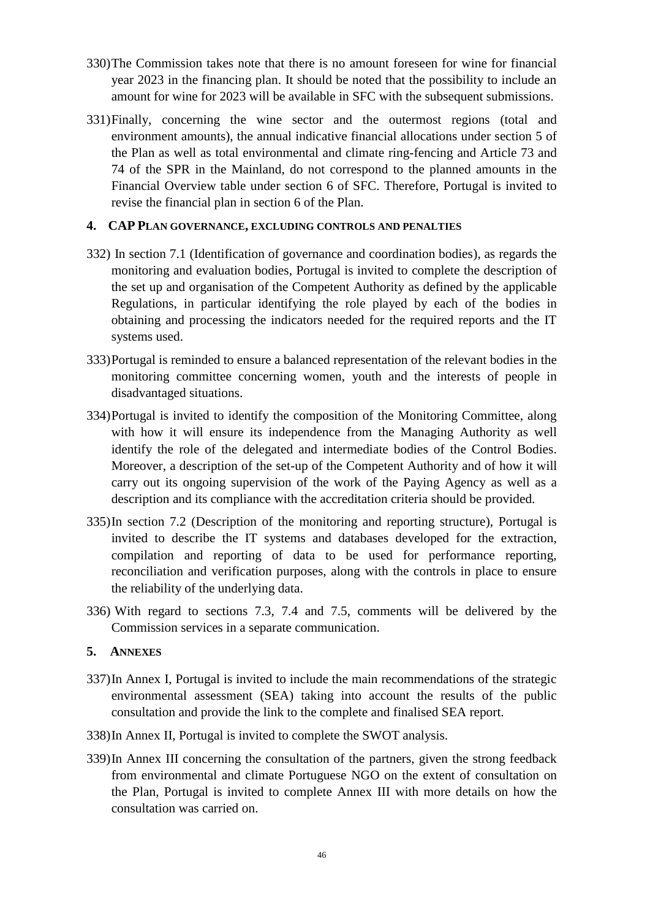330) The Commission takes note that there is no amount foreseen for wine for financial year 2023 in the financing plan. It should be noted that the possibility to include an amount for wine for 2023 will be available in SFC with the subsequent submissions.

331) Finally, concerning the wine sector and the outermost regions (total and environment amounts), the annual indicative financial allocations under section 5 of the Plan as well as total environmental and climate ring-fencing and Article 73 and 74 of the SPR in the Mainland, do not correspond to the planned amounts in the Financial Overview table under section 6 of SFC. Therefore, Portugal is invited to revise the financial plan in section 6 of the Plan.

## 4. CAP PLAN GOVERNANCE, EXCLUDING CONTROLS AND PENALTIES

332) In section 7.1 (Identification of governance and coordination bodies), as regards the monitoring and evaluation bodies, Portugal is invited to complete the description of the set up and organisation of the Competent Authority as defined by the applicable Regulations, in particular identifying the role played by each of the bodies in obtaining and processing the indicators needed for the required reports and the IT systems used.

333) Portugal is reminded to ensure a balanced representation of the relevant bodies in the monitoring committee concerning women, youth and the interests of people in disadvantaged situations.

334) Portugal is invited to identify the composition of the Monitoring Committee, along with how it will ensure its independence from the Managing Authority as well identify the role of the delegated and intermediate bodies of the Control Bodies. Moreover, a description of the set-up of the Competent Authority and of how it will carry out its ongoing supervision of the work of the Paying Agency as well as a description and its compliance with the accreditation criteria should be provided.

335) In section 7.2 (Description of the monitoring and reporting structure), Portugal is invited to describe the IT systems and databases developed for the extraction, compilation and reporting of data to be used for performance reporting, reconciliation and verification purposes, along with the controls in place to ensure the reliability of the underlying data.

336) With regard to sections 7.3, 7.4 and 7.5, comments will be delivered by the Commission services in a separate communication.

## 5. ANNEXES

337) In Annex I, Portugal is invited to include the main recommendations of the strategic environmental assessment (SEA) taking into account the results of the public consultation and provide the link to the complete and finalised SEA report.

338) In Annex II, Portugal is invited to complete the SWOT analysis.

339) In Annex III concerning the consultation of the partners, given the strong feedback from environmental and climate Portuguese NGO on the extent of consultation on the Plan, Portugal is invited to complete Annex III with more details on how the consultation was carried on.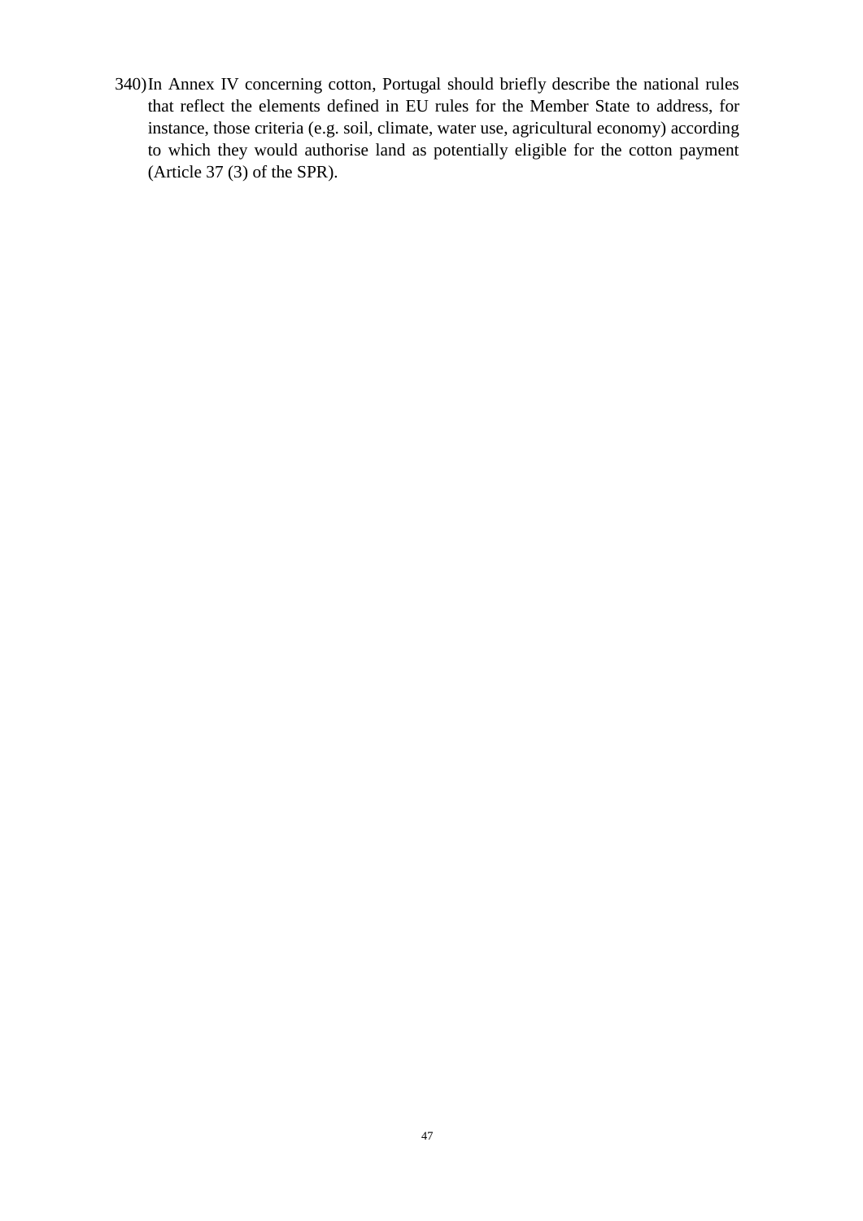340) In Annex IV concerning cotton, Portugal should briefly describe the national rules that reflect the elements defined in EU rules for the Member State to address, for instance, those criteria (e.g. soil, climate, water use, agricultural economy) according to which they would authorise land as potentially eligible for the cotton payment (Article 37 (3) of the SPR).